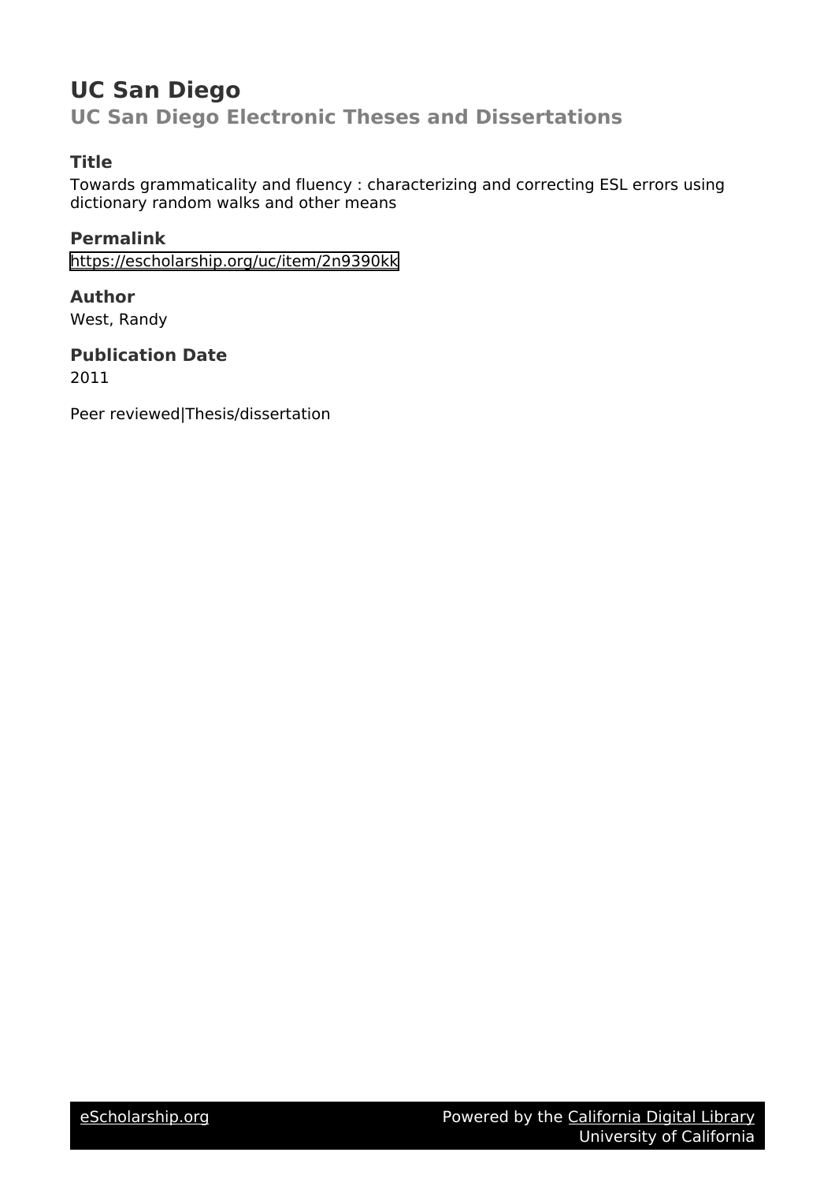# UC San Diego

## UC San Diego Electronic Theses and Dissertations

### Title

Towards grammaticality and fluency : characterizing and correcting ESL errors using dictionary random walks and other means

### Permalink

https://escholarship.org/uc/item/2n9390kk

### Author

West, Randy

### Publication Date

2011

Peer reviewed|Thesis/dissertation

eScholarship.org Powered by the California Digital Library University of California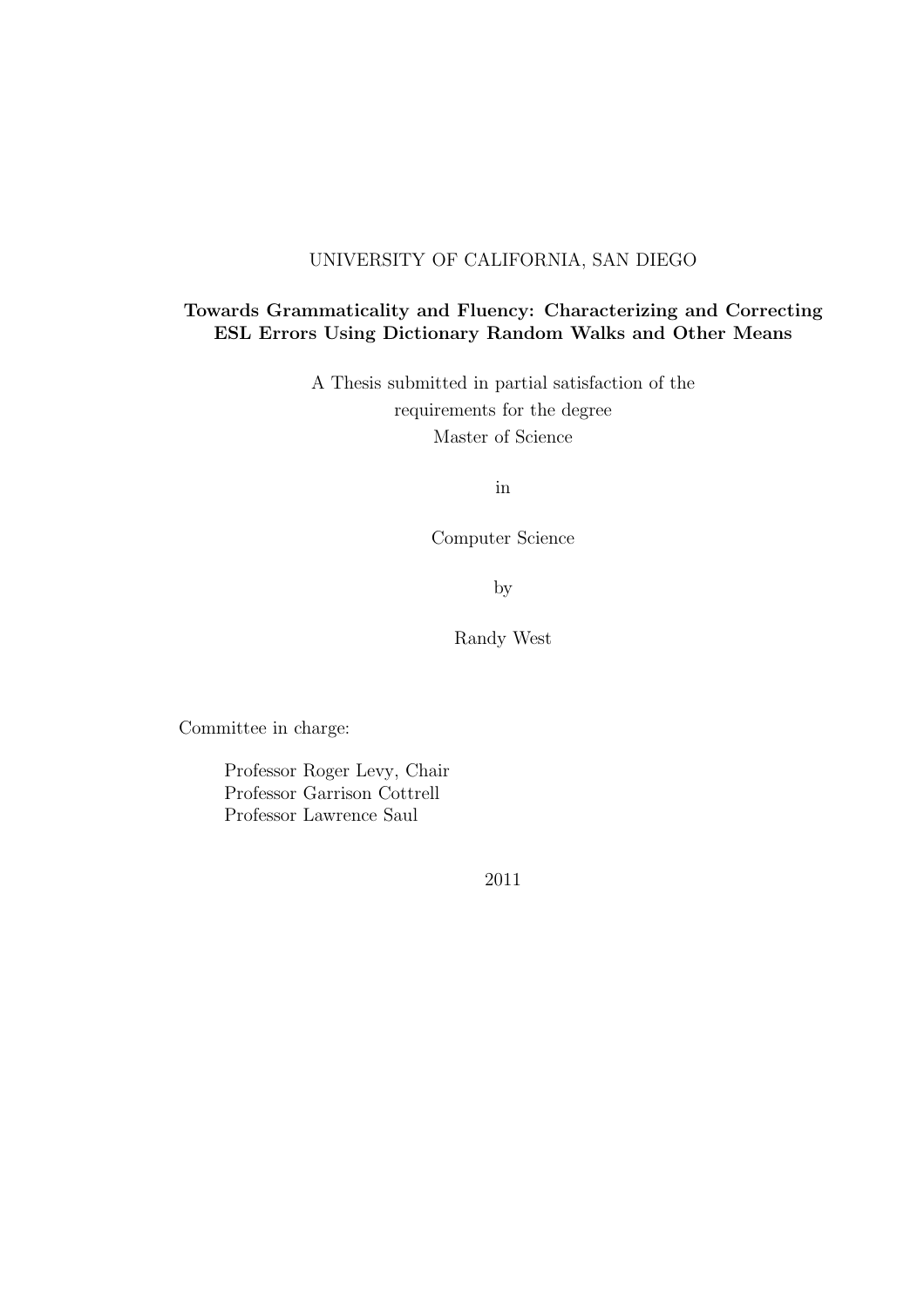UNIVERSITY OF CALIFORNIA, SAN DIEGO

**Towards Grammaticality and Fluency: Characterizing and Correcting ESL Errors Using Dictionary Random Walks and Other Means**

A Thesis submitted in partial satisfaction of the requirements for the degree Master of Science

in

Computer Science

by

Randy West

Committee in charge:

Professor Roger Levy, Chair
Professor Garrison Cottrell
Professor Lawrence Saul

2011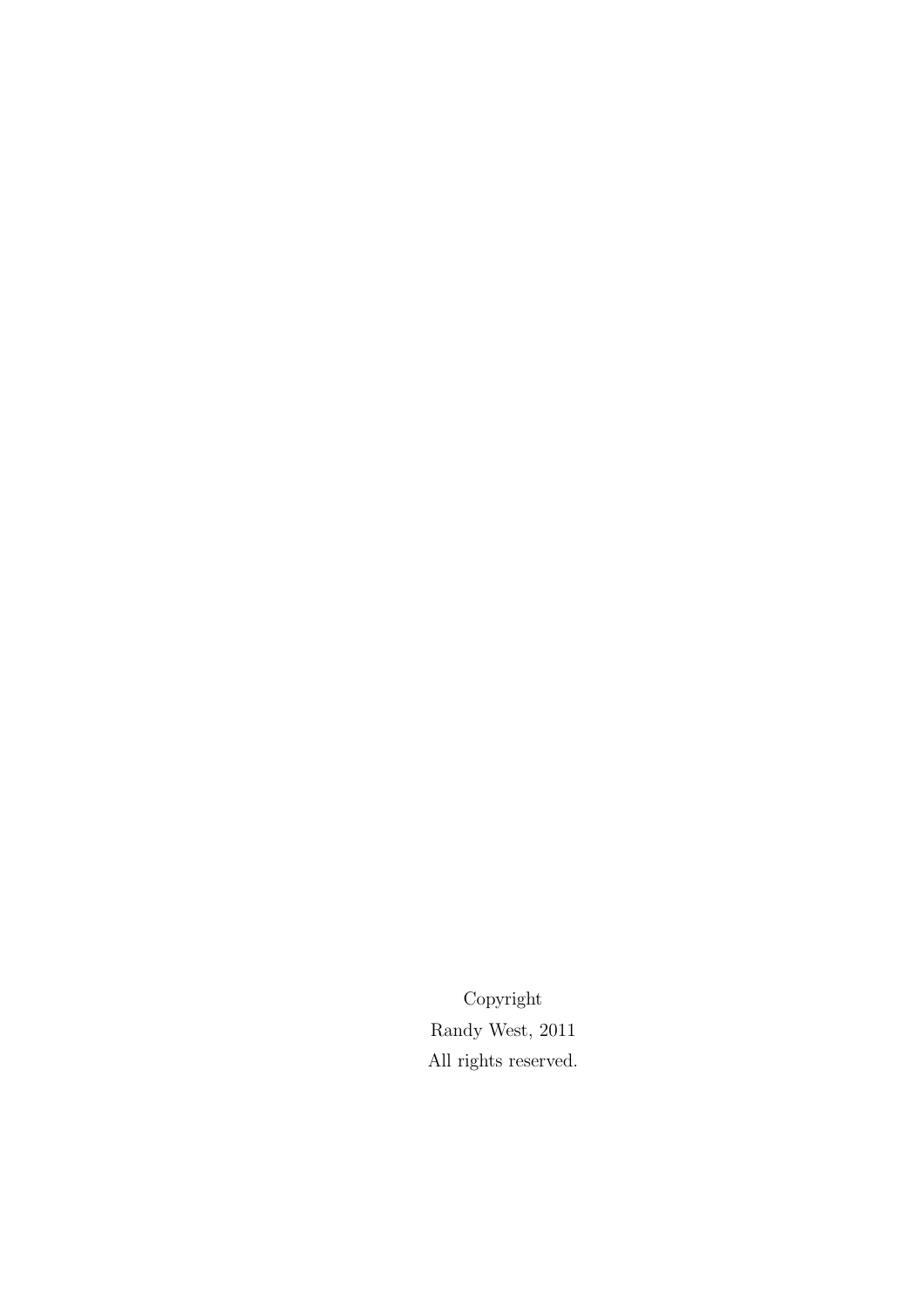Copyright

Randy West, 2011

All rights reserved.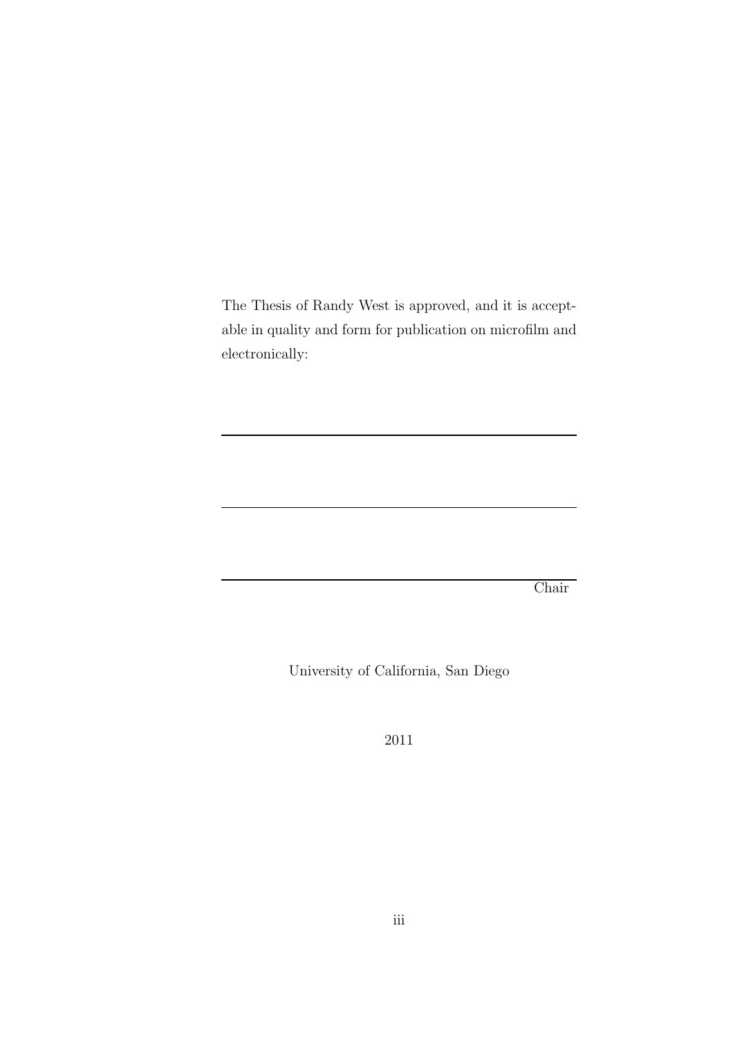The Thesis of Randy West is approved, and it is acceptable in quality and form for publication on microfilm and electronically:

\_\_\_\_\_\_\_\_\_\_\_\_\_\_\_\_\_\_\_\_\_\_\_\_\_\_\_\_\_\_\_\_\_\_\_\_\_\_\_\_

\_\_\_\_\_\_\_\_\_\_\_\_\_\_\_\_\_\_\_\_\_\_\_\_\_\_\_\_\_\_\_\_\_\_\_\_\_\_\_\_

\_\_\_\_\_\_\_\_\_\_\_\_\_\_\_\_\_\_\_\_\_\_\_\_\_\_\_\_\_\_\_\_\_\_\_\_\_\_\_\_
Chair

University of California, San Diego

2011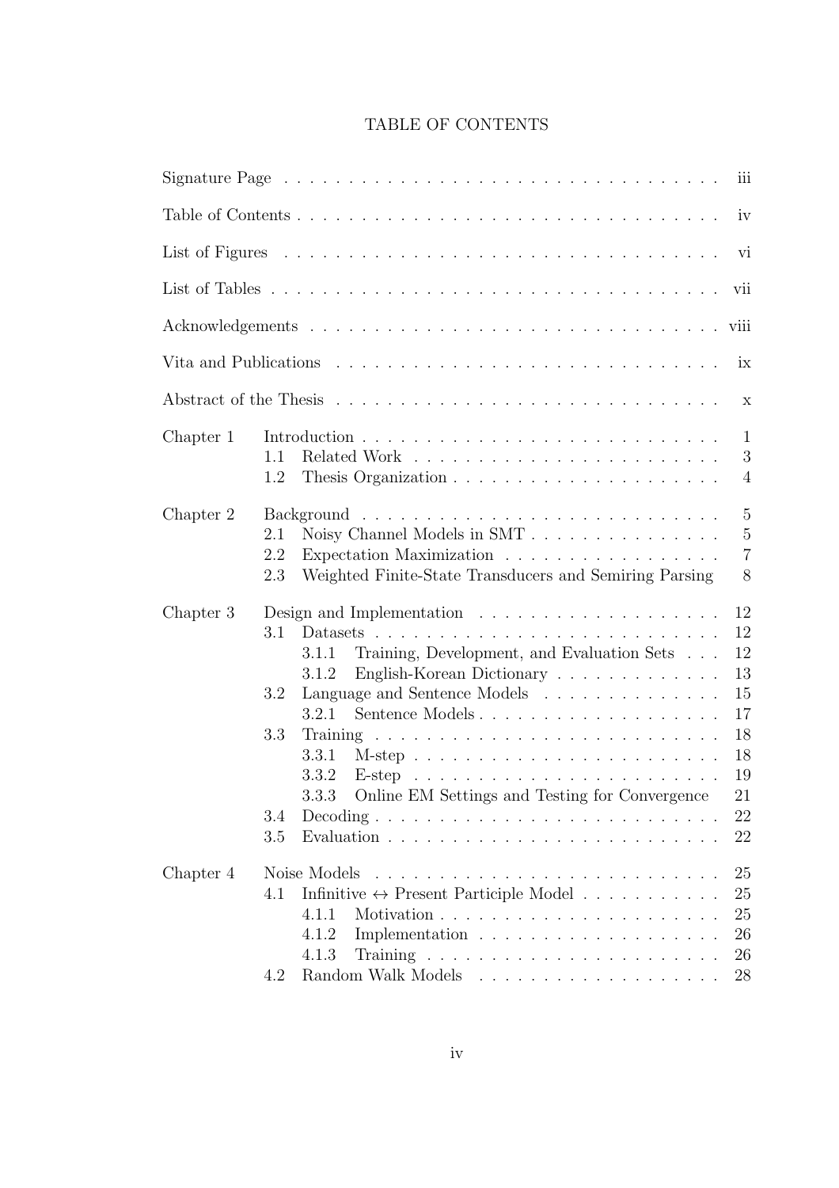# TABLE OF CONTENTS

Signature Page . . . iii

Table of Contents . . . iv

List of Figures . . . vi

List of Tables . . . vii

Acknowledgements . . . viii

Vita and Publications . . . ix

Abstract of the Thesis . . . x

Chapter 1 Introduction . . . 1
- 1.1 Related Work . . . 3
- 1.2 Thesis Organization . . . 4

Chapter 2 Background . . . 5
- 2.1 Noisy Channel Models in SMT . . . 5
- 2.2 Expectation Maximization . . . 7
- 2.3 Weighted Finite-State Transducers and Semiring Parsing . . . 8

Chapter 3 Design and Implementation . . . 12
- 3.1 Datasets . . . 12
  - 3.1.1 Training, Development, and Evaluation Sets . . . 12
  - 3.1.2 English-Korean Dictionary . . . 13
- 3.2 Language and Sentence Models . . . 15
  - 3.2.1 Sentence Models . . . 17
- 3.3 Training . . . 18
  - 3.3.1 M-step . . . 18
  - 3.3.2 E-step . . . 19
  - 3.3.3 Online EM Settings and Testing for Convergence . . . 21
- 3.4 Decoding . . . 22
- 3.5 Evaluation . . . 22

Chapter 4 Noise Models . . . 25
- 4.1 Infinitive ↔ Present Participle Model . . . 25
  - 4.1.1 Motivation . . . 25
  - 4.1.2 Implementation . . . 26
  - 4.1.3 Training . . . 26
- 4.2 Random Walk Models . . . 28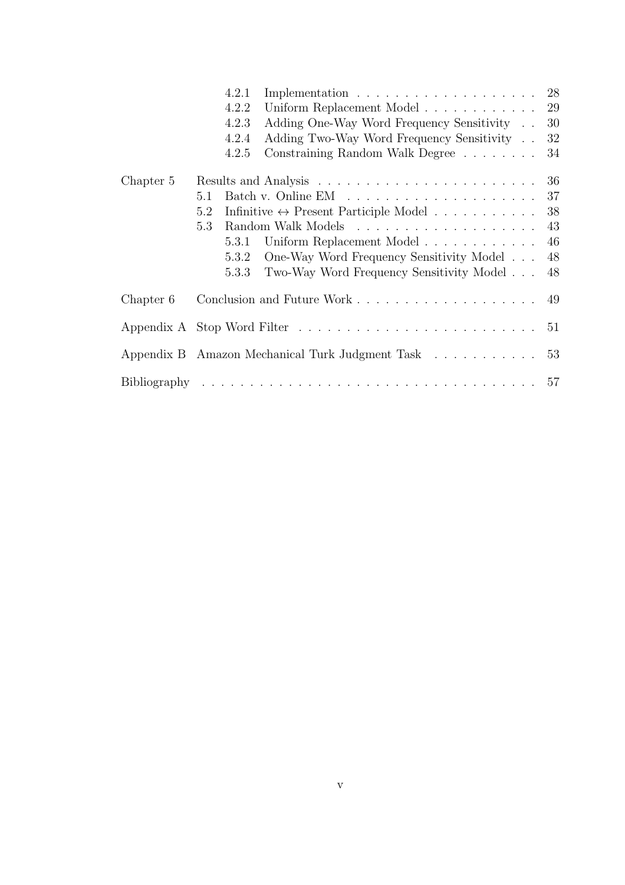| | | |
|---|---|---|
| 4.2.1 | Implementation | 28 |
| 4.2.2 | Uniform Replacement Model | 29 |
| 4.2.3 | Adding One-Way Word Frequency Sensitivity | 30 |
| 4.2.4 | Adding Two-Way Word Frequency Sensitivity | 32 |
| 4.2.5 | Constraining Random Walk Degree | 34 |
| Chapter 5 | Results and Analysis | 36 |
| 5.1 | Batch v. Online EM | 37 |
| 5.2 | Infinitive $\leftrightarrow$ Present Participle Model | 38 |
| 5.3 | Random Walk Models | 43 |
| 5.3.1 | Uniform Replacement Model | 46 |
| 5.3.2 | One-Way Word Frequency Sensitivity Model | 48 |
| 5.3.3 | Two-Way Word Frequency Sensitivity Model | 48 |
| Chapter 6 | Conclusion and Future Work | 49 |
| Appendix A | Stop Word Filter | 51 |
| Appendix B | Amazon Mechanical Turk Judgment Task | 53 |
| Bibliography | | 57 |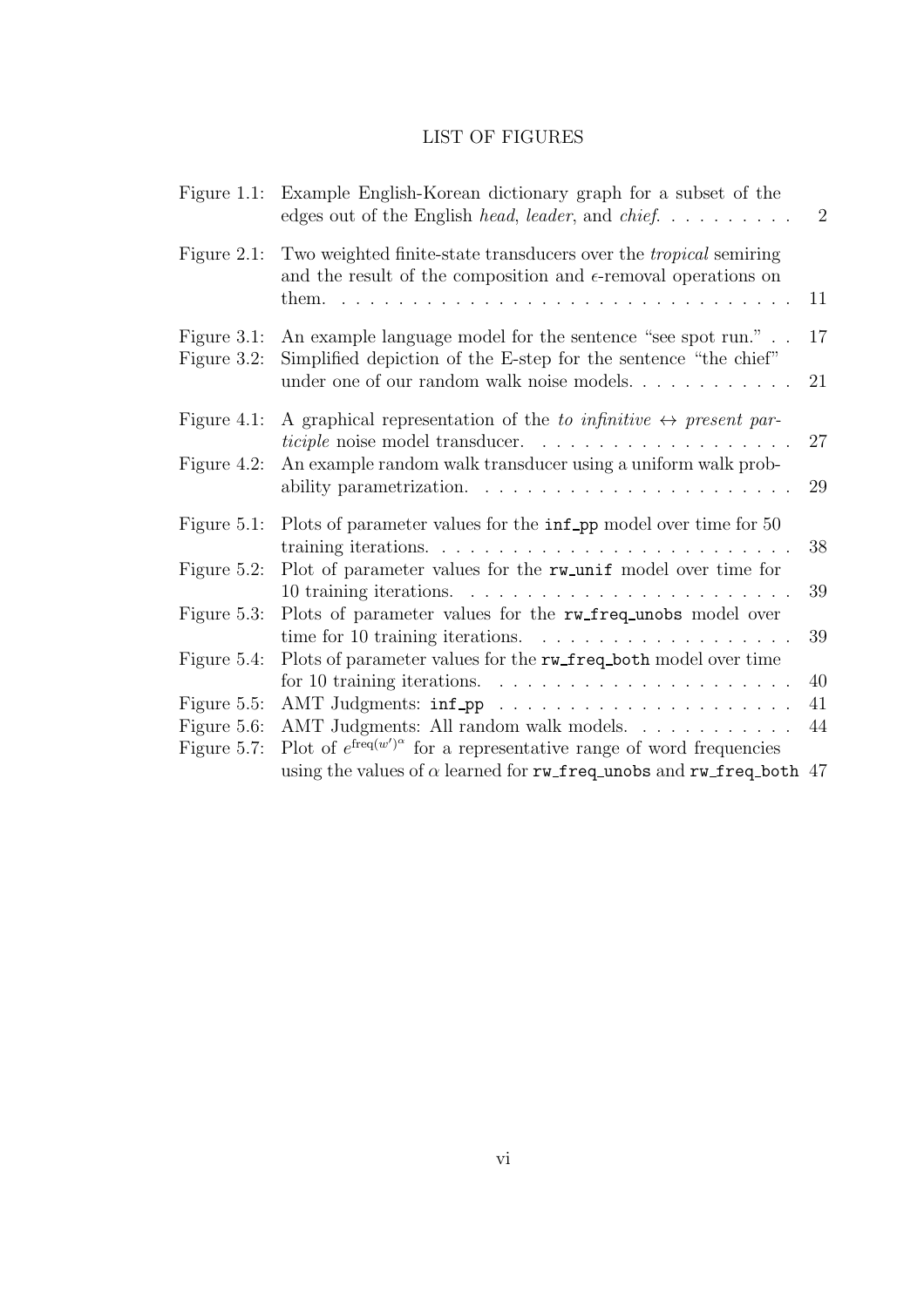# LIST OF FIGURES

| | | |
|---|---|---|
| Figure 1.1: | Example English-Korean dictionary graph for a subset of the edges out of the English *head*, *leader*, and *chief*. | 2 |
| Figure 2.1: | Two weighted finite-state transducers over the *tropical* semiring and the result of the composition and $\epsilon$-removal operations on them. | 11 |
| Figure 3.1: | An example language model for the sentence "see spot run." | 17 |
| Figure 3.2: | Simplified depiction of the E-step for the sentence "the chief" under one of our random walk noise models. | 21 |
| Figure 4.1: | A graphical representation of the *to infinitive* $\leftrightarrow$ *present participle* noise model transducer. | 27 |
| Figure 4.2: | An example random walk transducer using a uniform walk probability parametrization. | 29 |
| Figure 5.1: | Plots of parameter values for the `inf_pp` model over time for 50 training iterations. | 38 |
| Figure 5.2: | Plot of parameter values for the `rw_unif` model over time for 10 training iterations. | 39 |
| Figure 5.3: | Plots of parameter values for the `rw_freq_unobs` model over time for 10 training iterations. | 39 |
| Figure 5.4: | Plots of parameter values for the `rw_freq_both` model over time for 10 training iterations. | 40 |
| Figure 5.5: | AMT Judgments: `inf_pp` | 41 |
| Figure 5.6: | AMT Judgments: All random walk models. | 44 |
| Figure 5.7: | Plot of $e^{\text{freq}(w')^\alpha}$ for a representative range of word frequencies using the values of $\alpha$ learned for `rw_freq_unobs` and `rw_freq_both` | 47 |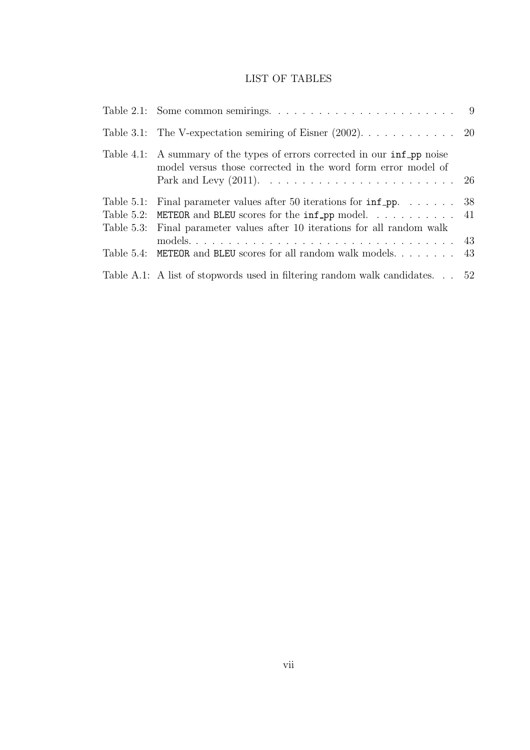# LIST OF TABLES

| | | |
|---|---|---|
| Table 2.1: | Some common semirings. | 9 |
| Table 3.1: | The V-expectation semiring of Eisner (2002). | 20 |
| Table 4.1: | A summary of the types of errors corrected in our `inf_pp` noise model versus those corrected in the word form error model of Park and Levy (2011). | 26 |
| Table 5.1: | Final parameter values after 50 iterations for `inf_pp`. | 38 |
| Table 5.2: | `METEOR` and `BLEU` scores for the `inf_pp` model. | 41 |
| Table 5.3: | Final parameter values after 10 iterations for all random walk models. | 43 |
| Table 5.4: | `METEOR` and `BLEU` scores for all random walk models. | 43 |
| Table A.1: | A list of stopwords used in filtering random walk candidates. | 52 |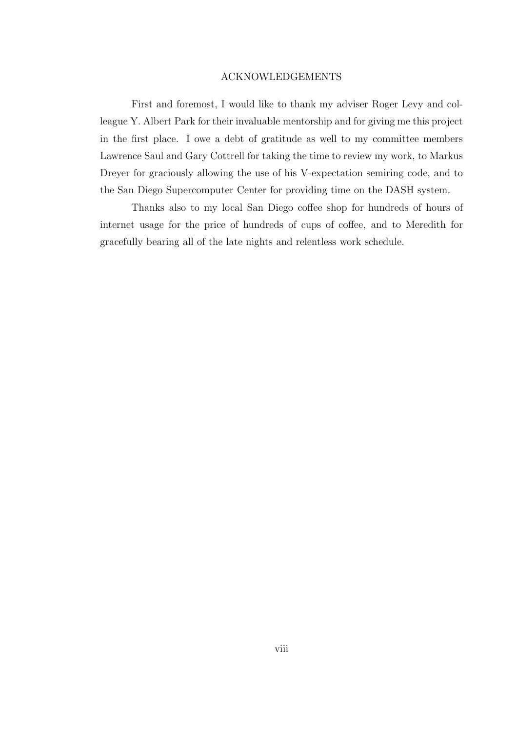# ACKNOWLEDGEMENTS

First and foremost, I would like to thank my adviser Roger Levy and colleague Y. Albert Park for their invaluable mentorship and for giving me this project in the first place. I owe a debt of gratitude as well to my committee members Lawrence Saul and Gary Cottrell for taking the time to review my work, to Markus Dreyer for graciously allowing the use of his V-expectation semiring code, and to the San Diego Supercomputer Center for providing time on the DASH system.

Thanks also to my local San Diego coffee shop for hundreds of hours of internet usage for the price of hundreds of cups of coffee, and to Meredith for gracefully bearing all of the late nights and relentless work schedule.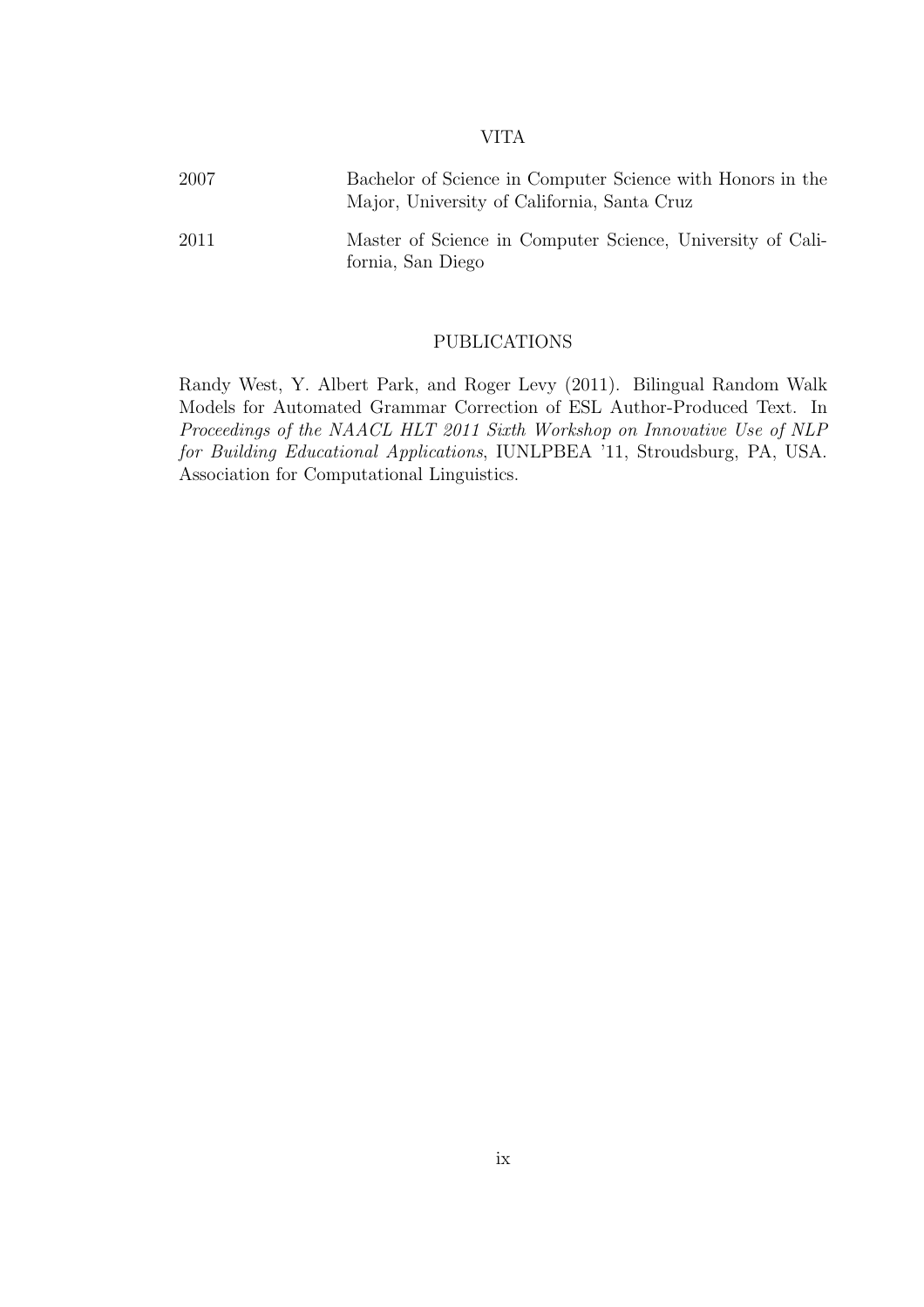## VITA

| | |
|---|---|
| 2007 | Bachelor of Science in Computer Science with Honors in the Major, University of California, Santa Cruz |
| 2011 | Master of Science in Computer Science, University of California, San Diego |

## PUBLICATIONS

Randy West, Y. Albert Park, and Roger Levy (2011). Bilingual Random Walk Models for Automated Grammar Correction of ESL Author-Produced Text. In *Proceedings of the NAACL HLT 2011 Sixth Workshop on Innovative Use of NLP for Building Educational Applications*, IUNLPBEA '11, Stroudsburg, PA, USA. Association for Computational Linguistics.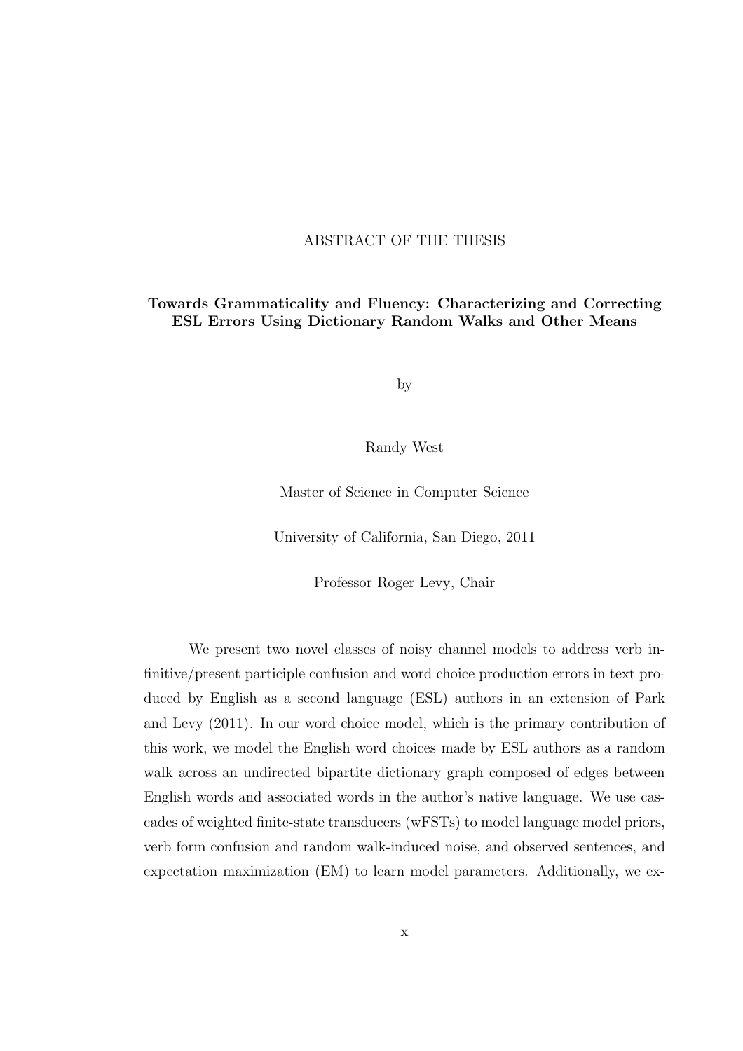# ABSTRACT OF THE THESIS

**Towards Grammaticality and Fluency: Characterizing and Correcting ESL Errors Using Dictionary Random Walks and Other Means**

by

Randy West

Master of Science in Computer Science

University of California, San Diego, 2011

Professor Roger Levy, Chair

We present two novel classes of noisy channel models to address verb infinitive/present participle confusion and word choice production errors in text produced by English as a second language (ESL) authors in an extension of Park and Levy (2011). In our word choice model, which is the primary contribution of this work, we model the English word choices made by ESL authors as a random walk across an undirected bipartite dictionary graph composed of edges between English words and associated words in the author's native language. We use cascades of weighted finite-state transducers (wFSTs) to model language model priors, verb form confusion and random walk-induced noise, and observed sentences, and expectation maximization (EM) to learn model parameters. Additionally, we ex-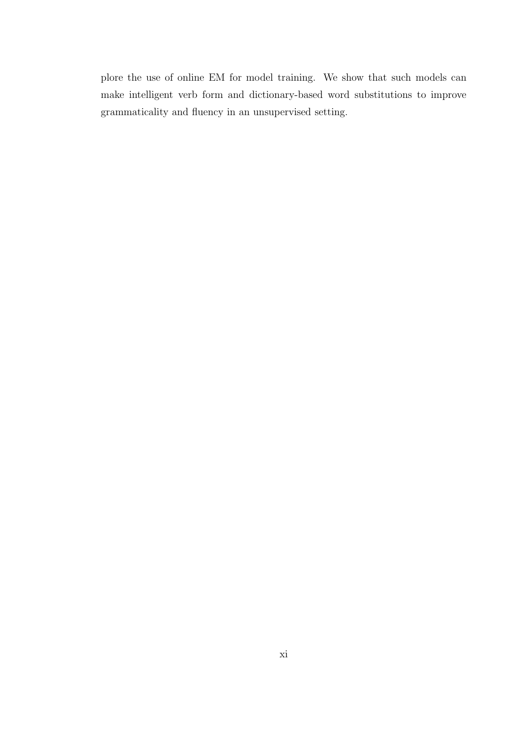plore the use of online EM for model training. We show that such models can make intelligent verb form and dictionary-based word substitutions to improve grammaticality and fluency in an unsupervised setting.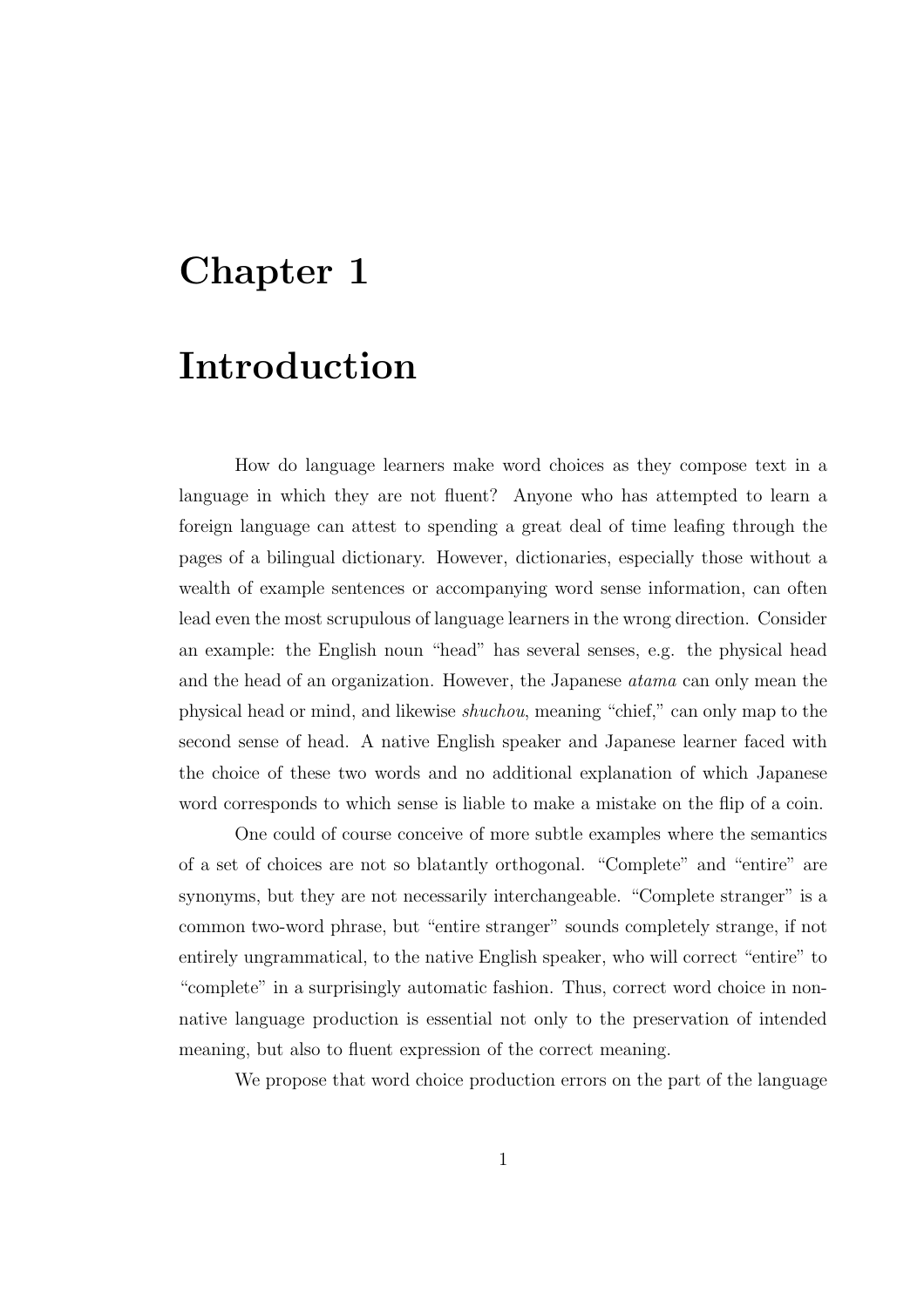# Chapter 1

# Introduction

How do language learners make word choices as they compose text in a language in which they are not fluent? Anyone who has attempted to learn a foreign language can attest to spending a great deal of time leafing through the pages of a bilingual dictionary. However, dictionaries, especially those without a wealth of example sentences or accompanying word sense information, can often lead even the most scrupulous of language learners in the wrong direction. Consider an example: the English noun "head" has several senses, e.g. the physical head and the head of an organization. However, the Japanese *atama* can only mean the physical head or mind, and likewise *shuchou*, meaning "chief," can only map to the second sense of head. A native English speaker and Japanese learner faced with the choice of these two words and no additional explanation of which Japanese word corresponds to which sense is liable to make a mistake on the flip of a coin.

One could of course conceive of more subtle examples where the semantics of a set of choices are not so blatantly orthogonal. "Complete" and "entire" are synonyms, but they are not necessarily interchangeable. "Complete stranger" is a common two-word phrase, but "entire stranger" sounds completely strange, if not entirely ungrammatical, to the native English speaker, who will correct "entire" to "complete" in a surprisingly automatic fashion. Thus, correct word choice in non-native language production is essential not only to the preservation of intended meaning, but also to fluent expression of the correct meaning.

We propose that word choice production errors on the part of the language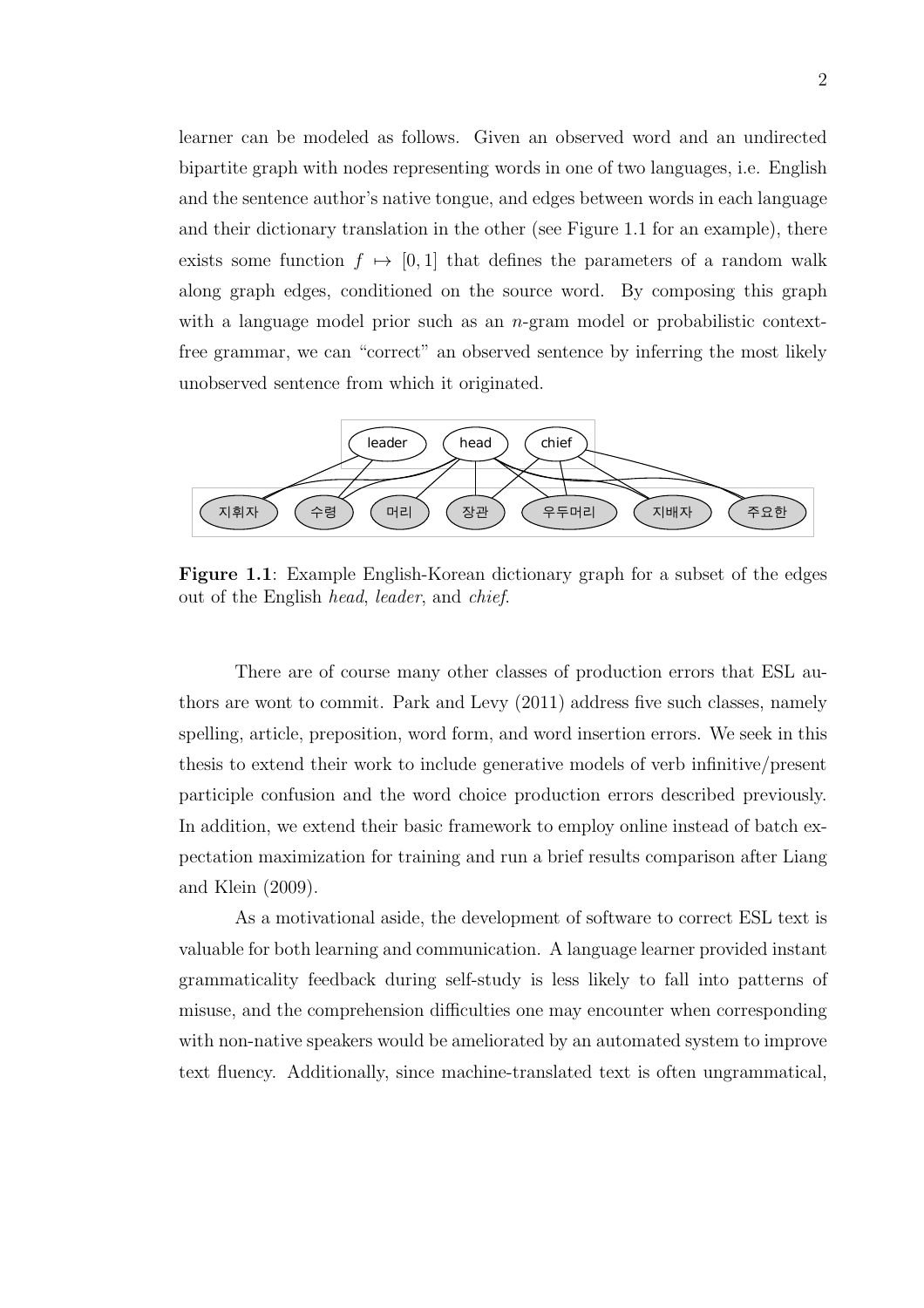learner can be modeled as follows. Given an observed word and an undirected bipartite graph with nodes representing words in one of two languages, i.e. English and the sentence author's native tongue, and edges between words in each language and their dictionary translation in the other (see Figure 1.1 for an example), there exists some function $f \mapsto [0, 1]$ that defines the parameters of a random walk along graph edges, conditioned on the source word. By composing this graph with a language model prior such as an $n$-gram model or probabilistic context-free grammar, we can "correct" an observed sentence by inferring the most likely unobserved sentence from which it originated.

**Figure 1.1**: Example English-Korean dictionary graph for a subset of the edges out of the English *head*, *leader*, and *chief*.

There are of course many other classes of production errors that ESL authors are wont to commit. Park and Levy (2011) address five such classes, namely spelling, article, preposition, word form, and word insertion errors. We seek in this thesis to extend their work to include generative models of verb infinitive/present participle confusion and the word choice production errors described previously. In addition, we extend their basic framework to employ online instead of batch expectation maximization for training and run a brief results comparison after Liang and Klein (2009).

As a motivational aside, the development of software to correct ESL text is valuable for both learning and communication. A language learner provided instant grammaticality feedback during self-study is less likely to fall into patterns of misuse, and the comprehension difficulties one may encounter when corresponding with non-native speakers would be ameliorated by an automated system to improve text fluency. Additionally, since machine-translated text is often ungrammatical,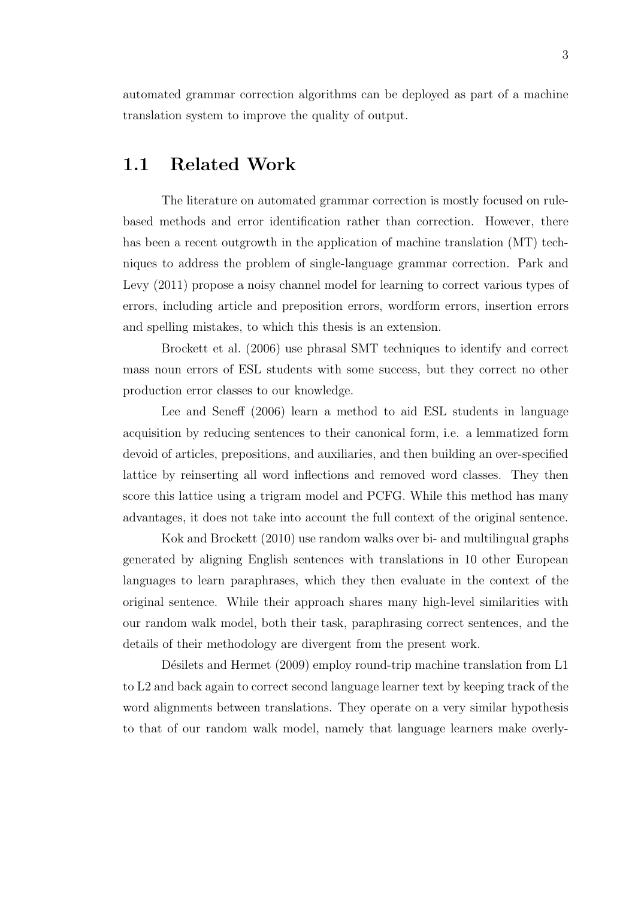automated grammar correction algorithms can be deployed as part of a machine translation system to improve the quality of output.

## 1.1 Related Work

The literature on automated grammar correction is mostly focused on rule-based methods and error identification rather than correction. However, there has been a recent outgrowth in the application of machine translation (MT) techniques to address the problem of single-language grammar correction. Park and Levy (2011) propose a noisy channel model for learning to correct various types of errors, including article and preposition errors, wordform errors, insertion errors and spelling mistakes, to which this thesis is an extension.

Brockett et al. (2006) use phrasal SMT techniques to identify and correct mass noun errors of ESL students with some success, but they correct no other production error classes to our knowledge.

Lee and Seneff (2006) learn a method to aid ESL students in language acquisition by reducing sentences to their canonical form, i.e. a lemmatized form devoid of articles, prepositions, and auxiliaries, and then building an over-specified lattice by reinserting all word inflections and removed word classes. They then score this lattice using a trigram model and PCFG. While this method has many advantages, it does not take into account the full context of the original sentence.

Kok and Brockett (2010) use random walks over bi- and multilingual graphs generated by aligning English sentences with translations in 10 other European languages to learn paraphrases, which they then evaluate in the context of the original sentence. While their approach shares many high-level similarities with our random walk model, both their task, paraphrasing correct sentences, and the details of their methodology are divergent from the present work.

Désilets and Hermet (2009) employ round-trip machine translation from L1 to L2 and back again to correct second language learner text by keeping track of the word alignments between translations. They operate on a very similar hypothesis to that of our random walk model, namely that language learners make overly-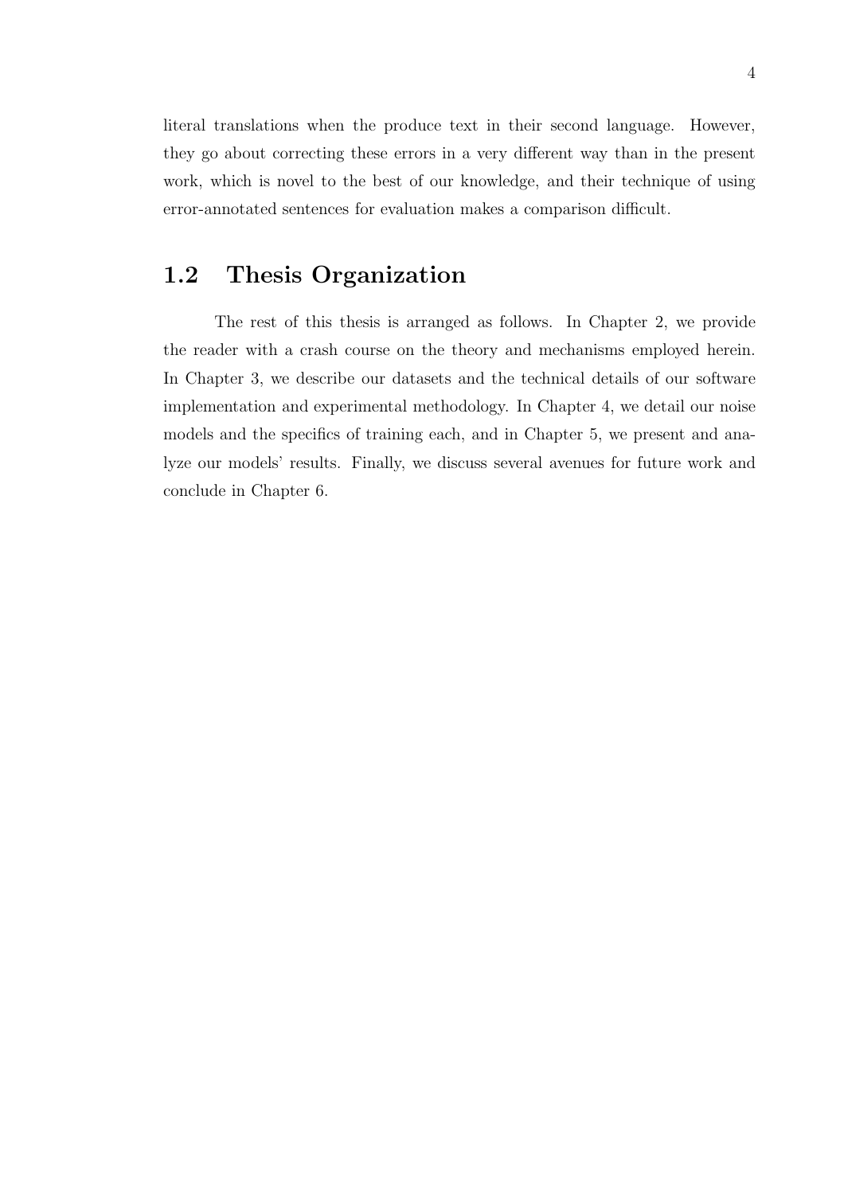literal translations when the produce text in their second language. However, they go about correcting these errors in a very different way than in the present work, which is novel to the best of our knowledge, and their technique of using error-annotated sentences for evaluation makes a comparison difficult.

## 1.2 Thesis Organization

The rest of this thesis is arranged as follows. In Chapter 2, we provide the reader with a crash course on the theory and mechanisms employed herein. In Chapter 3, we describe our datasets and the technical details of our software implementation and experimental methodology. In Chapter 4, we detail our noise models and the specifics of training each, and in Chapter 5, we present and analyze our models' results. Finally, we discuss several avenues for future work and conclude in Chapter 6.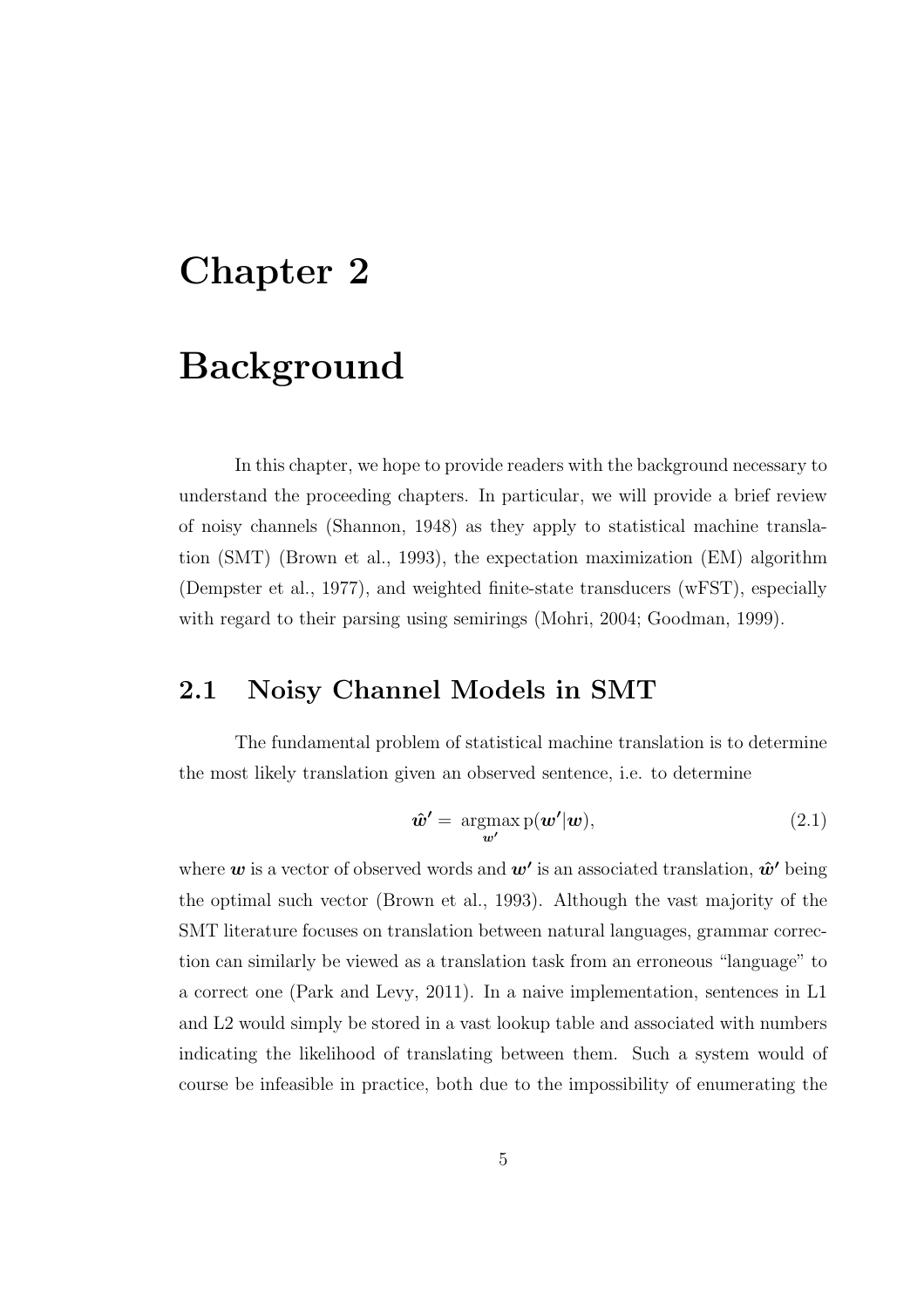# Chapter 2

# Background

In this chapter, we hope to provide readers with the background necessary to understand the proceeding chapters. In particular, we will provide a brief review of noisy channels (Shannon, 1948) as they apply to statistical machine translation (SMT) (Brown et al., 1993), the expectation maximization (EM) algorithm (Dempster et al., 1977), and weighted finite-state transducers (wFST), especially with regard to their parsing using semirings (Mohri, 2004; Goodman, 1999).

## 2.1 Noisy Channel Models in SMT

The fundamental problem of statistical machine translation is to determine the most likely translation given an observed sentence, i.e. to determine

$$\hat{\boldsymbol{w}}' = \underset{\boldsymbol{w}'}{\operatorname{argmax}}\, \mathrm{p}(\boldsymbol{w}'|\boldsymbol{w}), \tag{2.1}$$

where $\boldsymbol{w}$ is a vector of observed words and $\boldsymbol{w}'$ is an associated translation, $\hat{\boldsymbol{w}}'$ being the optimal such vector (Brown et al., 1993). Although the vast majority of the SMT literature focuses on translation between natural languages, grammar correction can similarly be viewed as a translation task from an erroneous "language" to a correct one (Park and Levy, 2011). In a naive implementation, sentences in L1 and L2 would simply be stored in a vast lookup table and associated with numbers indicating the likelihood of translating between them. Such a system would of course be infeasible in practice, both due to the impossibility of enumerating the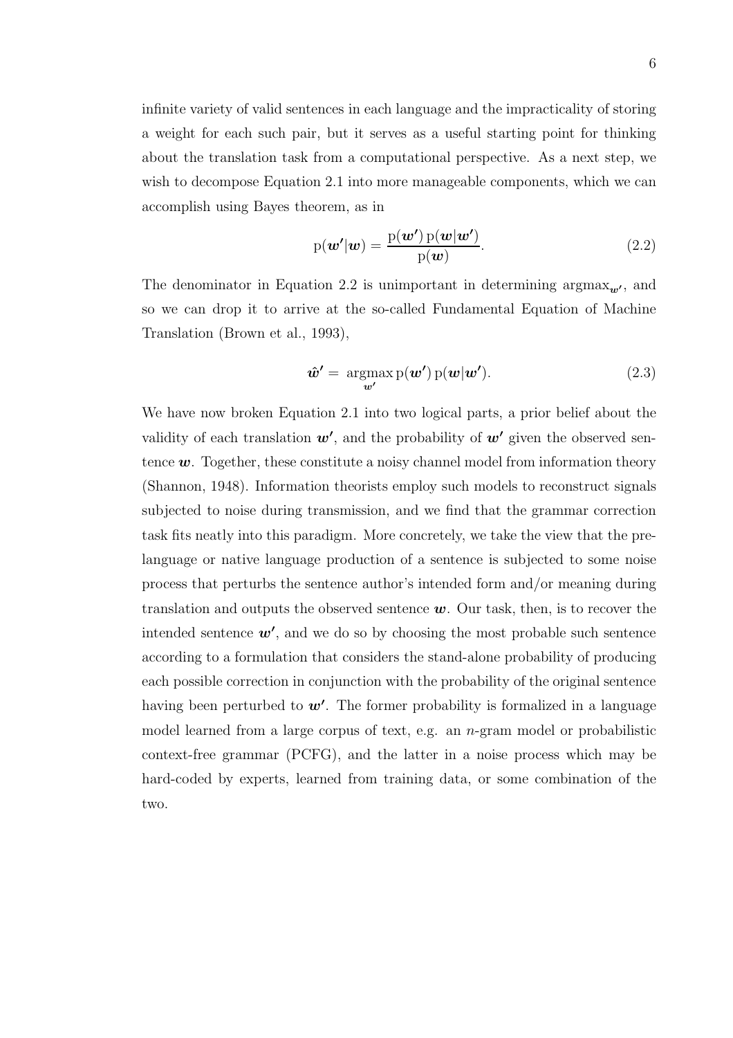infinite variety of valid sentences in each language and the impracticality of storing a weight for each such pair, but it serves as a useful starting point for thinking about the translation task from a computational perspective. As a next step, we wish to decompose Equation 2.1 into more manageable components, which we can accomplish using Bayes theorem, as in

$$\mathrm{p}(\boldsymbol{w'}|\boldsymbol{w}) = \frac{\mathrm{p}(\boldsymbol{w'})\,\mathrm{p}(\boldsymbol{w}|\boldsymbol{w'})}{\mathrm{p}(\boldsymbol{w})}. \tag{2.2}$$

The denominator in Equation 2.2 is unimportant in determining $\mathrm{argmax}_{\boldsymbol{w'}}$, and so we can drop it to arrive at the so-called Fundamental Equation of Machine Translation (Brown et al., 1993),

$$\hat{\boldsymbol{w}}' = \operatorname*{argmax}_{\boldsymbol{w'}} \mathrm{p}(\boldsymbol{w'})\,\mathrm{p}(\boldsymbol{w}|\boldsymbol{w'}). \tag{2.3}$$

We have now broken Equation 2.1 into two logical parts, a prior belief about the validity of each translation $\boldsymbol{w'}$, and the probability of $\boldsymbol{w'}$ given the observed sentence $\boldsymbol{w}$. Together, these constitute a noisy channel model from information theory (Shannon, 1948). Information theorists employ such models to reconstruct signals subjected to noise during transmission, and we find that the grammar correction task fits neatly into this paradigm. More concretely, we take the view that the pre-language or native language production of a sentence is subjected to some noise process that perturbs the sentence author's intended form and/or meaning during translation and outputs the observed sentence $\boldsymbol{w}$. Our task, then, is to recover the intended sentence $\boldsymbol{w'}$, and we do so by choosing the most probable such sentence according to a formulation that considers the stand-alone probability of producing each possible correction in conjunction with the probability of the original sentence having been perturbed to $\boldsymbol{w'}$. The former probability is formalized in a language model learned from a large corpus of text, e.g. an $n$-gram model or probabilistic context-free grammar (PCFG), and the latter in a noise process which may be hard-coded by experts, learned from training data, or some combination of the two.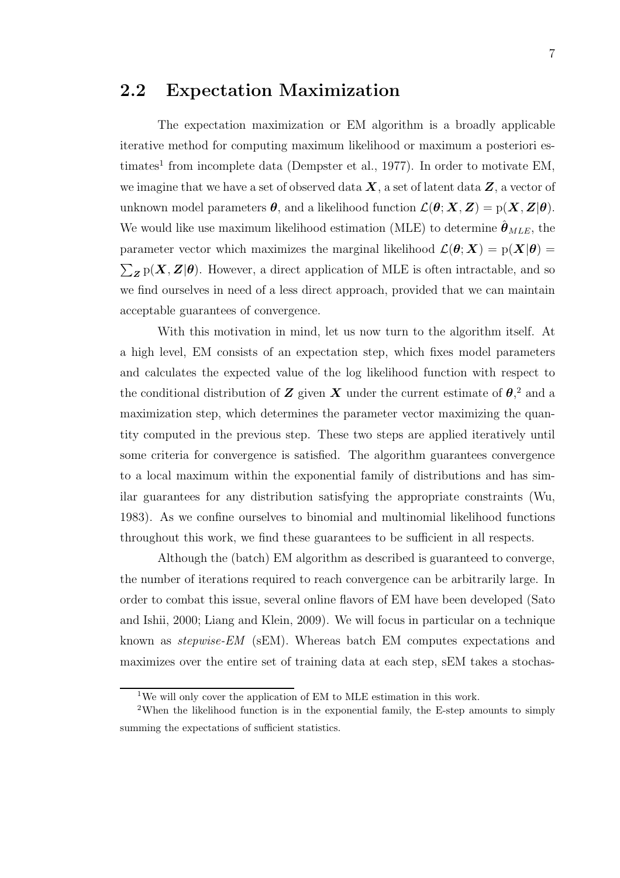## 2.2 Expectation Maximization

The expectation maximization or EM algorithm is a broadly applicable iterative method for computing maximum likelihood or maximum a posteriori estimates[1] from incomplete data (Dempster et al., 1977). In order to motivate EM, we imagine that we have a set of observed data $\boldsymbol{X}$, a set of latent data $\boldsymbol{Z}$, a vector of unknown model parameters $\boldsymbol{\theta}$, and a likelihood function $\mathcal{L}(\boldsymbol{\theta}; \boldsymbol{X}, \boldsymbol{Z}) = \mathrm{p}(\boldsymbol{X}, \boldsymbol{Z}|\boldsymbol{\theta})$. We would like use maximum likelihood estimation (MLE) to determine $\hat{\boldsymbol{\theta}}_{MLE}$, the parameter vector which maximizes the marginal likelihood $\mathcal{L}(\boldsymbol{\theta}; \boldsymbol{X}) = \mathrm{p}(\boldsymbol{X}|\boldsymbol{\theta}) = \sum_{\boldsymbol{Z}} \mathrm{p}(\boldsymbol{X}, \boldsymbol{Z}|\boldsymbol{\theta})$. However, a direct application of MLE is often intractable, and so we find ourselves in need of a less direct approach, provided that we can maintain acceptable guarantees of convergence.

With this motivation in mind, let us now turn to the algorithm itself. At a high level, EM consists of an expectation step, which fixes model parameters and calculates the expected value of the log likelihood function with respect to the conditional distribution of $\boldsymbol{Z}$ given $\boldsymbol{X}$ under the current estimate of $\boldsymbol{\theta}$,[2] and a maximization step, which determines the parameter vector maximizing the quantity computed in the previous step. These two steps are applied iteratively until some criteria for convergence is satisfied. The algorithm guarantees convergence to a local maximum within the exponential family of distributions and has similar guarantees for any distribution satisfying the appropriate constraints (Wu, 1983). As we confine ourselves to binomial and multinomial likelihood functions throughout this work, we find these guarantees to be sufficient in all respects.

Although the (batch) EM algorithm as described is guaranteed to converge, the number of iterations required to reach convergence can be arbitrarily large. In order to combat this issue, several online flavors of EM have been developed (Sato and Ishii, 2000; Liang and Klein, 2009). We will focus in particular on a technique known as *stepwise-EM* (sEM). Whereas batch EM computes expectations and maximizes over the entire set of training data at each step, sEM takes a stochas-

---

[1] We will only cover the application of EM to MLE estimation in this work.

[2] When the likelihood function is in the exponential family, the E-step amounts to simply summing the expectations of sufficient statistics.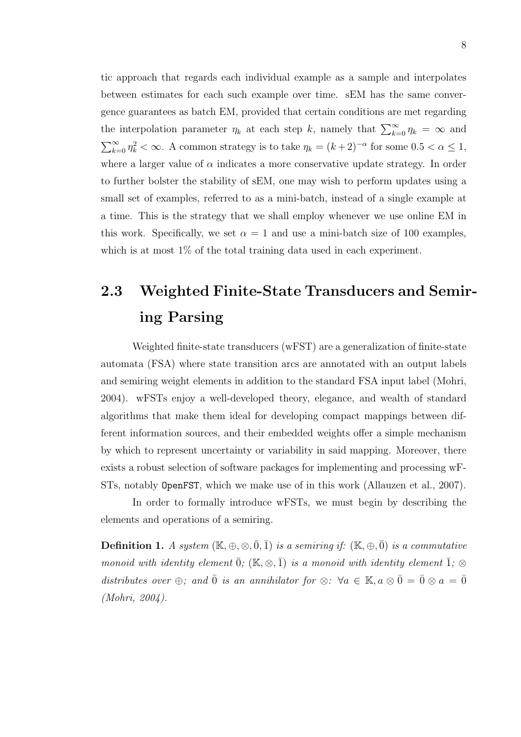tic approach that regards each individual example as a sample and interpolates between estimates for each such example over time. sEM has the same convergence guarantees as batch EM, provided that certain conditions are met regarding the interpolation parameter $\eta_k$ at each step $k$, namely that $\sum_{k=0}^{\infty} \eta_k = \infty$ and $\sum_{k=0}^{\infty} \eta_k^2 < \infty$. A common strategy is to take $\eta_k = (k+2)^{-\alpha}$ for some $0.5 < \alpha \leq 1$, where a larger value of $\alpha$ indicates a more conservative update strategy. In order to further bolster the stability of sEM, one may wish to perform updates using a small set of examples, referred to as a mini-batch, instead of a single example at a time. This is the strategy that we shall employ whenever we use online EM in this work. Specifically, we set $\alpha = 1$ and use a mini-batch size of 100 examples, which is at most 1% of the total training data used in each experiment.

## 2.3 Weighted Finite-State Transducers and Semiring Parsing

Weighted finite-state transducers (wFST) are a generalization of finite-state automata (FSA) where state transition arcs are annotated with an output labels and semiring weight elements in addition to the standard FSA input label (Mohri, 2004). wFSTs enjoy a well-developed theory, elegance, and wealth of standard algorithms that make them ideal for developing compact mappings between different information sources, and their embedded weights offer a simple mechanism by which to represent uncertainty or variability in said mapping. Moreover, there exists a robust selection of software packages for implementing and processing wFSTs, notably `OpenFST`, which we make use of in this work (Allauzen et al., 2007).

In order to formally introduce wFSTs, we must begin by describing the elements and operations of a semiring.

**Definition 1.** *A system* $(\mathbb{K}, \oplus, \otimes, \bar{0}, \bar{1})$ *is a semiring if:* $(\mathbb{K}, \oplus, \bar{0})$ *is a commutative monoid with identity element* $\bar{0}$*;* $(\mathbb{K}, \otimes, \bar{1})$ *is a monoid with identity element* $\bar{1}$*;* $\otimes$ *distributes over* $\oplus$*; and* $\bar{0}$ *is an annihilator for* $\otimes$*:* $\forall a \in \mathbb{K}, a \otimes \bar{0} = \bar{0} \otimes a = \bar{0}$ *(Mohri, 2004).*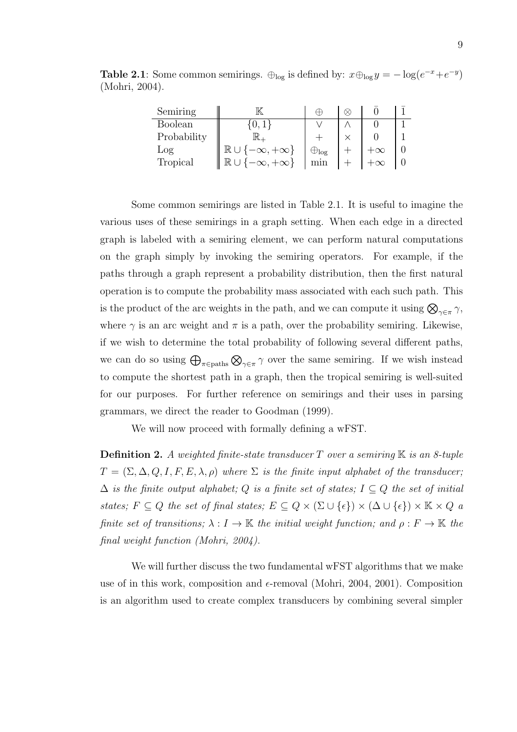**Table 2.1**: Some common semirings. $\oplus_{\log}$ is defined by: $x \oplus_{\log} y = -\log(e^{-x} + e^{-y})$ (Mohri, 2004).

| Semiring | $\mathbb{K}$ | $\oplus$ | $\otimes$ | $\bar{0}$ | $\bar{1}$ |
|---|---|---|---|---|---|
| Boolean | $\{0, 1\}$ | $\vee$ | $\wedge$ | $0$ | $1$ |
| Probability | $\mathbb{R}_+$ | $+$ | $\times$ | $0$ | $1$ |
| Log | $\mathbb{R} \cup \{-\infty, +\infty\}$ | $\oplus_{\log}$ | $+$ | $+\infty$ | $0$ |
| Tropical | $\mathbb{R} \cup \{-\infty, +\infty\}$ | min | $+$ | $+\infty$ | $0$ |

Some common semirings are listed in Table 2.1. It is useful to imagine the various uses of these semirings in a graph setting. When each edge in a directed graph is labeled with a semiring element, we can perform natural computations on the graph simply by invoking the semiring operators. For example, if the paths through a graph represent a probability distribution, then the first natural operation is to compute the probability mass associated with each such path. This is the product of the arc weights in the path, and we can compute it using $\bigotimes_{\gamma \in \pi} \gamma$, where $\gamma$ is an arc weight and $\pi$ is a path, over the probability semiring. Likewise, if we wish to determine the total probability of following several different paths, we can do so using $\bigoplus_{\pi \in \text{paths}} \bigotimes_{\gamma \in \pi} \gamma$ over the same semiring. If we wish instead to compute the shortest path in a graph, then the tropical semiring is well-suited for our purposes. For further reference on semirings and their uses in parsing grammars, we direct the reader to Goodman (1999).

We will now proceed with formally defining a wFST.

**Definition 2.** *A weighted finite-state transducer $T$ over a semiring $\mathbb{K}$ is an 8-tuple $T = (\Sigma, \Delta, Q, I, F, E, \lambda, \rho)$ where $\Sigma$ is the finite input alphabet of the transducer; $\Delta$ is the finite output alphabet; $Q$ is a finite set of states; $I \subseteq Q$ the set of initial states; $F \subseteq Q$ the set of final states; $E \subseteq Q \times (\Sigma \cup \{\epsilon\}) \times (\Delta \cup \{\epsilon\}) \times \mathbb{K} \times Q$ a finite set of transitions; $\lambda : I \rightarrow \mathbb{K}$ the initial weight function; and $\rho : F \rightarrow \mathbb{K}$ the final weight function (Mohri, 2004).*

We will further discuss the two fundamental wFST algorithms that we make use of in this work, composition and $\epsilon$-removal (Mohri, 2004, 2001). Composition is an algorithm used to create complex transducers by combining several simpler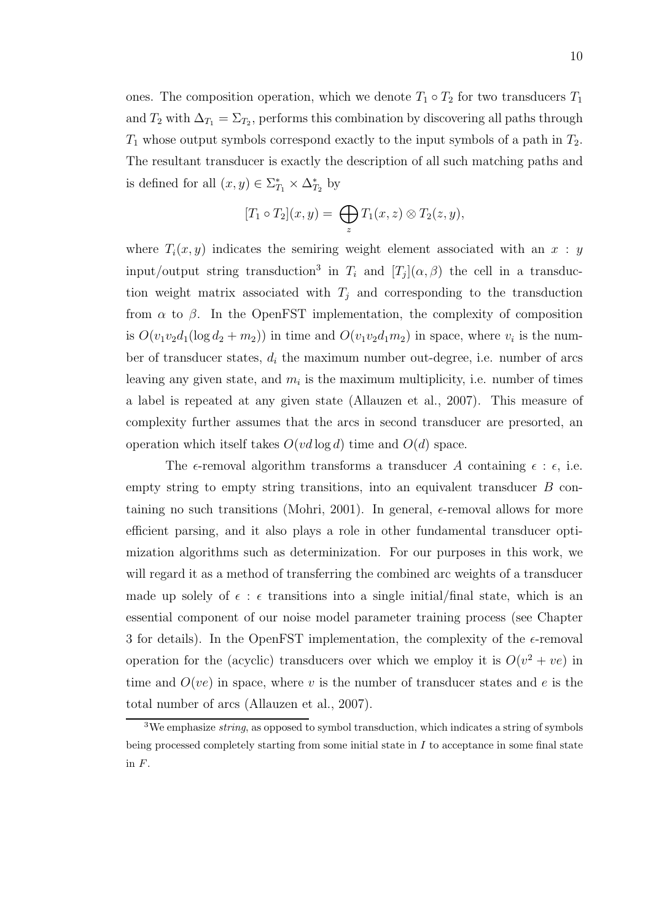ones. The composition operation, which we denote $T_1 \circ T_2$ for two transducers $T_1$ and $T_2$ with $\Delta_{T_1} = \Sigma_{T_2}$, performs this combination by discovering all paths through $T_1$ whose output symbols correspond exactly to the input symbols of a path in $T_2$. The resultant transducer is exactly the description of all such matching paths and is defined for all $(x, y) \in \Sigma^*_{T_1} \times \Delta^*_{T_2}$ by

$$[T_1 \circ T_2](x, y) = \bigoplus_z T_1(x, z) \otimes T_2(z, y),$$

where $T_i(x, y)$ indicates the semiring weight element associated with an $x : y$ input/output string transduction[3] in $T_i$ and $[T_j](\alpha, \beta)$ the cell in a transduction weight matrix associated with $T_j$ and corresponding to the transduction from $\alpha$ to $\beta$. In the OpenFST implementation, the complexity of composition is $O(v_1 v_2 d_1 (\log d_2 + m_2))$ in time and $O(v_1 v_2 d_1 m_2)$ in space, where $v_i$ is the number of transducer states, $d_i$ the maximum number out-degree, i.e. number of arcs leaving any given state, and $m_i$ is the maximum multiplicity, i.e. number of times a label is repeated at any given state (Allauzen et al., 2007). This measure of complexity further assumes that the arcs in second transducer are presorted, an operation which itself takes $O(vd \log d)$ time and $O(d)$ space.

The $\epsilon$-removal algorithm transforms a transducer $A$ containing $\epsilon : \epsilon$, i.e. empty string to empty string transitions, into an equivalent transducer $B$ containing no such transitions (Mohri, 2001). In general, $\epsilon$-removal allows for more efficient parsing, and it also plays a role in other fundamental transducer optimization algorithms such as determinization. For our purposes in this work, we will regard it as a method of transferring the combined arc weights of a transducer made up solely of $\epsilon : \epsilon$ transitions into a single initial/final state, which is an essential component of our noise model parameter training process (see Chapter 3 for details). In the OpenFST implementation, the complexity of the $\epsilon$-removal operation for the (acyclic) transducers over which we employ it is $O(v^2 + ve)$ in time and $O(ve)$ in space, where $v$ is the number of transducer states and $e$ is the total number of arcs (Allauzen et al., 2007).

[3] We emphasize *string*, as opposed to symbol transduction, which indicates a string of symbols being processed completely starting from some initial state in $I$ to acceptance in some final state in $F$.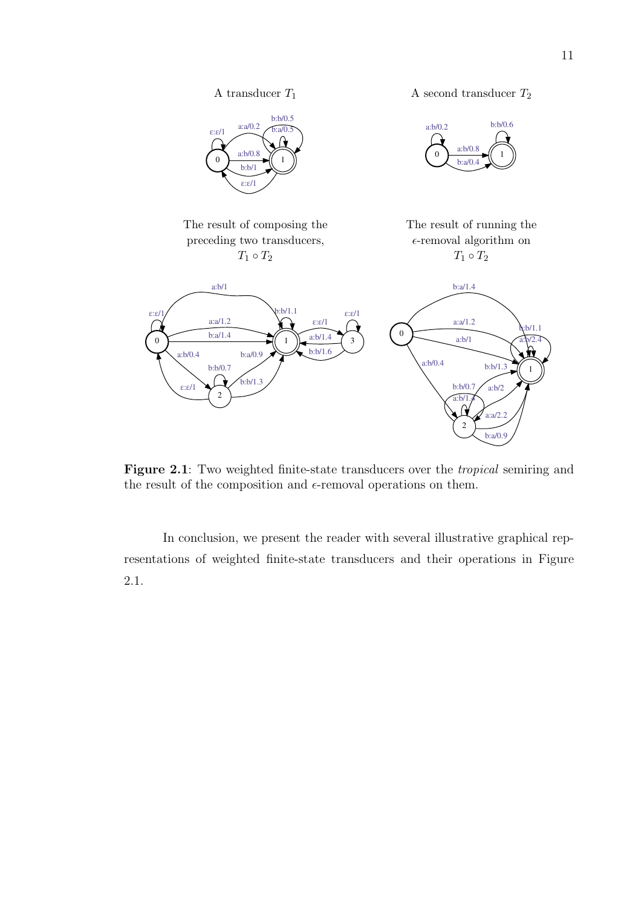A transducer $T_1$

A second transducer $T_2$

The result of composing the preceding two transducers, $T_1 \circ T_2$

The result of running the $\epsilon$-removal algorithm on $T_1 \circ T_2$

**Figure 2.1**: Two weighted finite-state transducers over the *tropical* semiring and the result of the composition and $\epsilon$-removal operations on them.

In conclusion, we present the reader with several illustrative graphical representations of weighted finite-state transducers and their operations in Figure 2.1.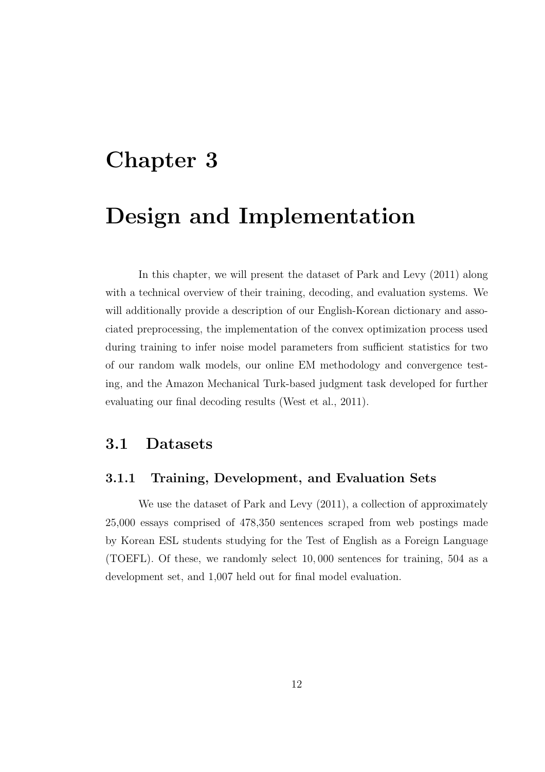# Chapter 3

# Design and Implementation

In this chapter, we will present the dataset of Park and Levy (2011) along with a technical overview of their training, decoding, and evaluation systems. We will additionally provide a description of our English-Korean dictionary and associated preprocessing, the implementation of the convex optimization process used during training to infer noise model parameters from sufficient statistics for two of our random walk models, our online EM methodology and convergence testing, and the Amazon Mechanical Turk-based judgment task developed for further evaluating our final decoding results (West et al., 2011).

## 3.1 Datasets

### 3.1.1 Training, Development, and Evaluation Sets

We use the dataset of Park and Levy (2011), a collection of approximately 25,000 essays comprised of 478,350 sentences scraped from web postings made by Korean ESL students studying for the Test of English as a Foreign Language (TOEFL). Of these, we randomly select $10,000$ sentences for training, 504 as a development set, and 1,007 held out for final model evaluation.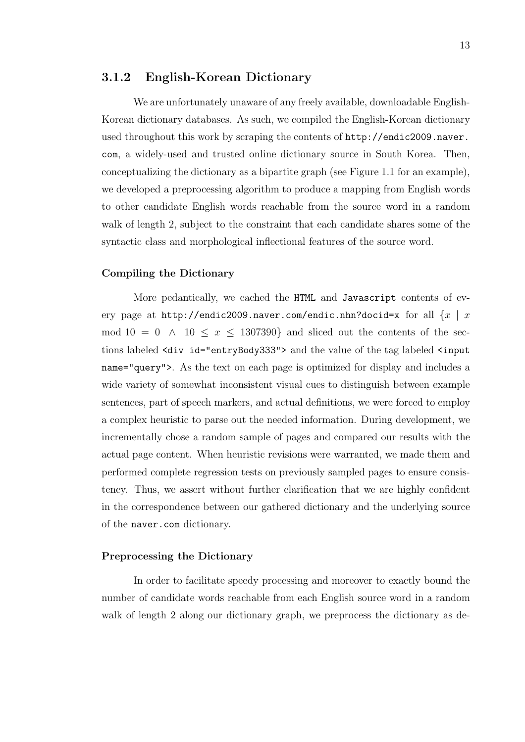### 3.1.2 English-Korean Dictionary

We are unfortunately unaware of any freely available, downloadable English-Korean dictionary databases. As such, we compiled the English-Korean dictionary used throughout this work by scraping the contents of `http://endic2009.naver.com`, a widely-used and trusted online dictionary source in South Korea. Then, conceptualizing the dictionary as a bipartite graph (see Figure 1.1 for an example), we developed a preprocessing algorithm to produce a mapping from English words to other candidate English words reachable from the source word in a random walk of length 2, subject to the constraint that each candidate shares some of the syntactic class and morphological inflectional features of the source word.

#### Compiling the Dictionary

More pedantically, we cached the `HTML` and `Javascript` contents of every page at `http://endic2009.naver.com/endic.nhn?docid=x` for all $\{x \mid x \bmod 10 = 0 \ \wedge \ 10 \leq x \leq 1307390\}$ and sliced out the contents of the sections labeled `<div id="entryBody333">` and the value of the tag labeled `<input name="query">`. As the text on each page is optimized for display and includes a wide variety of somewhat inconsistent visual cues to distinguish between example sentences, part of speech markers, and actual definitions, we were forced to employ a complex heuristic to parse out the needed information. During development, we incrementally chose a random sample of pages and compared our results with the actual page content. When heuristic revisions were warranted, we made them and performed complete regression tests on previously sampled pages to ensure consistency. Thus, we assert without further clarification that we are highly confident in the correspondence between our gathered dictionary and the underlying source of the `naver.com` dictionary.

#### Preprocessing the Dictionary

In order to facilitate speedy processing and moreover to exactly bound the number of candidate words reachable from each English source word in a random walk of length 2 along our dictionary graph, we preprocess the dictionary as de-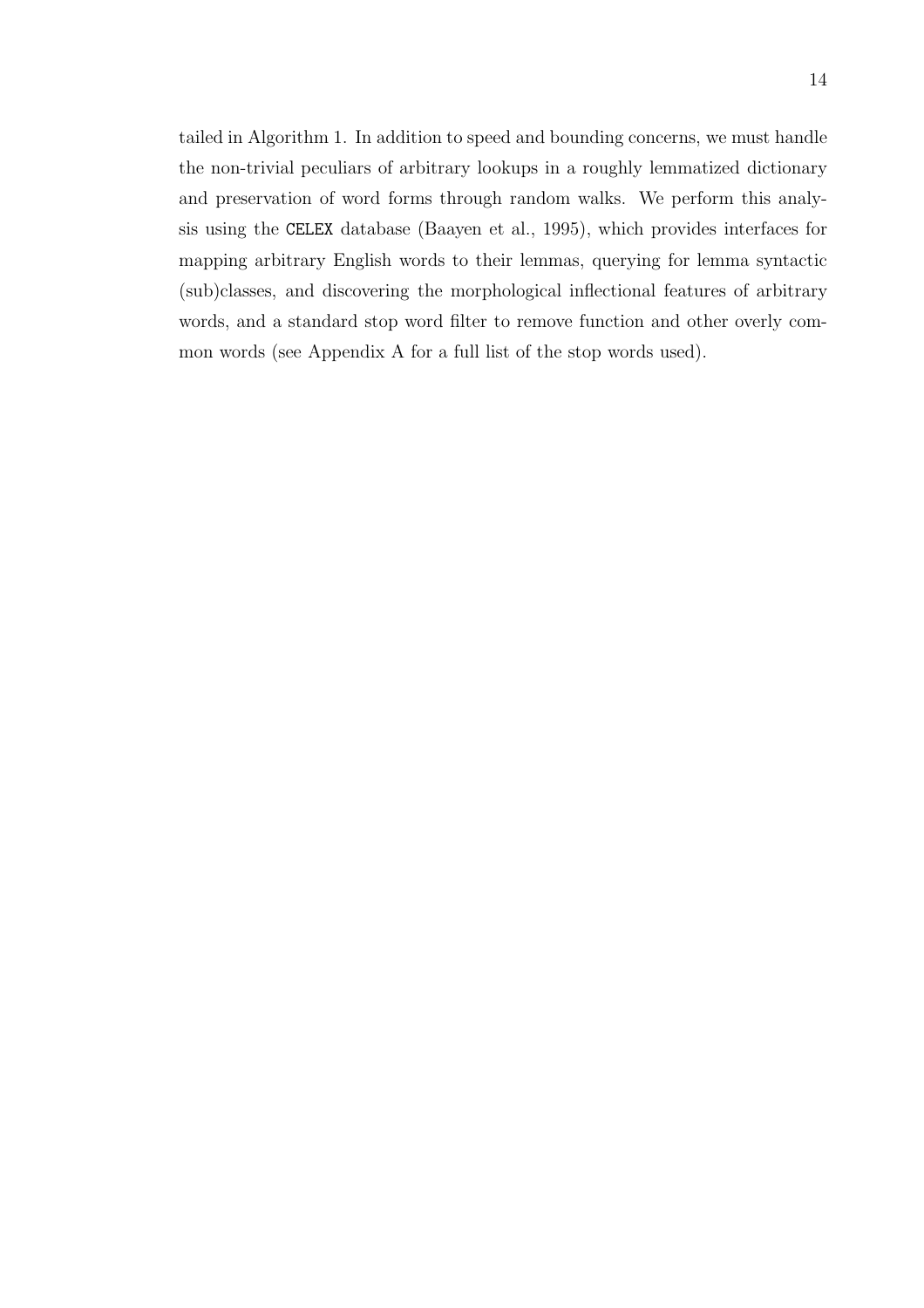tailed in Algorithm 1. In addition to speed and bounding concerns, we must handle the non-trivial peculiars of arbitrary lookups in a roughly lemmatized dictionary and preservation of word forms through random walks. We perform this analysis using the `CELEX` database (Baayen et al., 1995), which provides interfaces for mapping arbitrary English words to their lemmas, querying for lemma syntactic (sub)classes, and discovering the morphological inflectional features of arbitrary words, and a standard stop word filter to remove function and other overly common words (see Appendix A for a full list of the stop words used).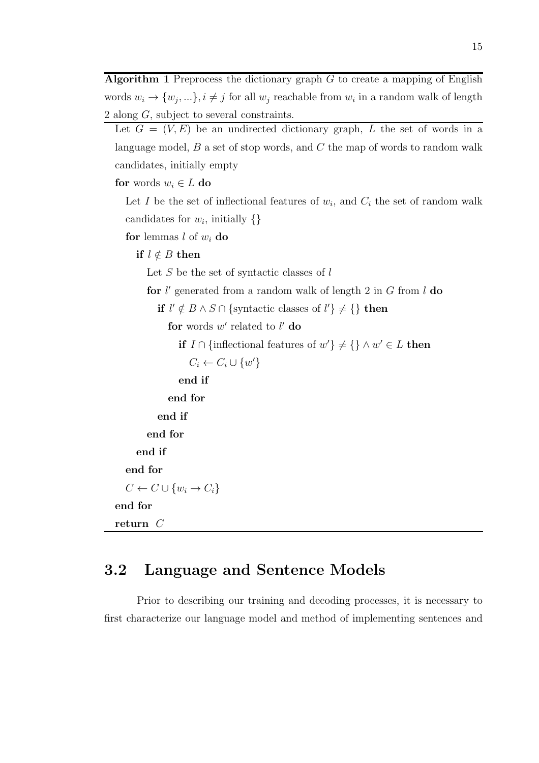**Algorithm 1** Preprocess the dictionary graph $G$ to create a mapping of English words $w_i \rightarrow \{w_j, ...\}, i \neq j$ for all $w_j$ reachable from $w_i$ in a random walk of length 2 along $G$, subject to several constraints.

```
Let G = (V, E) be an undirected dictionary graph, L the set of words in a
language model, B a set of stop words, and C the map of words to random walk
candidates, initially empty
for words w_i ∈ L do
  Let I be the set of inflectional features of w_i, and C_i the set of random walk
  candidates for w_i, initially {}
  for lemmas l of w_i do
    if l ∉ B then
      Let S be the set of syntactic classes of l
      for l' generated from a random walk of length 2 in G from l do
        if l' ∉ B ∧ S ∩ {syntactic classes of l'} ≠ {} then
          for words w' related to l' do
            if I ∩ {inflectional features of w'} ≠ {} ∧ w' ∈ L then
              C_i ← C_i ∪ {w'}
            end if
          end for
        end if
      end for
    end if
  end for
  C ← C ∪ {w_i → C_i}
end for
return C
```

## 3.2 Language and Sentence Models

Prior to describing our training and decoding processes, it is necessary to first characterize our language model and method of implementing sentences and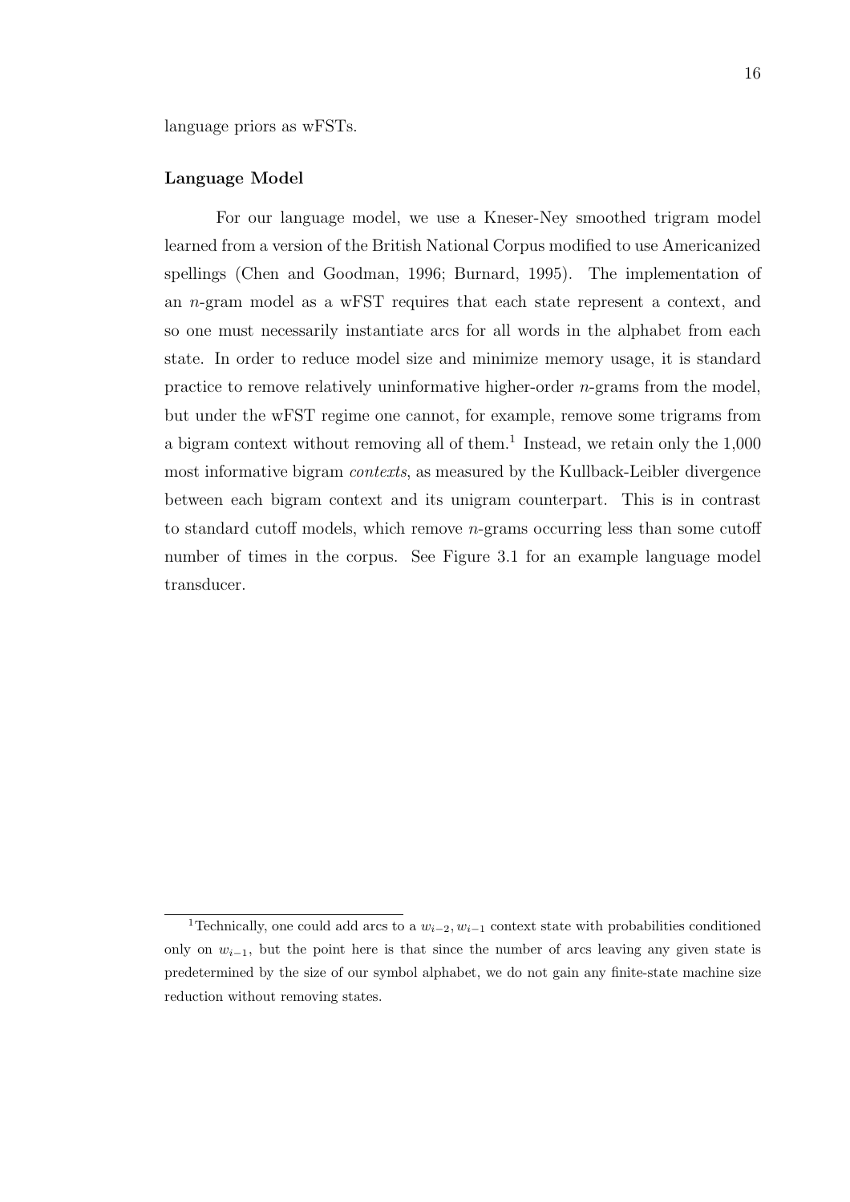language priors as wFSTs.

### Language Model

For our language model, we use a Kneser-Ney smoothed trigram model learned from a version of the British National Corpus modified to use Americanized spellings (Chen and Goodman, 1996; Burnard, 1995). The implementation of an $n$-gram model as a wFST requires that each state represent a context, and so one must necessarily instantiate arcs for all words in the alphabet from each state. In order to reduce model size and minimize memory usage, it is standard practice to remove relatively uninformative higher-order $n$-grams from the model, but under the wFST regime one cannot, for example, remove some trigrams from a bigram context without removing all of them.[1] Instead, we retain only the 1,000 most informative bigram *contexts*, as measured by the Kullback-Leibler divergence between each bigram context and its unigram counterpart. This is in contrast to standard cutoff models, which remove $n$-grams occurring less than some cutoff number of times in the corpus. See Figure 3.1 for an example language model transducer.

[1] Technically, one could add arcs to a $w_{i-2}, w_{i-1}$ context state with probabilities conditioned only on $w_{i-1}$, but the point here is that since the number of arcs leaving any given state is predetermined by the size of our symbol alphabet, we do not gain any finite-state machine size reduction without removing states.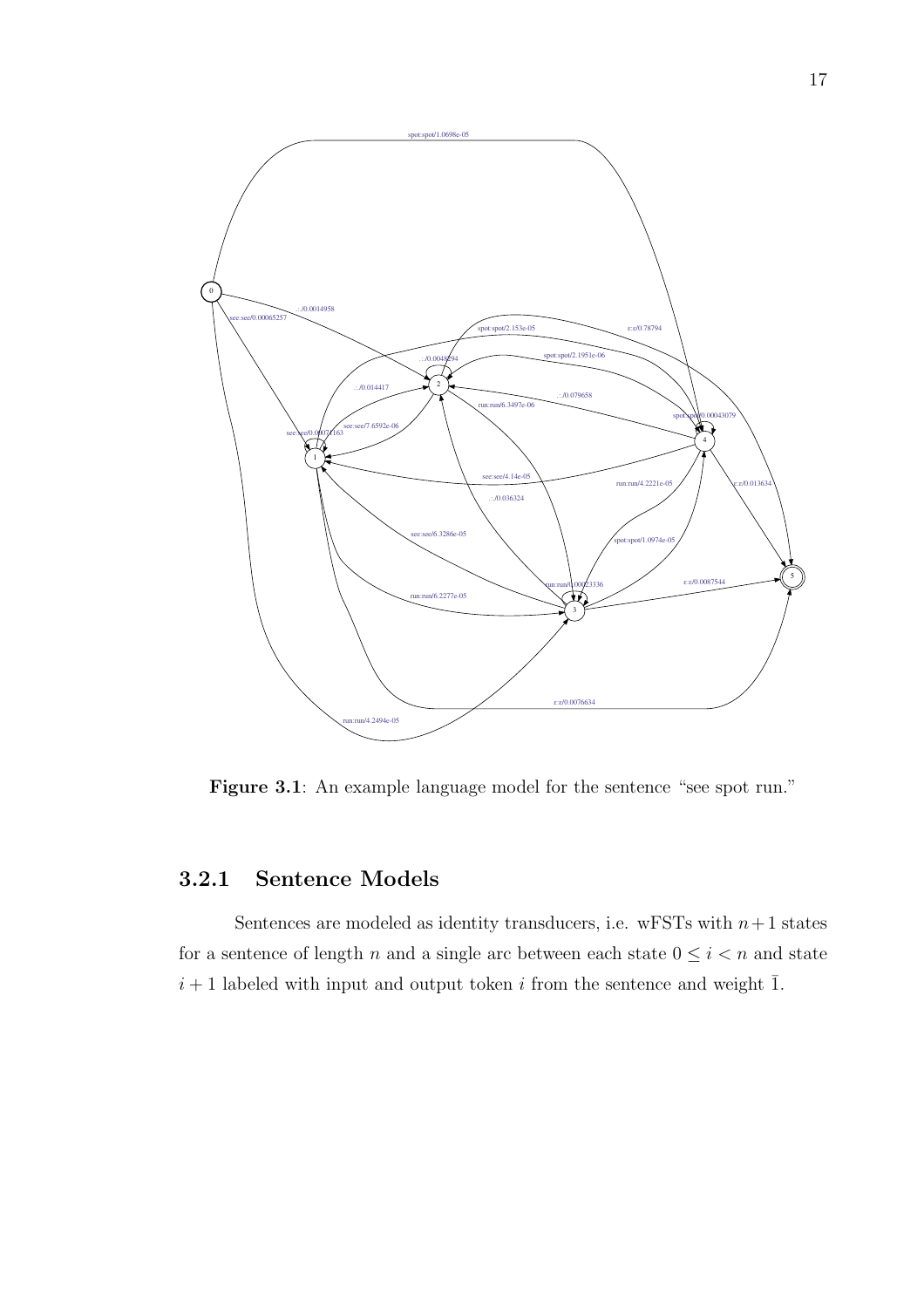**Figure 3.1**: An example language model for the sentence "see spot run."

### 3.2.1 Sentence Models

Sentences are modeled as identity transducers, i.e. wFSTs with $n+1$ states for a sentence of length $n$ and a single arc between each state $0 \leq i < n$ and state $i+1$ labeled with input and output token $i$ from the sentence and weight $\bar{1}$.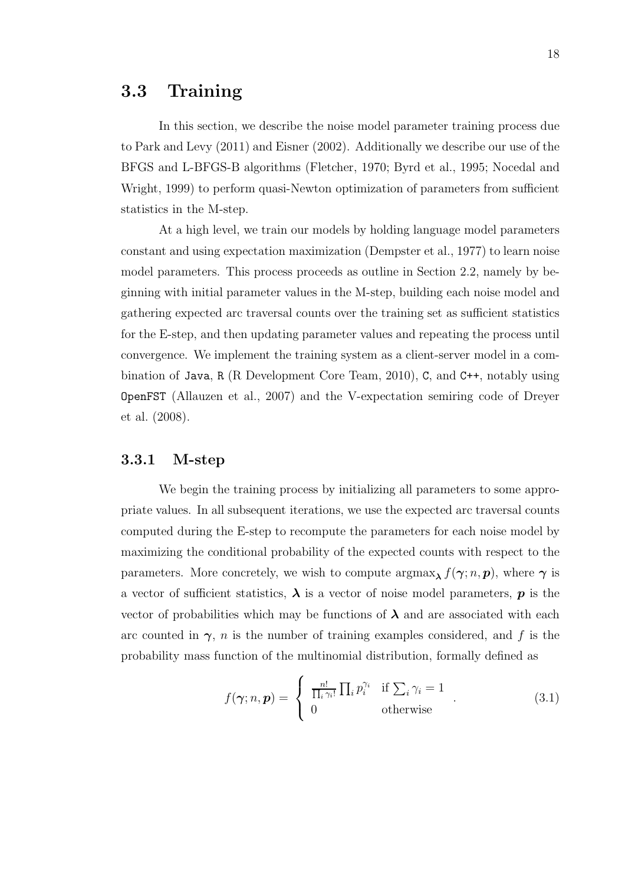## 3.3 Training

In this section, we describe the noise model parameter training process due to Park and Levy (2011) and Eisner (2002). Additionally we describe our use of the BFGS and L-BFGS-B algorithms (Fletcher, 1970; Byrd et al., 1995; Nocedal and Wright, 1999) to perform quasi-Newton optimization of parameters from sufficient statistics in the M-step.

At a high level, we train our models by holding language model parameters constant and using expectation maximization (Dempster et al., 1977) to learn noise model parameters. This process proceeds as outline in Section 2.2, namely by beginning with initial parameter values in the M-step, building each noise model and gathering expected arc traversal counts over the training set as sufficient statistics for the E-step, and then updating parameter values and repeating the process until convergence. We implement the training system as a client-server model in a combination of `Java`, `R` (R Development Core Team, 2010), `C`, and `C++`, notably using `OpenFST` (Allauzen et al., 2007) and the V-expectation semiring code of Dreyer et al. (2008).

### 3.3.1 M-step

We begin the training process by initializing all parameters to some appropriate values. In all subsequent iterations, we use the expected arc traversal counts computed during the E-step to recompute the parameters for each noise model by maximizing the conditional probability of the expected counts with respect to the parameters. More concretely, we wish to compute $\text{argmax}_{\boldsymbol{\lambda}} f(\boldsymbol{\gamma}; n, \boldsymbol{p})$, where $\boldsymbol{\gamma}$ is a vector of sufficient statistics, $\boldsymbol{\lambda}$ is a vector of noise model parameters, $\boldsymbol{p}$ is the vector of probabilities which may be functions of $\boldsymbol{\lambda}$ and are associated with each arc counted in $\boldsymbol{\gamma}$, $n$ is the number of training examples considered, and $f$ is the probability mass function of the multinomial distribution, formally defined as

$$f(\boldsymbol{\gamma}; n, \boldsymbol{p}) = \begin{cases} \frac{n!}{\prod_i \gamma_i!} \prod_i p_i^{\gamma_i} & \text{if } \sum_i \gamma_i = 1 \\ 0 & \text{otherwise} \end{cases} . \tag{3.1}$$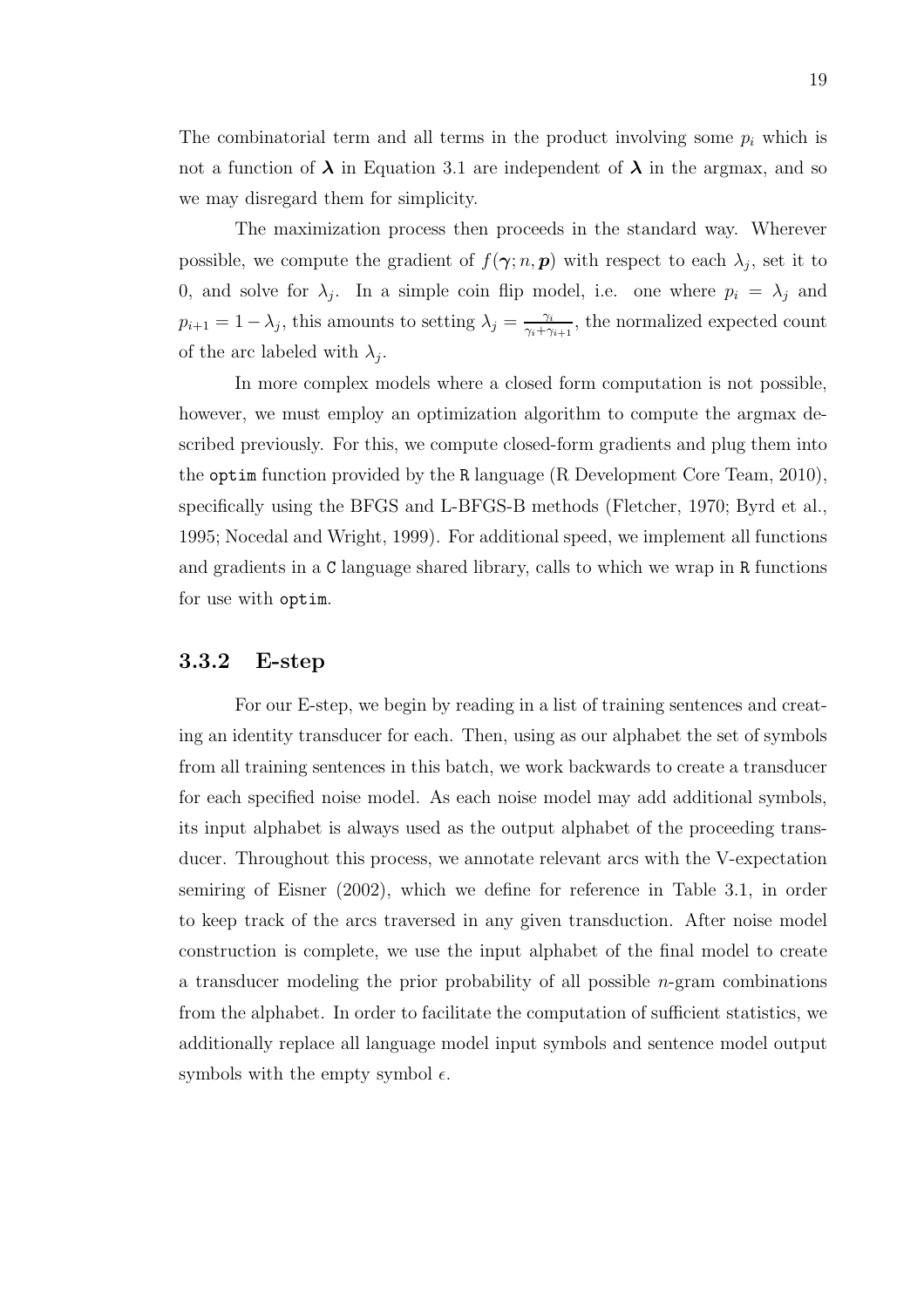The combinatorial term and all terms in the product involving some $p_i$ which is not a function of $\boldsymbol{\lambda}$ in Equation 3.1 are independent of $\boldsymbol{\lambda}$ in the argmax, and so we may disregard them for simplicity.

The maximization process then proceeds in the standard way. Wherever possible, we compute the gradient of $f(\boldsymbol{\gamma}; n, \boldsymbol{p})$ with respect to each $\lambda_j$, set it to 0, and solve for $\lambda_j$. In a simple coin flip model, i.e. one where $p_i = \lambda_j$ and $p_{i+1} = 1 - \lambda_j$, this amounts to setting $\lambda_j = \frac{\gamma_i}{\gamma_i + \gamma_{i+1}}$, the normalized expected count of the arc labeled with $\lambda_j$.

In more complex models where a closed form computation is not possible, however, we must employ an optimization algorithm to compute the argmax described previously. For this, we compute closed-form gradients and plug them into the `optim` function provided by the `R` language (R Development Core Team, 2010), specifically using the BFGS and L-BFGS-B methods (Fletcher, 1970; Byrd et al., 1995; Nocedal and Wright, 1999). For additional speed, we implement all functions and gradients in a `C` language shared library, calls to which we wrap in `R` functions for use with `optim`.

### 3.3.2 E-step

For our E-step, we begin by reading in a list of training sentences and creating an identity transducer for each. Then, using as our alphabet the set of symbols from all training sentences in this batch, we work backwards to create a transducer for each specified noise model. As each noise model may add additional symbols, its input alphabet is always used as the output alphabet of the proceeding transducer. Throughout this process, we annotate relevant arcs with the V-expectation semiring of Eisner (2002), which we define for reference in Table 3.1, in order to keep track of the arcs traversed in any given transduction. After noise model construction is complete, we use the input alphabet of the final model to create a transducer modeling the prior probability of all possible $n$-gram combinations from the alphabet. In order to facilitate the computation of sufficient statistics, we additionally replace all language model input symbols and sentence model output symbols with the empty symbol $\epsilon$.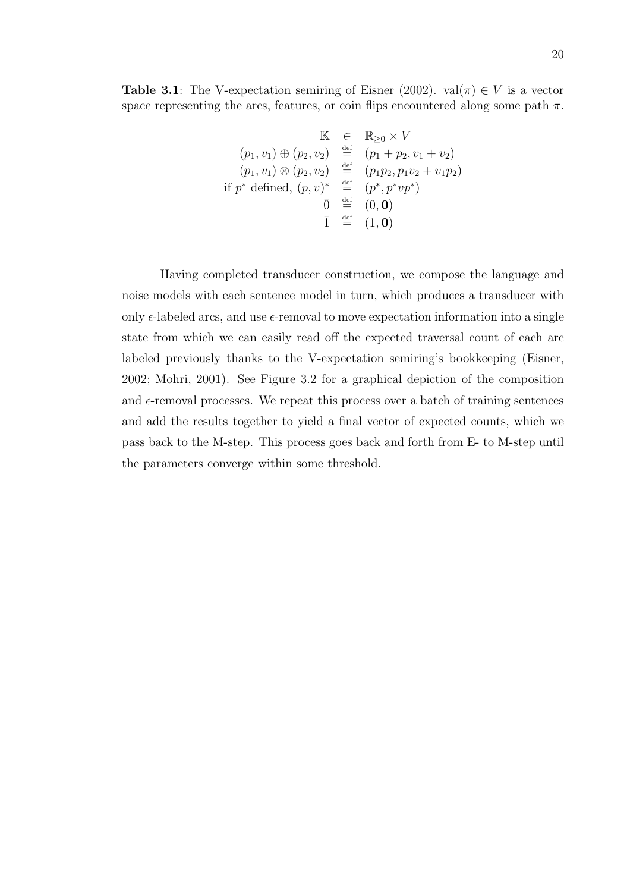**Table 3.1**: The V-expectation semiring of Eisner (2002). $\text{val}(\pi) \in V$ is a vector space representing the arcs, features, or coin flips encountered along some path $\pi$.

$$
\begin{array}{rcl}
\mathbb{K} & \in & \mathbb{R}_{\geq 0} \times V \\
(p_1, v_1) \oplus (p_2, v_2) & \stackrel{\text{def}}{=} & (p_1 + p_2, v_1 + v_2) \\
(p_1, v_1) \otimes (p_2, v_2) & \stackrel{\text{def}}{=} & (p_1 p_2, p_1 v_2 + v_1 p_2) \\
\text{if } p^* \text{ defined, } (p, v)^* & \stackrel{\text{def}}{=} & (p^*, p^* v p^*) \\
\bar{0} & \stackrel{\text{def}}{=} & (0, \mathbf{0}) \\
\bar{1} & \stackrel{\text{def}}{=} & (1, \mathbf{0})
\end{array}
$$

Having completed transducer construction, we compose the language and noise models with each sentence model in turn, which produces a transducer with only $\epsilon$-labeled arcs, and use $\epsilon$-removal to move expectation information into a single state from which we can easily read off the expected traversal count of each arc labeled previously thanks to the V-expectation semiring's bookkeeping (Eisner, 2002; Mohri, 2001). See Figure 3.2 for a graphical depiction of the composition and $\epsilon$-removal processes. We repeat this process over a batch of training sentences and add the results together to yield a final vector of expected counts, which we pass back to the M-step. This process goes back and forth from E- to M-step until the parameters converge within some threshold.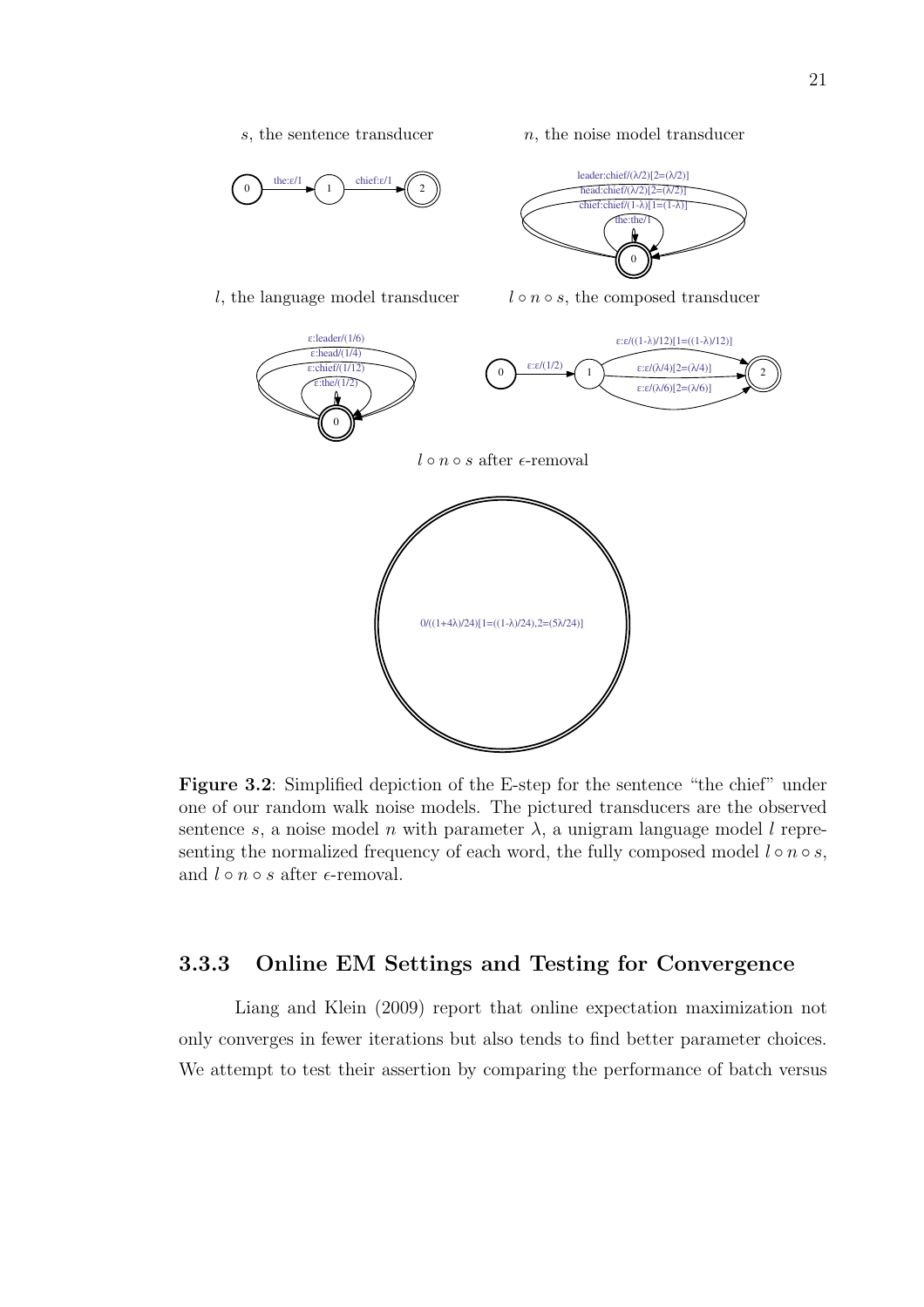Figure 3.2: Simplified depiction of the E-step for the sentence "the chief" under one of our random walk noise models. The pictured transducers are the observed sentence $s$, a noise model $n$ with parameter $\lambda$, a unigram language model $l$ representing the normalized frequency of each word, the fully composed model $l \circ n \circ s$, and $l \circ n \circ s$ after $\epsilon$-removal.

### 3.3.3 Online EM Settings and Testing for Convergence

Liang and Klein (2009) report that online expectation maximization not only converges in fewer iterations but also tends to find better parameter choices. We attempt to test their assertion by comparing the performance of batch versus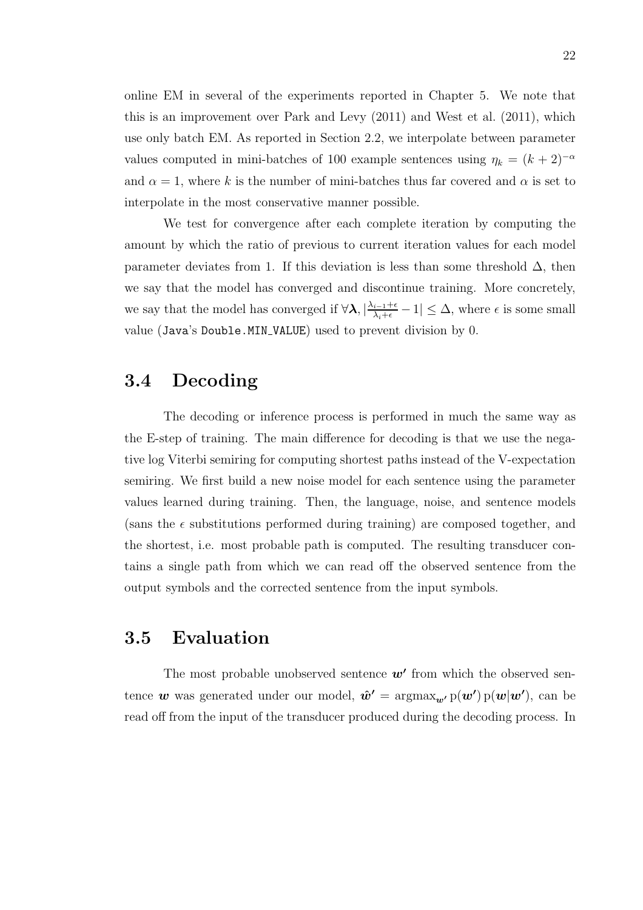online EM in several of the experiments reported in Chapter 5. We note that this is an improvement over Park and Levy (2011) and West et al. (2011), which use only batch EM. As reported in Section 2.2, we interpolate between parameter values computed in mini-batches of 100 example sentences using $\eta_k = (k+2)^{-\alpha}$ and $\alpha = 1$, where $k$ is the number of mini-batches thus far covered and $\alpha$ is set to interpolate in the most conservative manner possible.

We test for convergence after each complete iteration by computing the amount by which the ratio of previous to current iteration values for each model parameter deviates from 1. If this deviation is less than some threshold $\Delta$, then we say that the model has converged and discontinue training. More concretely, we say that the model has converged if $\forall \boldsymbol{\lambda}, |\frac{\lambda_{i-1}+\epsilon}{\lambda_i+\epsilon} - 1| \leq \Delta$, where $\epsilon$ is some small value (`Java`'s `Double.MIN_VALUE`) used to prevent division by 0.

## 3.4 Decoding

The decoding or inference process is performed in much the same way as the E-step of training. The main difference for decoding is that we use the negative log Viterbi semiring for computing shortest paths instead of the V-expectation semiring. We first build a new noise model for each sentence using the parameter values learned during training. Then, the language, noise, and sentence models (sans the $\epsilon$ substitutions performed during training) are composed together, and the shortest, i.e. most probable path is computed. The resulting transducer contains a single path from which we can read off the observed sentence from the output symbols and the corrected sentence from the input symbols.

## 3.5 Evaluation

The most probable unobserved sentence $\boldsymbol{w'}$ from which the observed sentence $\boldsymbol{w}$ was generated under our model, $\hat{\boldsymbol{w}}' = \mathrm{argmax}_{\boldsymbol{w'}}\, \mathrm{p}(\boldsymbol{w'})\, \mathrm{p}(\boldsymbol{w}|\boldsymbol{w'})$, can be read off from the input of the transducer produced during the decoding process. In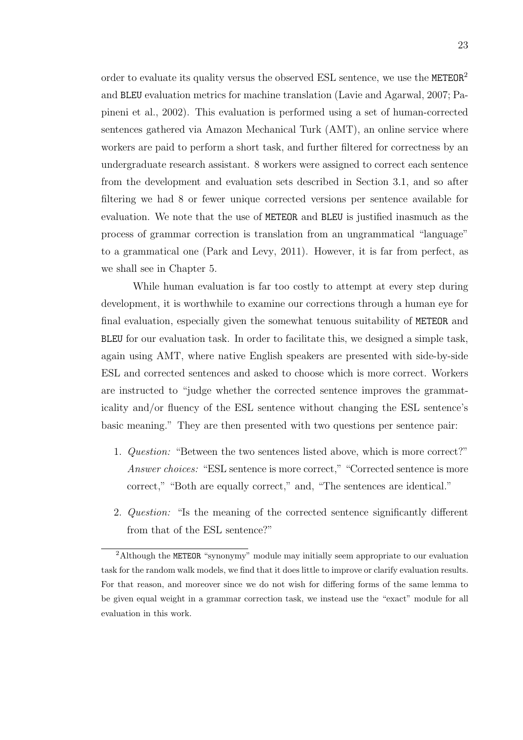order to evaluate its quality versus the observed ESL sentence, we use the `METEOR`[2] and `BLEU` evaluation metrics for machine translation (Lavie and Agarwal, 2007; Papineni et al., 2002). This evaluation is performed using a set of human-corrected sentences gathered via Amazon Mechanical Turk (AMT), an online service where workers are paid to perform a short task, and further filtered for correctness by an undergraduate research assistant. 8 workers were assigned to correct each sentence from the development and evaluation sets described in Section 3.1, and so after filtering we had 8 or fewer unique corrected versions per sentence available for evaluation. We note that the use of `METEOR` and `BLEU` is justified inasmuch as the process of grammar correction is translation from an ungrammatical "language" to a grammatical one (Park and Levy, 2011). However, it is far from perfect, as we shall see in Chapter 5.

While human evaluation is far too costly to attempt at every step during development, it is worthwhile to examine our corrections through a human eye for final evaluation, especially given the somewhat tenuous suitability of `METEOR` and `BLEU` for our evaluation task. In order to facilitate this, we designed a simple task, again using AMT, where native English speakers are presented with side-by-side ESL and corrected sentences and asked to choose which is more correct. Workers are instructed to "judge whether the corrected sentence improves the grammaticality and/or fluency of the ESL sentence without changing the ESL sentence's basic meaning." They are then presented with two questions per sentence pair:

1. *Question:* "Between the two sentences listed above, which is more correct?" *Answer choices:* "ESL sentence is more correct," "Corrected sentence is more correct," "Both are equally correct," and, "The sentences are identical."
2. *Question:* "Is the meaning of the corrected sentence significantly different from that of the ESL sentence?"

[2] Although the `METEOR` "synonymy" module may initially seem appropriate to our evaluation task for the random walk models, we find that it does little to improve or clarify evaluation results. For that reason, and moreover since we do not wish for differing forms of the same lemma to be given equal weight in a grammar correction task, we instead use the "exact" module for all evaluation in this work.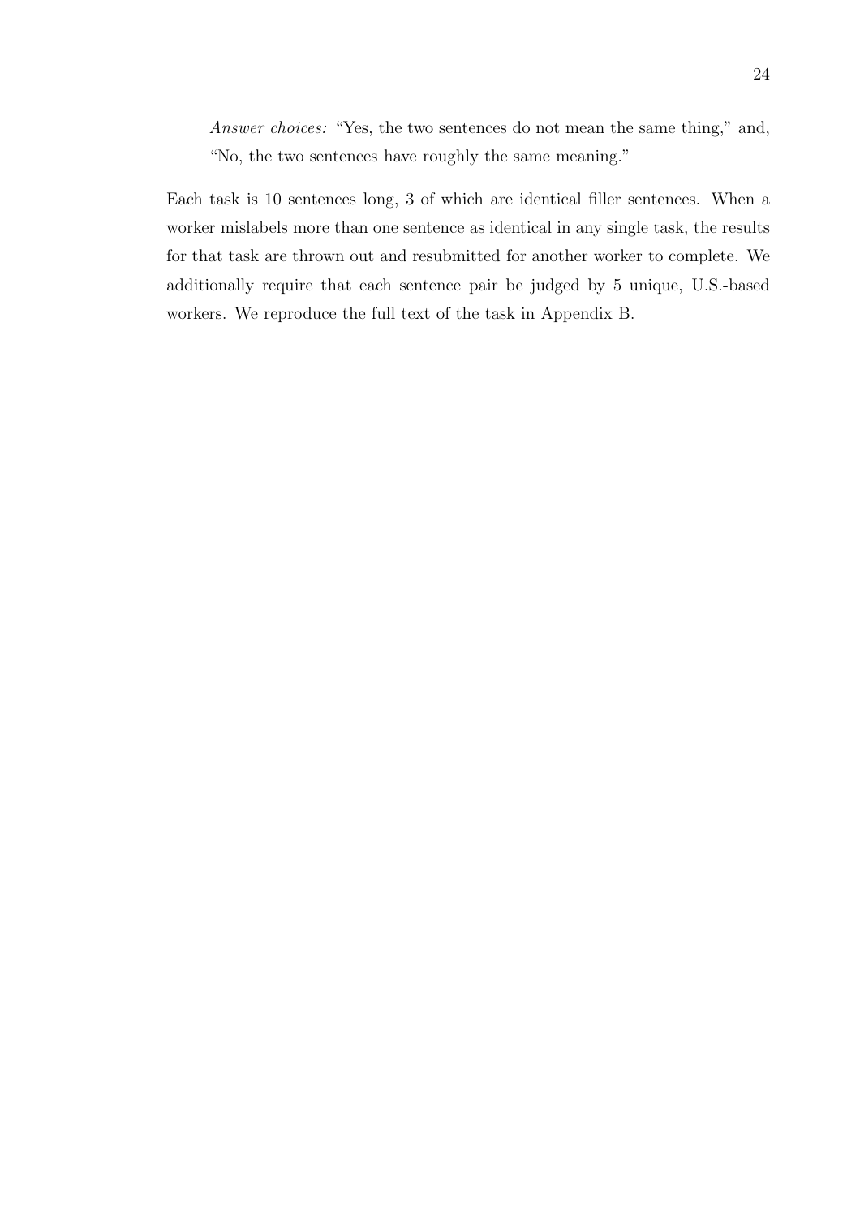> *Answer choices:* "Yes, the two sentences do not mean the same thing," and, "No, the two sentences have roughly the same meaning."

Each task is 10 sentences long, 3 of which are identical filler sentences. When a worker mislabels more than one sentence as identical in any single task, the results for that task are thrown out and resubmitted for another worker to complete. We additionally require that each sentence pair be judged by 5 unique, U.S.-based workers. We reproduce the full text of the task in Appendix B.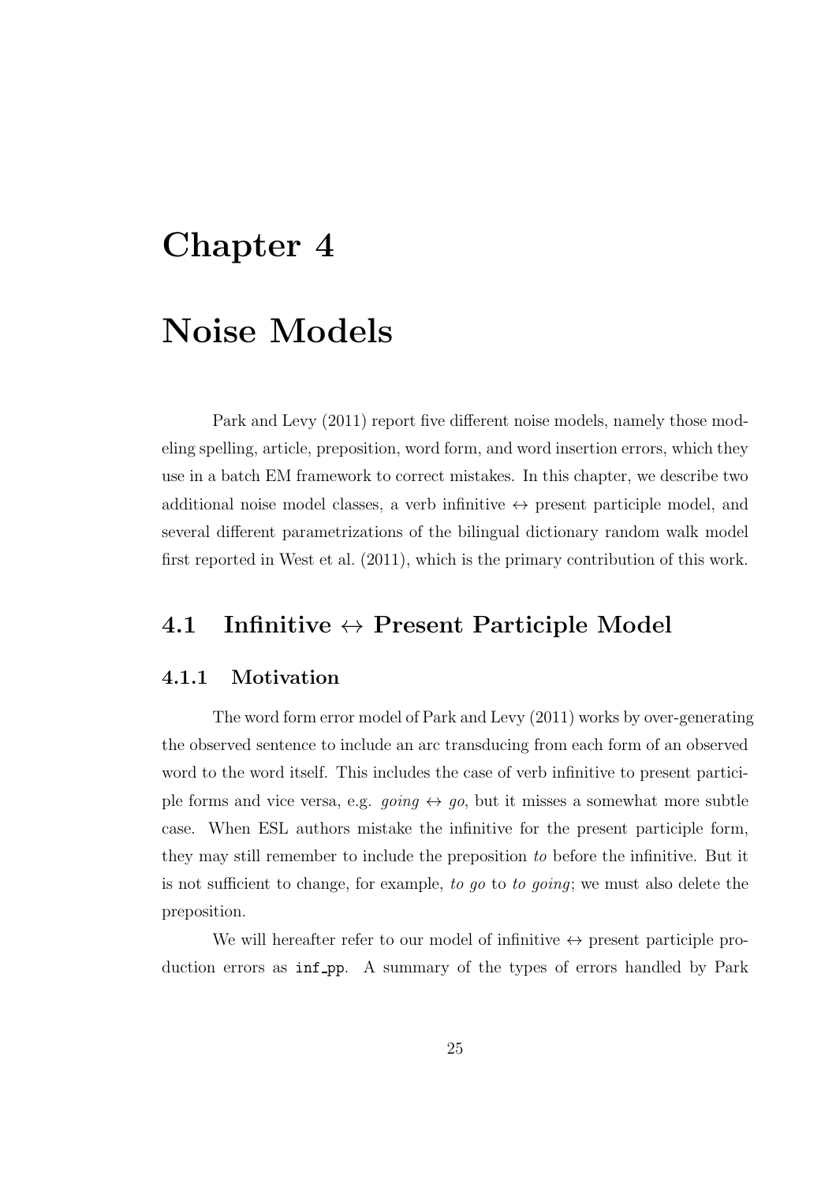# Chapter 4

# Noise Models

Park and Levy (2011) report five different noise models, namely those modeling spelling, article, preposition, word form, and word insertion errors, which they use in a batch EM framework to correct mistakes. In this chapter, we describe two additional noise model classes, a verb infinitive $\leftrightarrow$ present participle model, and several different parametrizations of the bilingual dictionary random walk model first reported in West et al. (2011), which is the primary contribution of this work.

## 4.1 Infinitive $\leftrightarrow$ Present Participle Model

### 4.1.1 Motivation

The word form error model of Park and Levy (2011) works by over-generating the observed sentence to include an arc transducing from each form of an observed word to the word itself. This includes the case of verb infinitive to present participle forms and vice versa, e.g. *going* $\leftrightarrow$ *go*, but it misses a somewhat more subtle case. When ESL authors mistake the infinitive for the present participle form, they may still remember to include the preposition *to* before the infinitive. But it is not sufficient to change, for example, *to go* to *to going*; we must also delete the preposition.

We will hereafter refer to our model of infinitive $\leftrightarrow$ present participle production errors as `inf_pp`. A summary of the types of errors handled by Park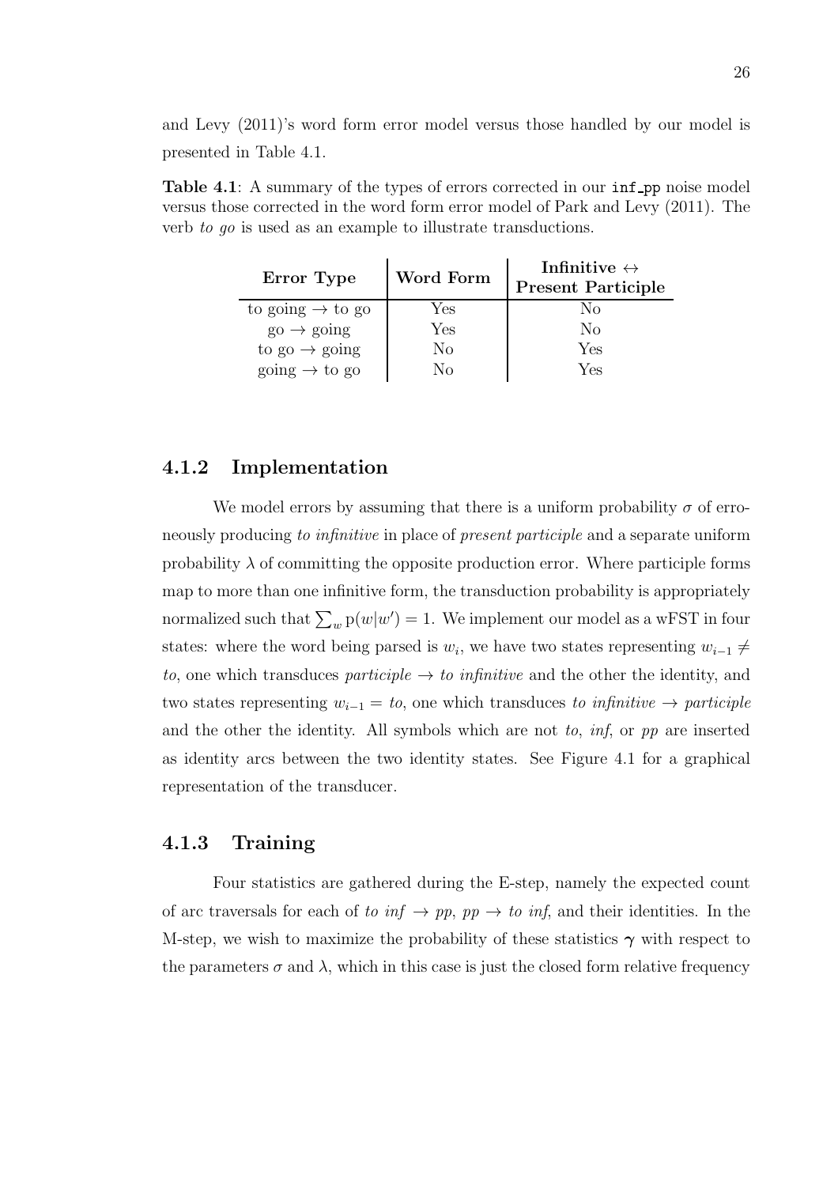and Levy (2011)'s word form error model versus those handled by our model is presented in Table 4.1.

**Table 4.1**: A summary of the types of errors corrected in our `inf_pp` noise model versus those corrected in the word form error model of Park and Levy (2011). The verb *to go* is used as an example to illustrate transductions.

| Error Type | Word Form | Infinitive $\leftrightarrow$ Present Participle |
|---|---|---|
| to going $\rightarrow$ to go | Yes | No |
| go $\rightarrow$ going | Yes | No |
| to go $\rightarrow$ going | No | Yes |
| going $\rightarrow$ to go | No | Yes |

### 4.1.2 Implementation

We model errors by assuming that there is a uniform probability $\sigma$ of erroneously producing *to infinitive* in place of *present participle* and a separate uniform probability $\lambda$ of committing the opposite production error. Where participle forms map to more than one infinitive form, the transduction probability is appropriately normalized such that $\sum_w \mathrm{p}(w|w') = 1$. We implement our model as a wFST in four states: where the word being parsed is $w_i$, we have two states representing $w_{i-1} \neq$ *to*, one which transduces *participle* $\rightarrow$ *to infinitive* and the other the identity, and two states representing $w_{i-1} =$ *to*, one which transduces *to infinitive* $\rightarrow$ *participle* and the other the identity. All symbols which are not *to*, *inf*, or *pp* are inserted as identity arcs between the two identity states. See Figure 4.1 for a graphical representation of the transducer.

### 4.1.3 Training

Four statistics are gathered during the E-step, namely the expected count of arc traversals for each of *to inf* $\rightarrow$ *pp*, *pp* $\rightarrow$ *to inf*, and their identities. In the M-step, we wish to maximize the probability of these statistics $\boldsymbol{\gamma}$ with respect to the parameters $\sigma$ and $\lambda$, which in this case is just the closed form relative frequency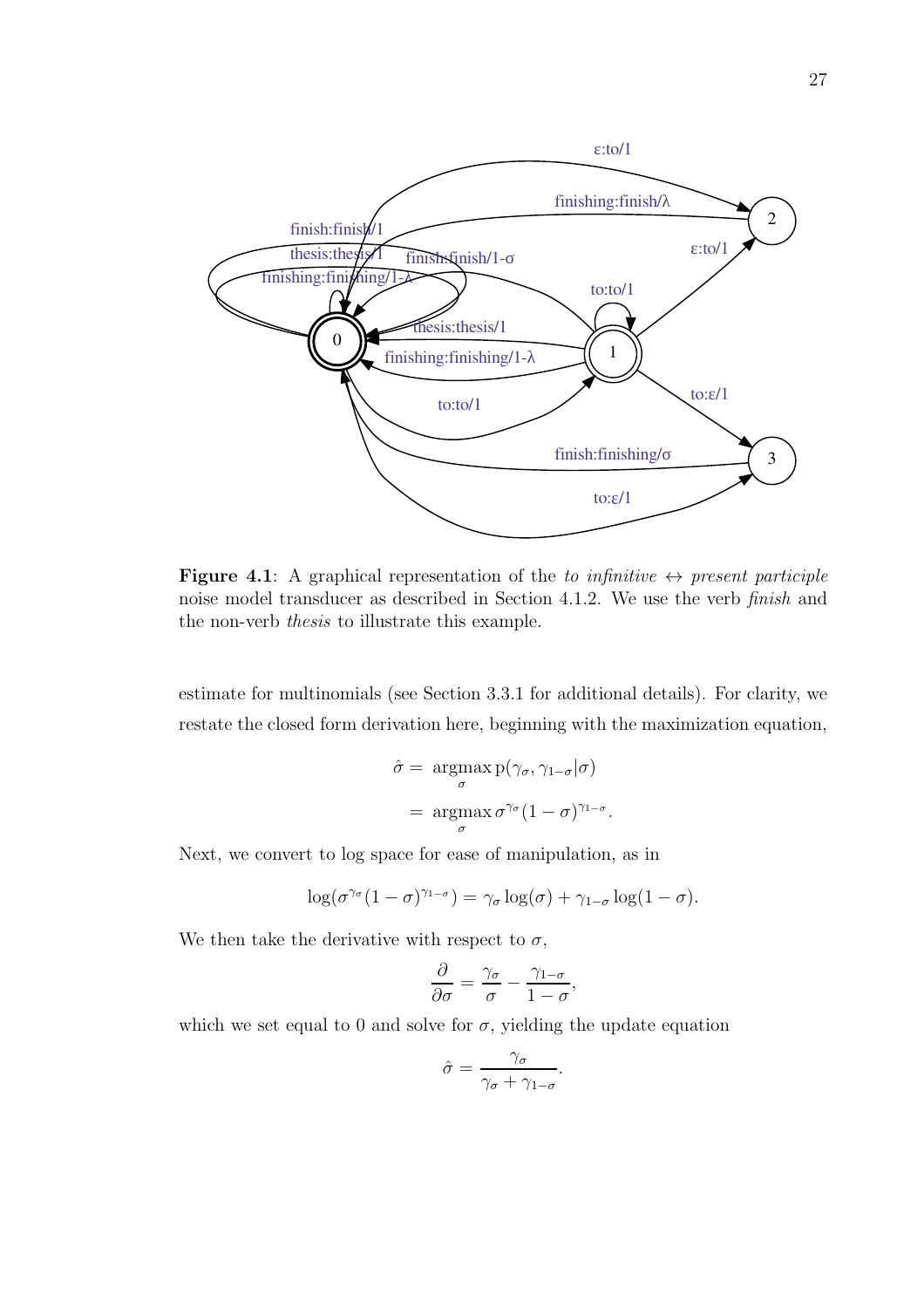**Figure 4.1**: A graphical representation of the *to infinitive* ↔ *present participle* noise model transducer as described in Section 4.1.2. We use the verb *finish* and the non-verb *thesis* to illustrate this example.

estimate for multinomials (see Section 3.3.1 for additional details). For clarity, we restate the closed form derivation here, beginning with the maximization equation,

$$\hat{\sigma} = \operatorname*{argmax}_{\sigma} \mathrm{p}(\gamma_{\sigma}, \gamma_{1-\sigma} | \sigma)$$

$$= \operatorname*{argmax}_{\sigma} \sigma^{\gamma_{\sigma}} (1 - \sigma)^{\gamma_{1-\sigma}}.$$

Next, we convert to log space for ease of manipulation, as in

$$\log(\sigma^{\gamma_{\sigma}} (1 - \sigma)^{\gamma_{1-\sigma}}) = \gamma_{\sigma} \log(\sigma) + \gamma_{1-\sigma} \log(1 - \sigma).$$

We then take the derivative with respect to $\sigma$,

$$\frac{\partial}{\partial \sigma} = \frac{\gamma_{\sigma}}{\sigma} - \frac{\gamma_{1-\sigma}}{1 - \sigma},$$

which we set equal to 0 and solve for $\sigma$, yielding the update equation

$$\hat{\sigma} = \frac{\gamma_{\sigma}}{\gamma_{\sigma} + \gamma_{1-\sigma}}.$$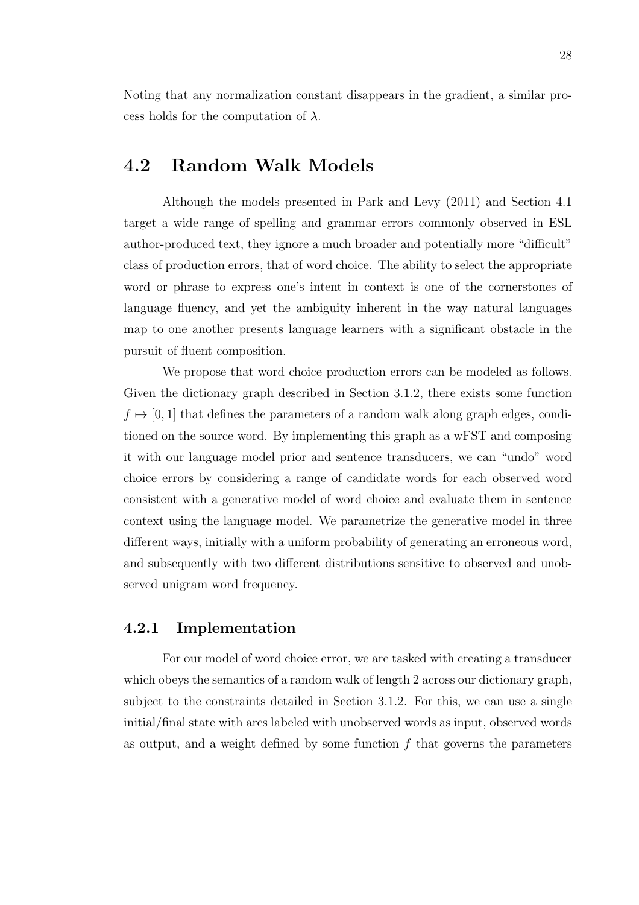Noting that any normalization constant disappears in the gradient, a similar process holds for the computation of $\lambda$.

## 4.2 Random Walk Models

Although the models presented in Park and Levy (2011) and Section 4.1 target a wide range of spelling and grammar errors commonly observed in ESL author-produced text, they ignore a much broader and potentially more "difficult" class of production errors, that of word choice. The ability to select the appropriate word or phrase to express one's intent in context is one of the cornerstones of language fluency, and yet the ambiguity inherent in the way natural languages map to one another presents language learners with a significant obstacle in the pursuit of fluent composition.

We propose that word choice production errors can be modeled as follows. Given the dictionary graph described in Section 3.1.2, there exists some function $f \mapsto [0, 1]$ that defines the parameters of a random walk along graph edges, conditioned on the source word. By implementing this graph as a wFST and composing it with our language model prior and sentence transducers, we can "undo" word choice errors by considering a range of candidate words for each observed word consistent with a generative model of word choice and evaluate them in sentence context using the language model. We parametrize the generative model in three different ways, initially with a uniform probability of generating an erroneous word, and subsequently with two different distributions sensitive to observed and unobserved unigram word frequency.

### 4.2.1 Implementation

For our model of word choice error, we are tasked with creating a transducer which obeys the semantics of a random walk of length 2 across our dictionary graph, subject to the constraints detailed in Section 3.1.2. For this, we can use a single initial/final state with arcs labeled with unobserved words as input, observed words as output, and a weight defined by some function $f$ that governs the parameters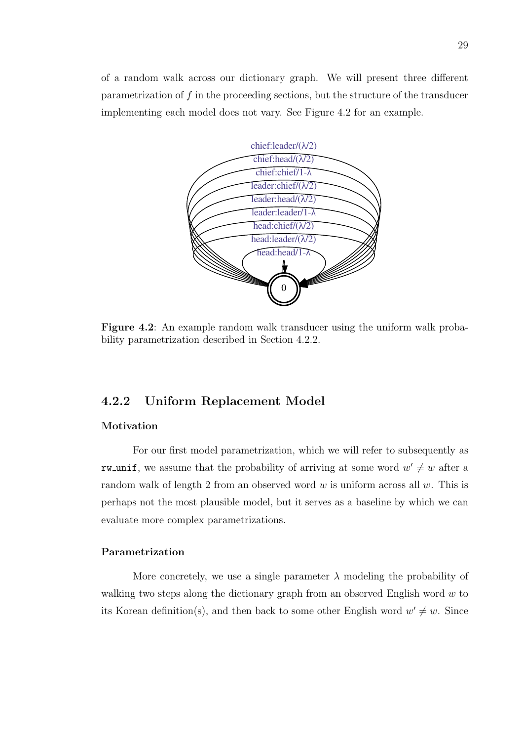of a random walk across our dictionary graph. We will present three different parametrization of $f$ in the proceeding sections, but the structure of the transducer implementing each model does not vary. See Figure 4.2 for an example.

**Figure 4.2**: An example random walk transducer using the uniform walk probability parametrization described in Section 4.2.2.

### 4.2.2 Uniform Replacement Model

#### Motivation

For our first model parametrization, which we will refer to subsequently as `rw_unif`, we assume that the probability of arriving at some word $w' \neq w$ after a random walk of length 2 from an observed word $w$ is uniform across all $w$. This is perhaps not the most plausible model, but it serves as a baseline by which we can evaluate more complex parametrizations.

#### Parametrization

More concretely, we use a single parameter $\lambda$ modeling the probability of walking two steps along the dictionary graph from an observed English word $w$ to its Korean definition(s), and then back to some other English word $w' \neq w$. Since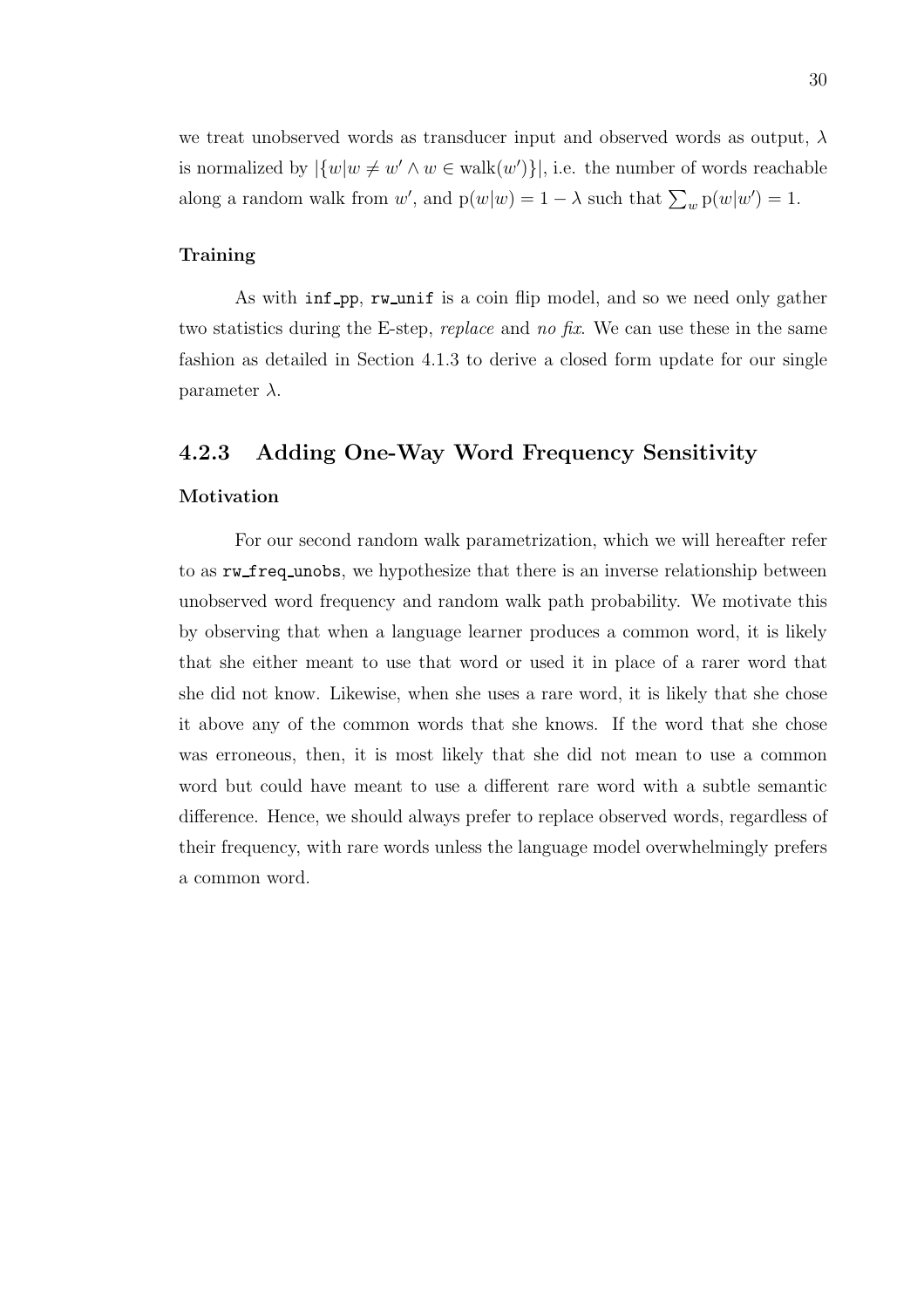we treat unobserved words as transducer input and observed words as output, $\lambda$ is normalized by $|\{w|w \neq w' \land w \in \text{walk}(w')\}|$, i.e. the number of words reachable along a random walk from $w'$, and $\text{p}(w|w) = 1 - \lambda$ such that $\sum_w \text{p}(w|w') = 1$.

#### Training

As with `inf_pp`, `rw_unif` is a coin flip model, and so we need only gather two statistics during the E-step, *replace* and *no fix*. We can use these in the same fashion as detailed in Section 4.1.3 to derive a closed form update for our single parameter $\lambda$.

### 4.2.3 Adding One-Way Word Frequency Sensitivity

#### Motivation

For our second random walk parametrization, which we will hereafter refer to as `rw_freq_unobs`, we hypothesize that there is an inverse relationship between unobserved word frequency and random walk path probability. We motivate this by observing that when a language learner produces a common word, it is likely that she either meant to use that word or used it in place of a rarer word that she did not know. Likewise, when she uses a rare word, it is likely that she chose it above any of the common words that she knows. If the word that she chose was erroneous, then, it is most likely that she did not mean to use a common word but could have meant to use a different rare word with a subtle semantic difference. Hence, we should always prefer to replace observed words, regardless of their frequency, with rare words unless the language model overwhelmingly prefers a common word.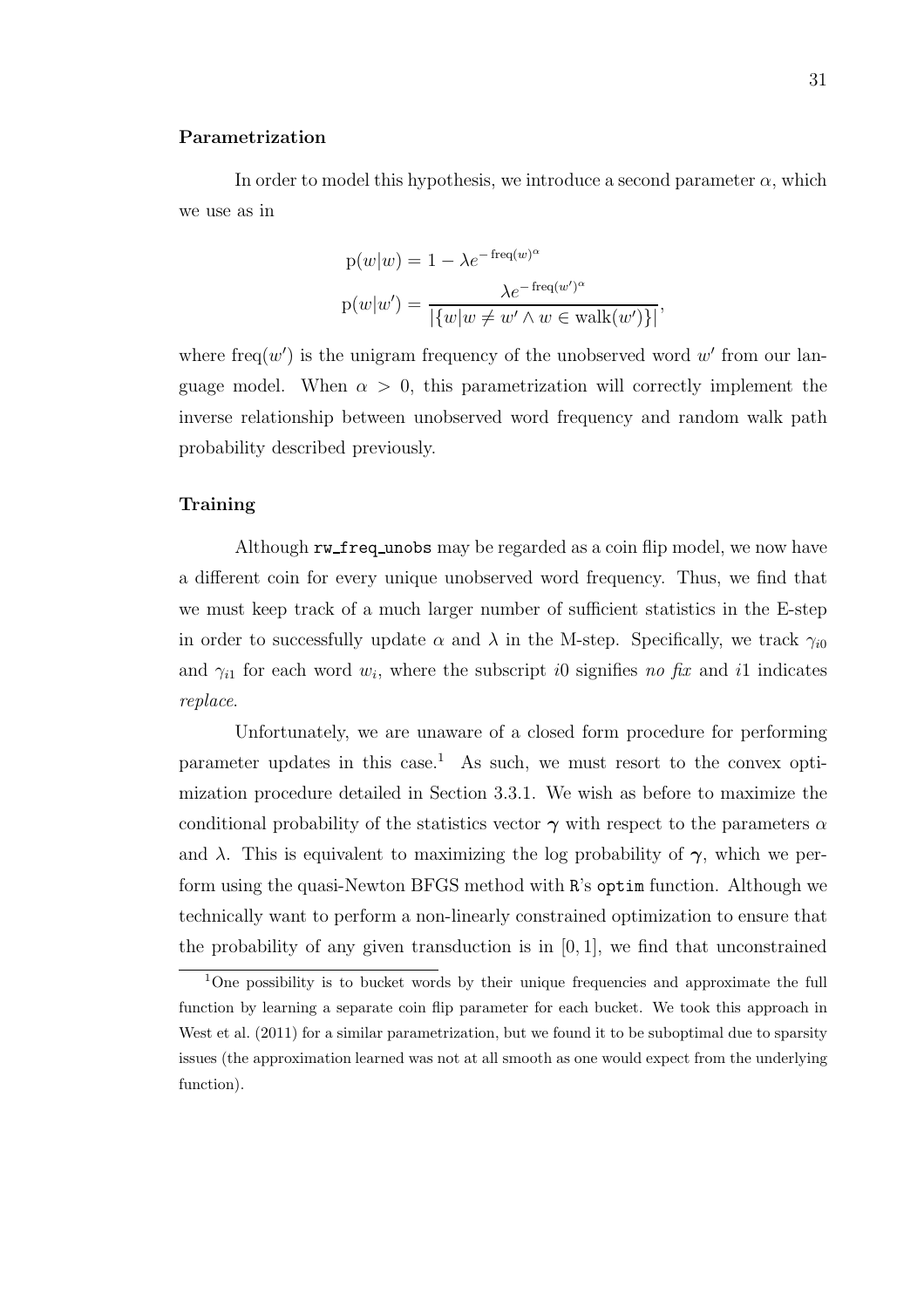#### Parametrization

In order to model this hypothesis, we introduce a second parameter $\alpha$, which we use as in

$$\mathrm{p}(w|w) = 1 - \lambda e^{-\mathrm{freq}(w)^{\alpha}}$$

$$\mathrm{p}(w|w') = \frac{\lambda e^{-\mathrm{freq}(w')^{\alpha}}}{|\{w | w \neq w' \wedge w \in \mathrm{walk}(w')\}|},$$

where $\mathrm{freq}(w')$ is the unigram frequency of the unobserved word $w'$ from our language model. When $\alpha > 0$, this parametrization will correctly implement the inverse relationship between unobserved word frequency and random walk path probability described previously.

#### Training

Although `rw_freq_unobs` may be regarded as a coin flip model, we now have a different coin for every unique unobserved word frequency. Thus, we find that we must keep track of a much larger number of sufficient statistics in the E-step in order to successfully update $\alpha$ and $\lambda$ in the M-step. Specifically, we track $\gamma_{i0}$ and $\gamma_{i1}$ for each word $w_i$, where the subscript $i0$ signifies *no fix* and $i1$ indicates *replace*.

Unfortunately, we are unaware of a closed form procedure for performing parameter updates in this case.[1] As such, we must resort to the convex optimization procedure detailed in Section 3.3.1. We wish as before to maximize the conditional probability of the statistics vector $\boldsymbol{\gamma}$ with respect to the parameters $\alpha$ and $\lambda$. This is equivalent to maximizing the log probability of $\boldsymbol{\gamma}$, which we perform using the quasi-Newton BFGS method with `R`'s `optim` function. Although we technically want to perform a non-linearly constrained optimization to ensure that the probability of any given transduction is in $[0, 1]$, we find that unconstrained

[1] One possibility is to bucket words by their unique frequencies and approximate the full function by learning a separate coin flip parameter for each bucket. We took this approach in West et al. (2011) for a similar parametrization, but we found it to be suboptimal due to sparsity issues (the approximation learned was not at all smooth as one would expect from the underlying function).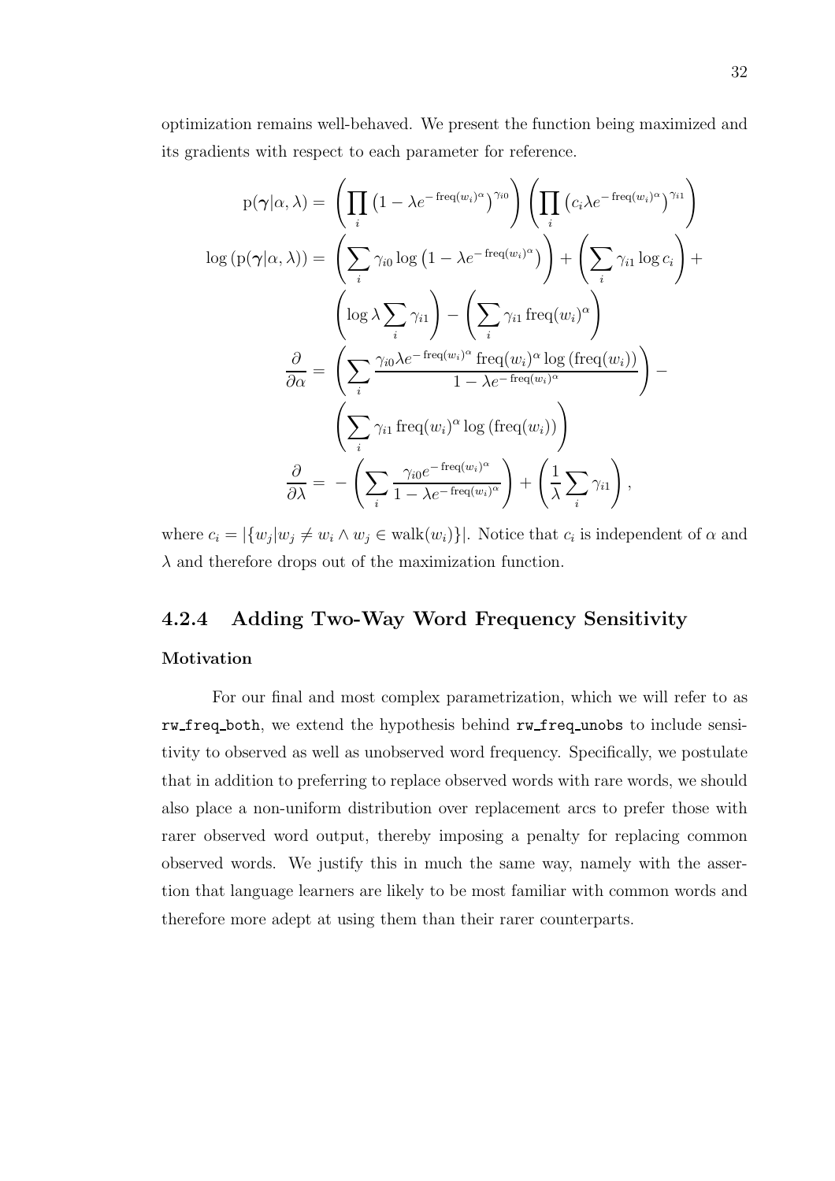optimization remains well-behaved. We present the function being maximized and its gradients with respect to each parameter for reference.

$$
\begin{aligned}
\mathrm{p}(\boldsymbol{\gamma}|\alpha,\lambda) &= \left(\prod_i \left(1-\lambda e^{-\mathrm{freq}(w_i)^\alpha}\right)^{\gamma_{i0}}\right)\left(\prod_i \left(c_i \lambda e^{-\mathrm{freq}(w_i)^\alpha}\right)^{\gamma_{i1}}\right) \\
\log\left(\mathrm{p}(\boldsymbol{\gamma}|\alpha,\lambda)\right) &= \left(\sum_i \gamma_{i0}\log\left(1-\lambda e^{-\mathrm{freq}(w_i)^\alpha}\right)\right) + \left(\sum_i \gamma_{i1}\log c_i\right) + \\
&\quad \left(\log\lambda \sum_i \gamma_{i1}\right) - \left(\sum_i \gamma_{i1}\,\mathrm{freq}(w_i)^\alpha\right) \\
\frac{\partial}{\partial\alpha} &= \left(\sum_i \frac{\gamma_{i0}\lambda e^{-\mathrm{freq}(w_i)^\alpha}\,\mathrm{freq}(w_i)^\alpha \log\left(\mathrm{freq}(w_i)\right)}{1-\lambda e^{-\mathrm{freq}(w_i)^\alpha}}\right) - \\
&\quad \left(\sum_i \gamma_{i1}\,\mathrm{freq}(w_i)^\alpha \log\left(\mathrm{freq}(w_i)\right)\right) \\
\frac{\partial}{\partial\lambda} &= -\left(\sum_i \frac{\gamma_{i0} e^{-\mathrm{freq}(w_i)^\alpha}}{1-\lambda e^{-\mathrm{freq}(w_i)^\alpha}}\right) + \left(\frac{1}{\lambda}\sum_i \gamma_{i1}\right),
\end{aligned}
$$

where $c_i = |\{w_j | w_j \neq w_i \wedge w_j \in \mathrm{walk}(w_i)\}|$. Notice that $c_i$ is independent of $\alpha$ and $\lambda$ and therefore drops out of the maximization function.

### 4.2.4 Adding Two-Way Word Frequency Sensitivity

#### Motivation

For our final and most complex parametrization, which we will refer to as `rw_freq_both`, we extend the hypothesis behind `rw_freq_unobs` to include sensitivity to observed as well as unobserved word frequency. Specifically, we postulate that in addition to preferring to replace observed words with rare words, we should also place a non-uniform distribution over replacement arcs to prefer those with rarer observed word output, thereby imposing a penalty for replacing common observed words. We justify this in much the same way, namely with the assertion that language learners are likely to be most familiar with common words and therefore more adept at using them than their rarer counterparts.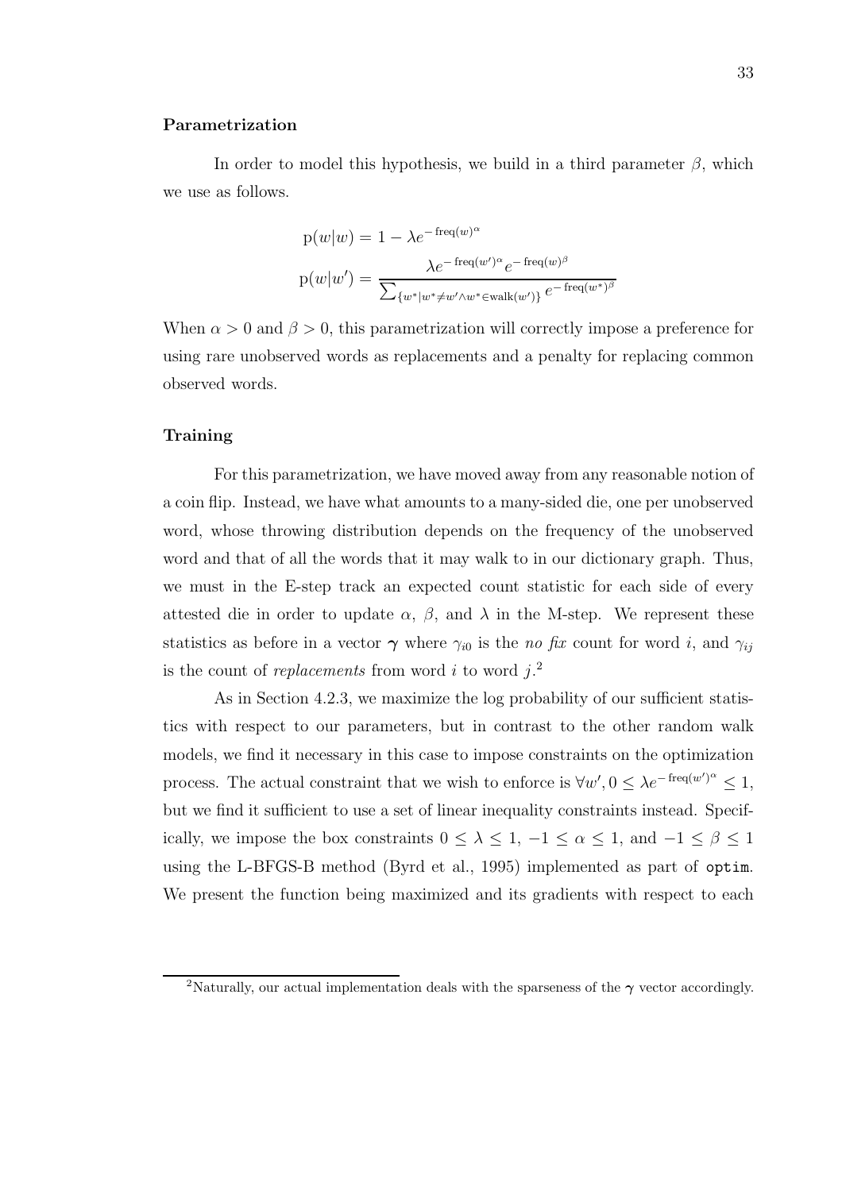### Parametrization

In order to model this hypothesis, we build in a third parameter $\beta$, which we use as follows.

$$
\begin{aligned}
\mathrm{p}(w|w) &= 1 - \lambda e^{-\operatorname{freq}(w)^{\alpha}} \\
\mathrm{p}(w|w') &= \frac{\lambda e^{-\operatorname{freq}(w')^{\alpha}} e^{-\operatorname{freq}(w)^{\beta}}}{\sum_{\{w^* | w^* \neq w' \wedge w^* \in \operatorname{walk}(w')\}} e^{-\operatorname{freq}(w^*)^{\beta}}}
\end{aligned}
$$

When $\alpha > 0$ and $\beta > 0$, this parametrization will correctly impose a preference for using rare unobserved words as replacements and a penalty for replacing common observed words.

### Training

For this parametrization, we have moved away from any reasonable notion of a coin flip. Instead, we have what amounts to a many-sided die, one per unobserved word, whose throwing distribution depends on the frequency of the unobserved word and that of all the words that it may walk to in our dictionary graph. Thus, we must in the E-step track an expected count statistic for each side of every attested die in order to update $\alpha$, $\beta$, and $\lambda$ in the M-step. We represent these statistics as before in a vector $\boldsymbol{\gamma}$ where $\gamma_{i0}$ is the *no fix* count for word $i$, and $\gamma_{ij}$ is the count of *replacements* from word $i$ to word $j$.[2]

As in Section 4.2.3, we maximize the log probability of our sufficient statistics with respect to our parameters, but in contrast to the other random walk models, we find it necessary in this case to impose constraints on the optimization process. The actual constraint that we wish to enforce is $\forall w', 0 \leq \lambda e^{-\operatorname{freq}(w')^{\alpha}} \leq 1$, but we find it sufficient to use a set of linear inequality constraints instead. Specifically, we impose the box constraints $0 \leq \lambda \leq 1$, $-1 \leq \alpha \leq 1$, and $-1 \leq \beta \leq 1$ using the L-BFGS-B method (Byrd et al., 1995) implemented as part of `optim`. We present the function being maximized and its gradients with respect to each

[2] Naturally, our actual implementation deals with the sparseness of the $\boldsymbol{\gamma}$ vector accordingly.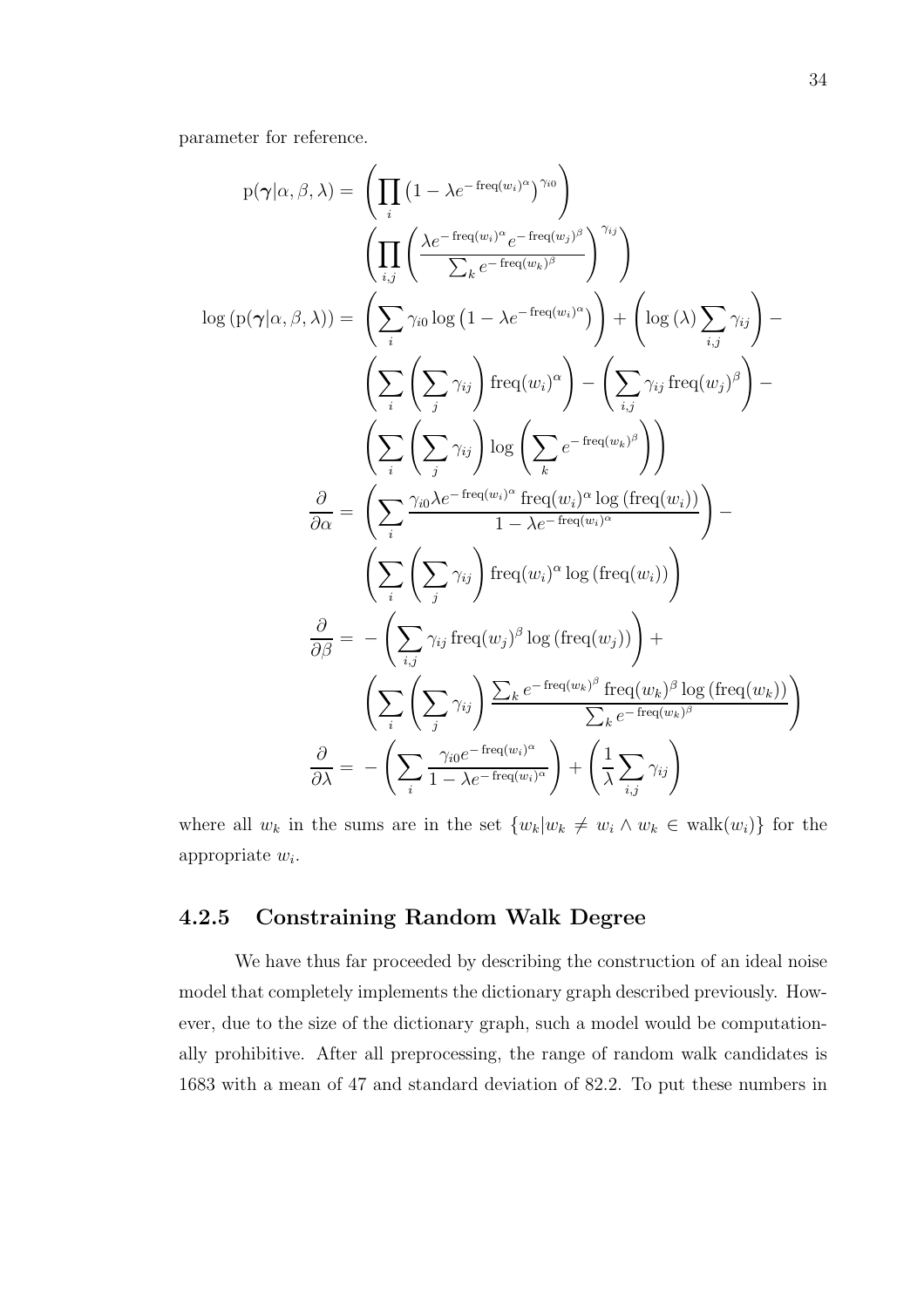parameter for reference.

$$
\begin{aligned}
\mathrm{p}(\boldsymbol{\gamma}|\alpha,\beta,\lambda) = & \left(\prod_i \left(1-\lambda e^{-\mathrm{freq}(w_i)^\alpha}\right)^{\gamma_{i0}}\right) \\
& \left(\prod_{i,j}\left(\frac{\lambda e^{-\mathrm{freq}(w_i)^\alpha} e^{-\mathrm{freq}(w_j)^\beta}}{\sum_k e^{-\mathrm{freq}(w_k)^\beta}}\right)^{\gamma_{ij}}\right) \\
\log\left(\mathrm{p}(\boldsymbol{\gamma}|\alpha,\beta,\lambda)\right) = & \left(\sum_i \gamma_{i0}\log\left(1-\lambda e^{-\mathrm{freq}(w_i)^\alpha}\right)\right) + \left(\log(\lambda)\sum_{i,j}\gamma_{ij}\right) - \\
& \left(\sum_i\left(\sum_j \gamma_{ij}\right)\mathrm{freq}(w_i)^\alpha\right) - \left(\sum_{i,j}\gamma_{ij}\,\mathrm{freq}(w_j)^\beta\right) - \\
& \left(\sum_i\left(\sum_j \gamma_{ij}\right)\log\left(\sum_k e^{-\mathrm{freq}(w_k)^\beta}\right)\right) \\
\frac{\partial}{\partial\alpha} = & \left(\sum_i \frac{\gamma_{i0}\lambda e^{-\mathrm{freq}(w_i)^\alpha}\,\mathrm{freq}(w_i)^\alpha \log\left(\mathrm{freq}(w_i)\right)}{1-\lambda e^{-\mathrm{freq}(w_i)^\alpha}}\right) - \\
& \left(\sum_i\left(\sum_j\gamma_{ij}\right)\mathrm{freq}(w_i)^\alpha\log\left(\mathrm{freq}(w_i)\right)\right) \\
\frac{\partial}{\partial\beta} = & -\left(\sum_{i,j}\gamma_{ij}\,\mathrm{freq}(w_j)^\beta\log\left(\mathrm{freq}(w_j)\right)\right) + \\
& \left(\sum_i\left(\sum_j\gamma_{ij}\right)\frac{\sum_k e^{-\mathrm{freq}(w_k)^\beta}\,\mathrm{freq}(w_k)^\beta\log\left(\mathrm{freq}(w_k)\right)}{\sum_k e^{-\mathrm{freq}(w_k)^\beta}}\right) \\
\frac{\partial}{\partial\lambda} = & -\left(\sum_i\frac{\gamma_{i0}e^{-\mathrm{freq}(w_i)^\alpha}}{1-\lambda e^{-\mathrm{freq}(w_i)^\alpha}}\right) + \left(\frac{1}{\lambda}\sum_{i,j}\gamma_{ij}\right)
\end{aligned}
$$

where all $w_k$ in the sums are in the set $\{w_k | w_k \neq w_i \wedge w_k \in \mathrm{walk}(w_i)\}$ for the appropriate $w_i$.

### 4.2.5 Constraining Random Walk Degree

We have thus far proceeded by describing the construction of an ideal noise model that completely implements the dictionary graph described previously. However, due to the size of the dictionary graph, such a model would be computationally prohibitive. After all preprocessing, the range of random walk candidates is 1683 with a mean of 47 and standard deviation of 82.2. To put these numbers in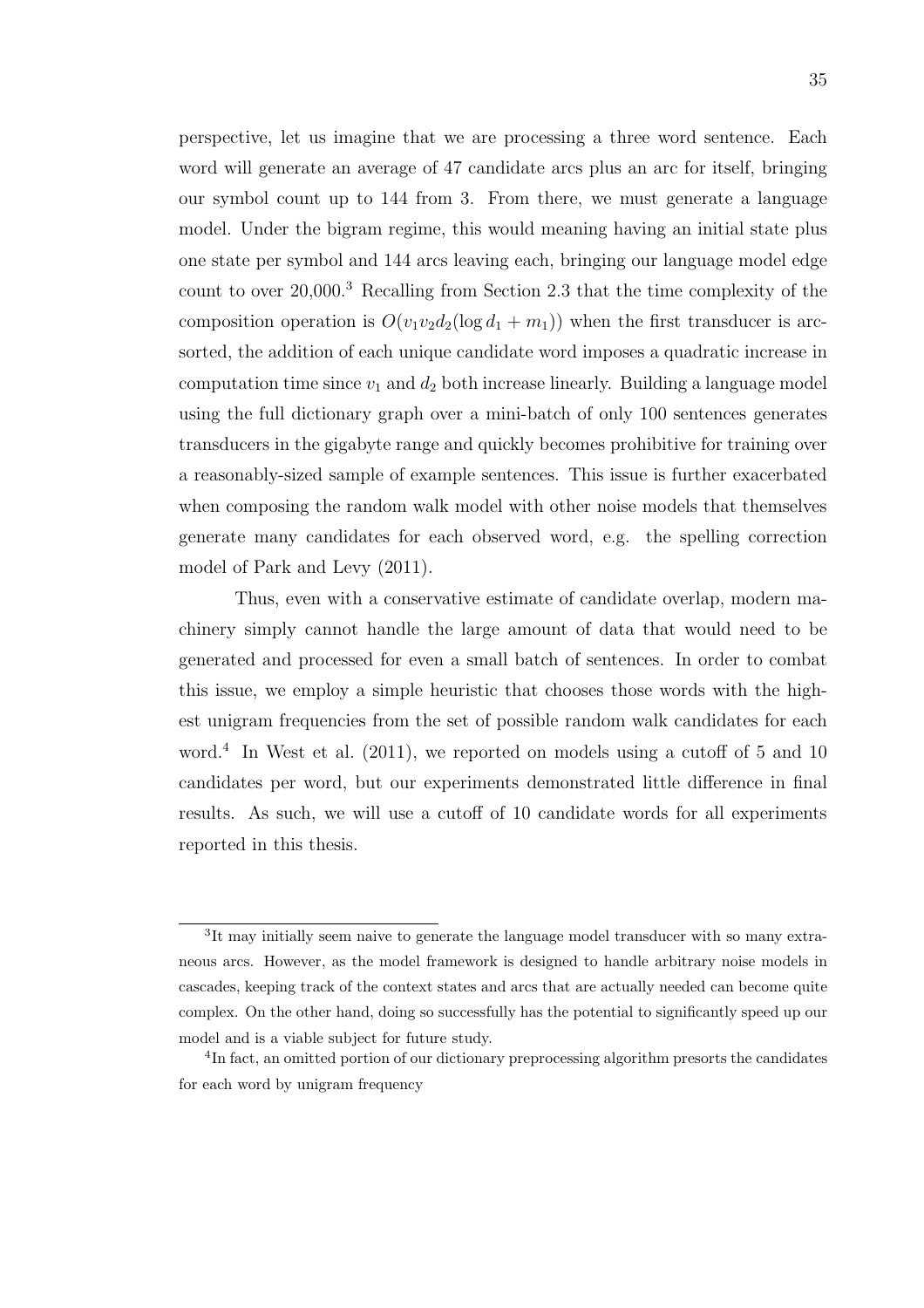perspective, let us imagine that we are processing a three word sentence. Each word will generate an average of 47 candidate arcs plus an arc for itself, bringing our symbol count up to 144 from 3. From there, we must generate a language model. Under the bigram regime, this would meaning having an initial state plus one state per symbol and 144 arcs leaving each, bringing our language model edge count to over 20,000.[3] Recalling from Section 2.3 that the time complexity of the composition operation is $O(v_1 v_2 d_2 (\log d_1 + m_1))$ when the first transducer is arc-sorted, the addition of each unique candidate word imposes a quadratic increase in computation time since $v_1$ and $d_2$ both increase linearly. Building a language model using the full dictionary graph over a mini-batch of only 100 sentences generates transducers in the gigabyte range and quickly becomes prohibitive for training over a reasonably-sized sample of example sentences. This issue is further exacerbated when composing the random walk model with other noise models that themselves generate many candidates for each observed word, e.g. the spelling correction model of Park and Levy (2011).

Thus, even with a conservative estimate of candidate overlap, modern machinery simply cannot handle the large amount of data that would need to be generated and processed for even a small batch of sentences. In order to combat this issue, we employ a simple heuristic that chooses those words with the highest unigram frequencies from the set of possible random walk candidates for each word.[4] In West et al. (2011), we reported on models using a cutoff of 5 and 10 candidates per word, but our experiments demonstrated little difference in final results. As such, we will use a cutoff of 10 candidate words for all experiments reported in this thesis.

---

[3] It may initially seem naive to generate the language model transducer with so many extraneous arcs. However, as the model framework is designed to handle arbitrary noise models in cascades, keeping track of the context states and arcs that are actually needed can become quite complex. On the other hand, doing so successfully has the potential to significantly speed up our model and is a viable subject for future study.

[4] In fact, an omitted portion of our dictionary preprocessing algorithm presorts the candidates for each word by unigram frequency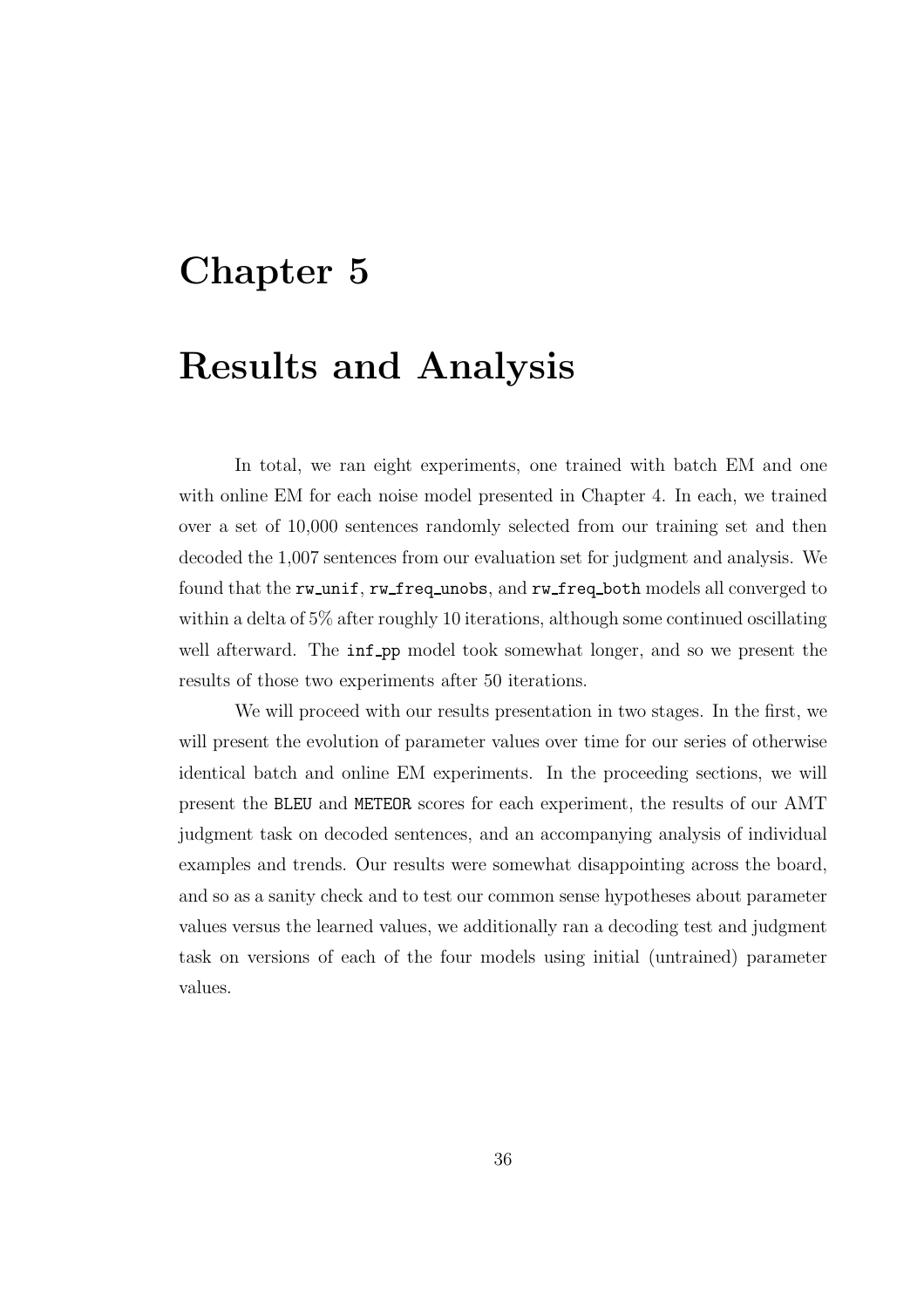# Chapter 5

# Results and Analysis

In total, we ran eight experiments, one trained with batch EM and one with online EM for each noise model presented in Chapter 4. In each, we trained over a set of 10,000 sentences randomly selected from our training set and then decoded the 1,007 sentences from our evaluation set for judgment and analysis. We found that the `rw_unif`, `rw_freq_unobs`, and `rw_freq_both` models all converged to within a delta of 5% after roughly 10 iterations, although some continued oscillating well afterward. The `inf_pp` model took somewhat longer, and so we present the results of those two experiments after 50 iterations.

We will proceed with our results presentation in two stages. In the first, we will present the evolution of parameter values over time for our series of otherwise identical batch and online EM experiments. In the proceeding sections, we will present the `BLEU` and `METEOR` scores for each experiment, the results of our AMT judgment task on decoded sentences, and an accompanying analysis of individual examples and trends. Our results were somewhat disappointing across the board, and so as a sanity check and to test our common sense hypotheses about parameter values versus the learned values, we additionally ran a decoding test and judgment task on versions of each of the four models using initial (untrained) parameter values.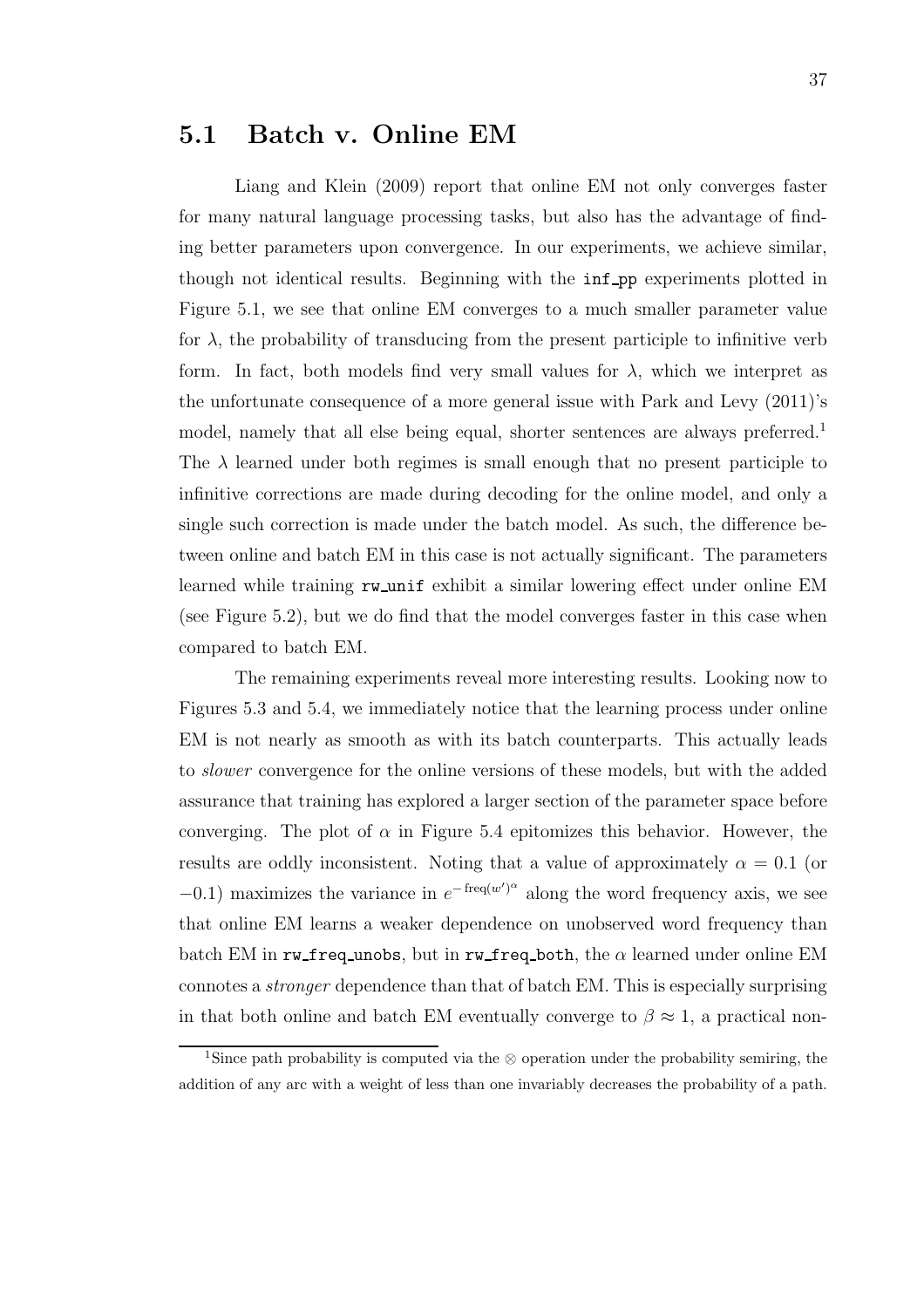## 5.1 Batch v. Online EM

Liang and Klein (2009) report that online EM not only converges faster for many natural language processing tasks, but also has the advantage of finding better parameters upon convergence. In our experiments, we achieve similar, though not identical results. Beginning with the `inf_pp` experiments plotted in Figure 5.1, we see that online EM converges to a much smaller parameter value for $\lambda$, the probability of transducing from the present participle to infinitive verb form. In fact, both models find very small values for $\lambda$, which we interpret as the unfortunate consequence of a more general issue with Park and Levy (2011)'s model, namely that all else being equal, shorter sentences are always preferred.[1] The $\lambda$ learned under both regimes is small enough that no present participle to infinitive corrections are made during decoding for the online model, and only a single such correction is made under the batch model. As such, the difference between online and batch EM in this case is not actually significant. The parameters learned while training `rw_unif` exhibit a similar lowering effect under online EM (see Figure 5.2), but we do find that the model converges faster in this case when compared to batch EM.

The remaining experiments reveal more interesting results. Looking now to Figures 5.3 and 5.4, we immediately notice that the learning process under online EM is not nearly as smooth as with its batch counterparts. This actually leads to *slower* convergence for the online versions of these models, but with the added assurance that training has explored a larger section of the parameter space before converging. The plot of $\alpha$ in Figure 5.4 epitomizes this behavior. However, the results are oddly inconsistent. Noting that a value of approximately $\alpha = 0.1$ (or $-0.1$) maximizes the variance in $e^{-\text{freq}(w')^{\alpha}}$ along the word frequency axis, we see that online EM learns a weaker dependence on unobserved word frequency than batch EM in `rw_freq_unobs`, but in `rw_freq_both`, the $\alpha$ learned under online EM connotes a *stronger* dependence than that of batch EM. This is especially surprising in that both online and batch EM eventually converge to $\beta \approx 1$, a practical non-

[1] Since path probability is computed via the $\otimes$ operation under the probability semiring, the addition of any arc with a weight of less than one invariably decreases the probability of a path.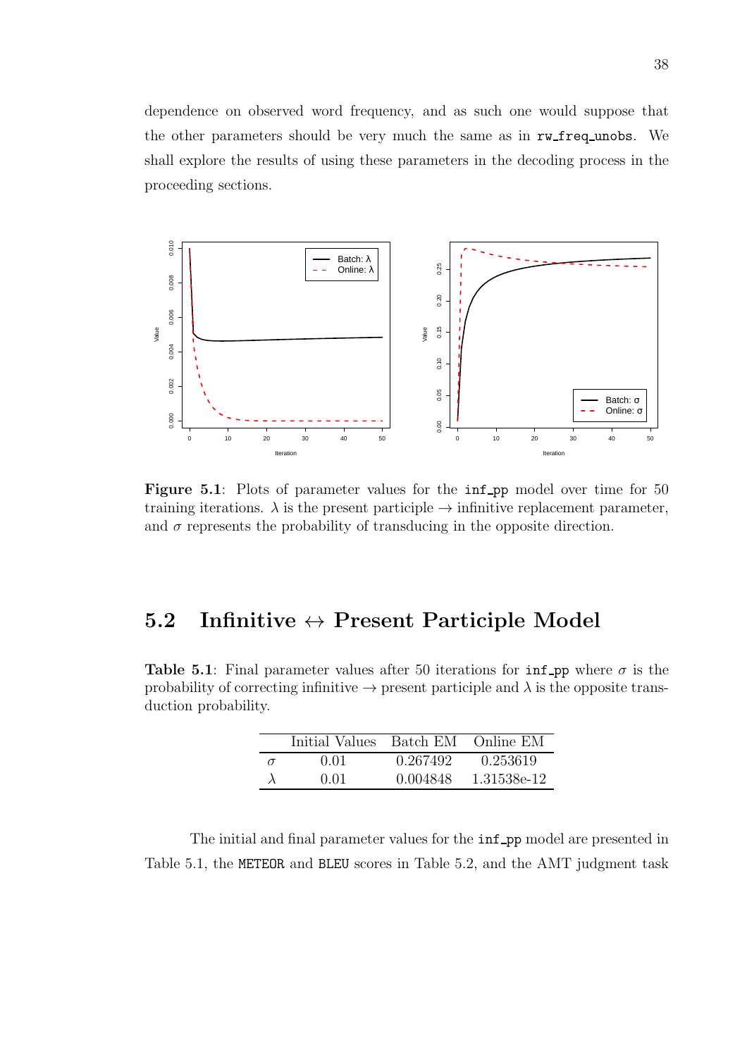dependence on observed word frequency, and as such one would suppose that the other parameters should be very much the same as in rw_freq_unobs. We shall explore the results of using these parameters in the decoding process in the proceeding sections.

**Figure 5.1**: Plots of parameter values for the inf_pp model over time for 50 training iterations. $\lambda$ is the present participle $\rightarrow$ infinitive replacement parameter, and $\sigma$ represents the probability of transducing in the opposite direction.

## 5.2 Infinitive $\leftrightarrow$ Present Participle Model

**Table 5.1**: Final parameter values after 50 iterations for inf_pp where $\sigma$ is the probability of correcting infinitive $\rightarrow$ present participle and $\lambda$ is the opposite transduction probability.

| | Initial Values | Batch EM | Online EM |
|---|---|---|---|
| $\sigma$ | 0.01 | 0.267492 | 0.253619 |
| $\lambda$ | 0.01 | 0.004848 | 1.31538e-12 |

The initial and final parameter values for the inf_pp model are presented in Table 5.1, the METEOR and BLEU scores in Table 5.2, and the AMT judgment task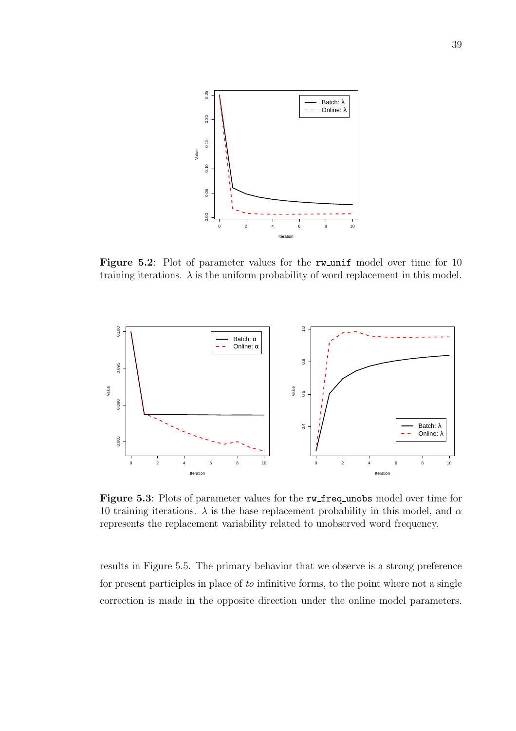**Figure 5.2**: Plot of parameter values for the `rw_unif` model over time for 10 training iterations. $\lambda$ is the uniform probability of word replacement in this model.

**Figure 5.3**: Plots of parameter values for the `rw_freq_unobs` model over time for 10 training iterations. $\lambda$ is the base replacement probability in this model, and $\alpha$ represents the replacement variability related to unobserved word frequency.

results in Figure 5.5. The primary behavior that we observe is a strong preference for present participles in place of *to* infinitive forms, to the point where not a single correction is made in the opposite direction under the online model parameters.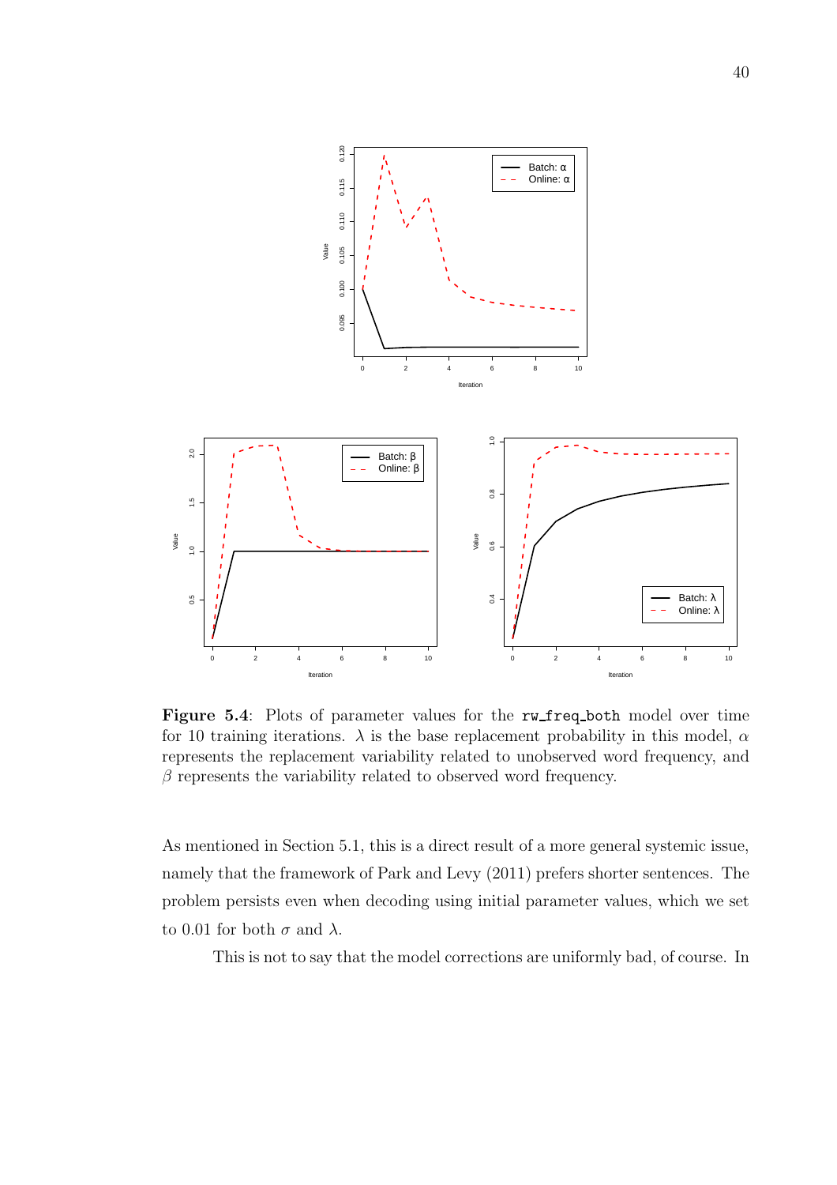**Figure 5.4**: Plots of parameter values for the `rw_freq_both` model over time for 10 training iterations. $\lambda$ is the base replacement probability in this model, $\alpha$ represents the replacement variability related to unobserved word frequency, and $\beta$ represents the variability related to observed word frequency.

As mentioned in Section 5.1, this is a direct result of a more general systemic issue, namely that the framework of Park and Levy (2011) prefers shorter sentences. The problem persists even when decoding using initial parameter values, which we set to 0.01 for both $\sigma$ and $\lambda$.

This is not to say that the model corrections are uniformly bad, of course. In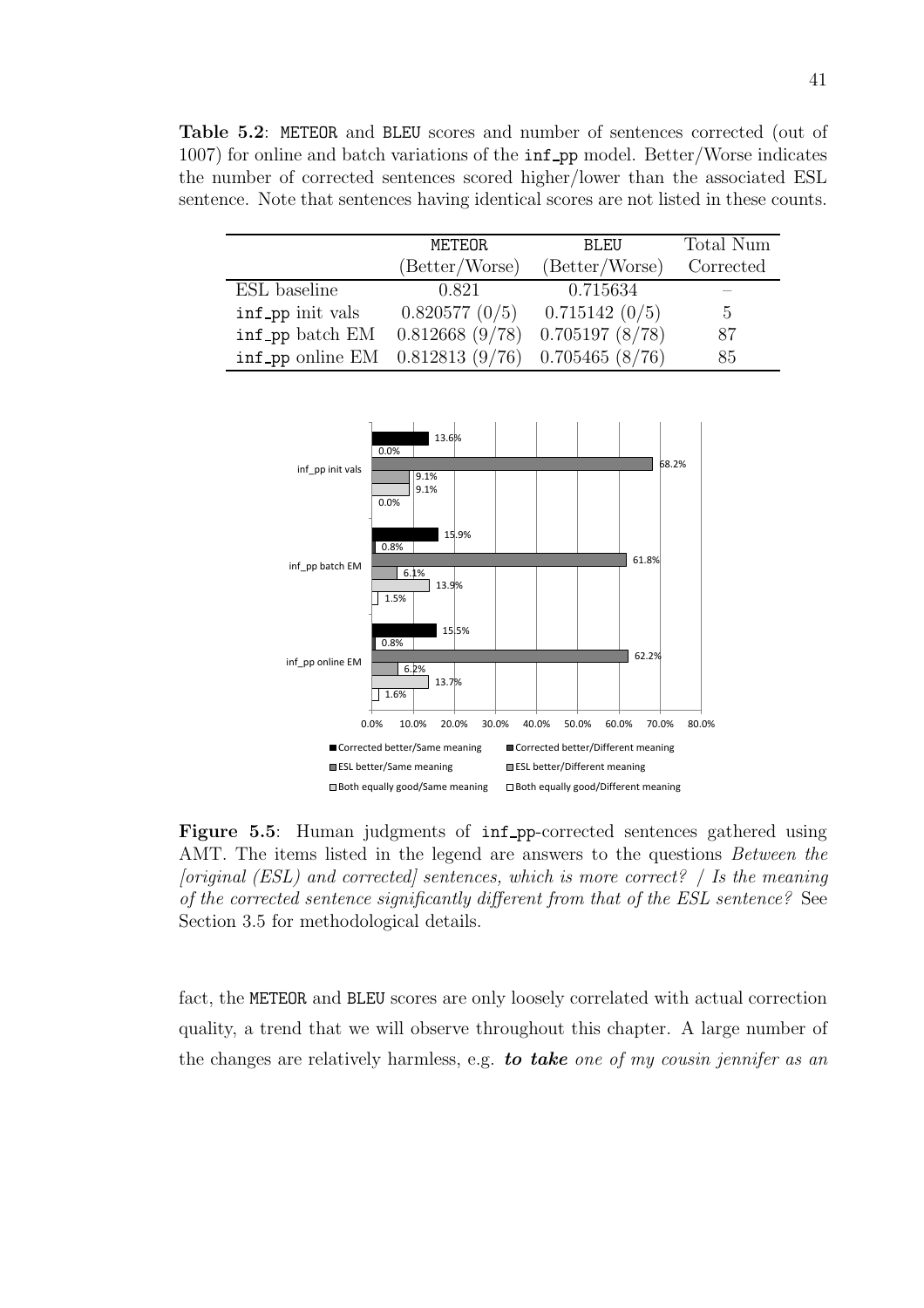**Table 5.2**: `METEOR` and `BLEU` scores and number of sentences corrected (out of 1007) for online and batch variations of the `inf_pp` model. Better/Worse indicates the number of corrected sentences scored higher/lower than the associated ESL sentence. Note that sentences having identical scores are not listed in these counts.

| | METEOR (Better/Worse) | BLEU (Better/Worse) | Total Num Corrected |
|---|---|---|---|
| ESL baseline | 0.821 | 0.715634 | – |
| `inf_pp` init vals | 0.820577 (0/5) | 0.715142 (0/5) | 5 |
| `inf_pp` batch EM | 0.812668 (9/78) | 0.705197 (8/78) | 87 |
| `inf_pp` online EM | 0.812813 (9/76) | 0.705465 (8/76) | 85 |

| | Corrected better/Same meaning | Corrected better/Different meaning | ESL better/Same meaning | ESL better/Different meaning | Both equally good/Same meaning | Both equally good/Different meaning |
|---|---|---|---|---|---|---|
| inf_pp init vals | 13.6% | 0.0% | 68.2% | 9.1% | 9.1% | 0.0% |
| inf_pp batch EM | 15.9% | 0.8% | 61.8% | 6.1% | 13.9% | 1.5% |
| inf_pp online EM | 15.5% | 0.8% | 62.2% | 6.2% | 13.7% | 1.6% |

**Figure 5.5**: Human judgments of `inf_pp`-corrected sentences gathered using AMT. The items listed in the legend are answers to the questions *Between the [original (ESL) and corrected] sentences, which is more correct? / Is the meaning of the corrected sentence significantly different from that of the ESL sentence?* See Section 3.5 for methodological details.

fact, the `METEOR` and `BLEU` scores are only loosely correlated with actual correction quality, a trend that we will observe throughout this chapter. A large number of the changes are relatively harmless, e.g. ***to take*** *one of my cousin jennifer as an*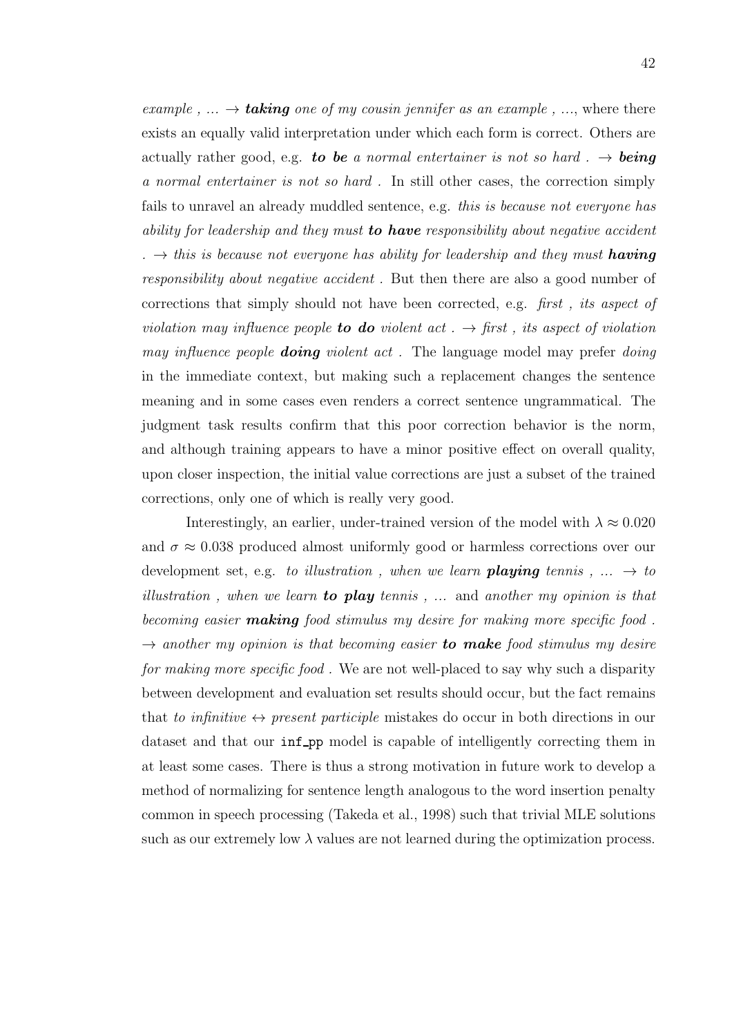*example , ...* → ***taking*** *one of my cousin jennifer as an example , ...*, where there exists an equally valid interpretation under which each form is correct. Others are actually rather good, e.g. ***to be*** *a normal entertainer is not so hard .* → ***being*** *a normal entertainer is not so hard .* In still other cases, the correction simply fails to unravel an already muddled sentence, e.g. *this is because not everyone has ability for leadership and they must* ***to have*** *responsibility about negative accident .* → *this is because not everyone has ability for leadership and they must* ***having*** *responsibility about negative accident .* But then there are also a good number of corrections that simply should not have been corrected, e.g. *first , its aspect of violation may influence people* ***to do*** *violent act .* → *first , its aspect of violation may influence people* ***doing*** *violent act .* The language model may prefer *doing* in the immediate context, but making such a replacement changes the sentence meaning and in some cases even renders a correct sentence ungrammatical. The judgment task results confirm that this poor correction behavior is the norm, and although training appears to have a minor positive effect on overall quality, upon closer inspection, the initial value corrections are just a subset of the trained corrections, only one of which is really very good.

Interestingly, an earlier, under-trained version of the model with $\lambda \approx 0.020$ and $\sigma \approx 0.038$ produced almost uniformly good or harmless corrections over our development set, e.g. *to illustration , when we learn* ***playing*** *tennis , ...* → *to illustration , when we learn* ***to play*** *tennis , ...* and *another my opinion is that becoming easier* ***making*** *food stimulus my desire for making more specific food .* → *another my opinion is that becoming easier* ***to make*** *food stimulus my desire for making more specific food .* We are not well-placed to say why such a disparity between development and evaluation set results should occur, but the fact remains that *to infinitive* ↔ *present participle* mistakes do occur in both directions in our dataset and that our `inf_pp` model is capable of intelligently correcting them in at least some cases. There is thus a strong motivation in future work to develop a method of normalizing for sentence length analogous to the word insertion penalty common in speech processing (Takeda et al., 1998) such that trivial MLE solutions such as our extremely low $\lambda$ values are not learned during the optimization process.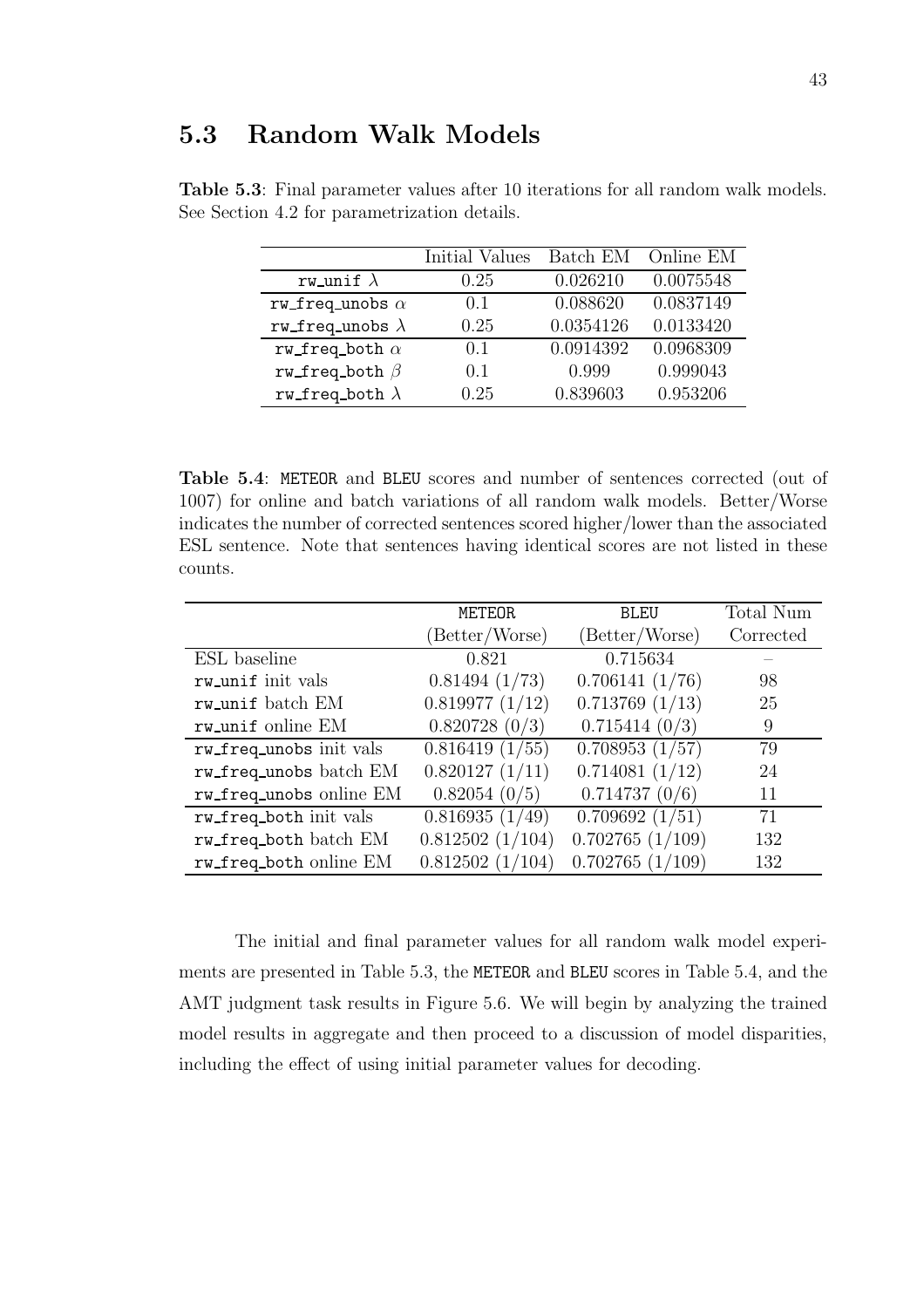## 5.3 Random Walk Models

**Table 5.3**: Final parameter values after 10 iterations for all random walk models. See Section 4.2 for parametrization details.

| | Initial Values | Batch EM | Online EM |
|---|---|---|---|
| rw_unif $\lambda$ | 0.25 | 0.026210 | 0.0075548 |
| rw_freq_unobs $\alpha$ | 0.1 | 0.088620 | 0.0837149 |
| rw_freq_unobs $\lambda$ | 0.25 | 0.0354126 | 0.0133420 |
| rw_freq_both $\alpha$ | 0.1 | 0.0914392 | 0.0968309 |
| rw_freq_both $\beta$ | 0.1 | 0.999 | 0.999043 |
| rw_freq_both $\lambda$ | 0.25 | 0.839603 | 0.953206 |

**Table 5.4**: METEOR and BLEU scores and number of sentences corrected (out of 1007) for online and batch variations of all random walk models. Better/Worse indicates the number of corrected sentences scored higher/lower than the associated ESL sentence. Note that sentences having identical scores are not listed in these counts.

| | METEOR (Better/Worse) | BLEU (Better/Worse) | Total Num Corrected |
|---|---|---|---|
| ESL baseline | 0.821 | 0.715634 | – |
| rw_unif init vals | 0.81494 (1/73) | 0.706141 (1/76) | 98 |
| rw_unif batch EM | 0.819977 (1/12) | 0.713769 (1/13) | 25 |
| rw_unif online EM | 0.820728 (0/3) | 0.715414 (0/3) | 9 |
| rw_freq_unobs init vals | 0.816419 (1/55) | 0.708953 (1/57) | 79 |
| rw_freq_unobs batch EM | 0.820127 (1/11) | 0.714081 (1/12) | 24 |
| rw_freq_unobs online EM | 0.82054 (0/5) | 0.714737 (0/6) | 11 |
| rw_freq_both init vals | 0.816935 (1/49) | 0.709692 (1/51) | 71 |
| rw_freq_both batch EM | 0.812502 (1/104) | 0.702765 (1/109) | 132 |
| rw_freq_both online EM | 0.812502 (1/104) | 0.702765 (1/109) | 132 |

The initial and final parameter values for all random walk model experiments are presented in Table 5.3, the METEOR and BLEU scores in Table 5.4, and the AMT judgment task results in Figure 5.6. We will begin by analyzing the trained model results in aggregate and then proceed to a discussion of model disparities, including the effect of using initial parameter values for decoding.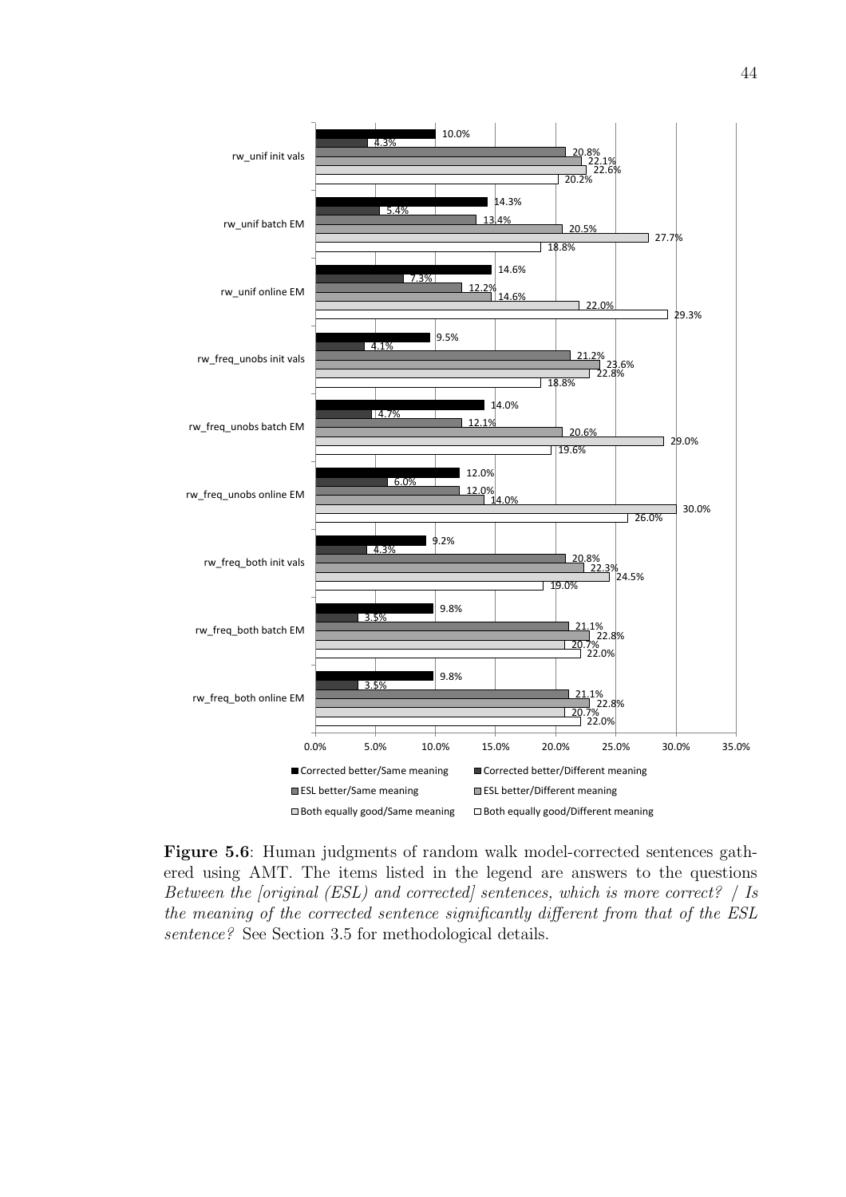Figure 5.6: Human judgments of random walk model-corrected sentences gathered using AMT. The items listed in the legend are answers to the questions *Between the [original (ESL) and corrected] sentences, which is more correct? / Is the meaning of the corrected sentence significantly different from that of the ESL sentence?* See Section 3.5 for methodological details.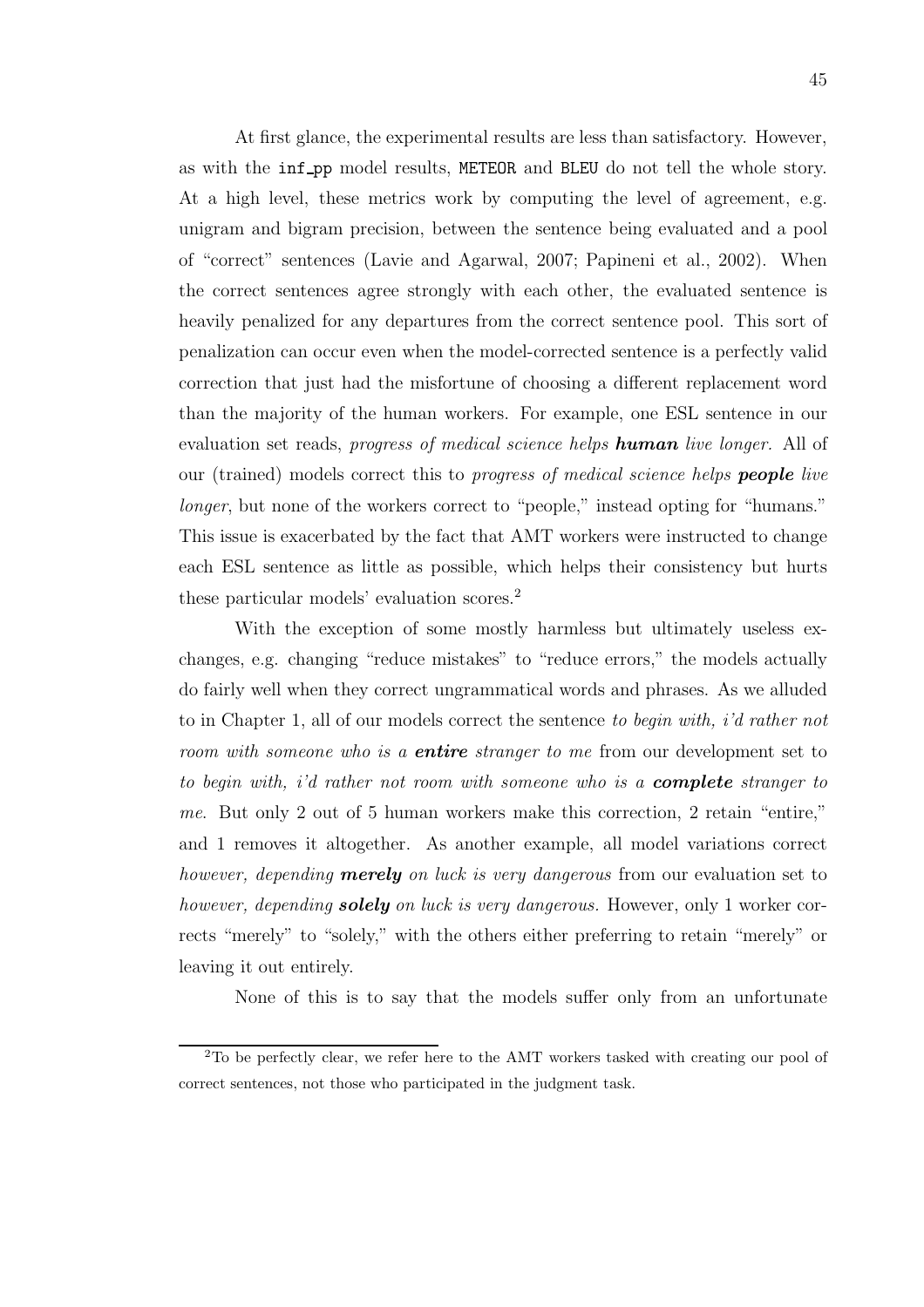At first glance, the experimental results are less than satisfactory. However, as with the `inf_pp` model results, `METEOR` and `BLEU` do not tell the whole story. At a high level, these metrics work by computing the level of agreement, e.g. unigram and bigram precision, between the sentence being evaluated and a pool of "correct" sentences (Lavie and Agarwal, 2007; Papineni et al., 2002). When the correct sentences agree strongly with each other, the evaluated sentence is heavily penalized for any departures from the correct sentence pool. This sort of penalization can occur even when the model-corrected sentence is a perfectly valid correction that just had the misfortune of choosing a different replacement word than the majority of the human workers. For example, one ESL sentence in our evaluation set reads, *progress of medical science helps* ***human*** *live longer.* All of our (trained) models correct this to *progress of medical science helps* ***people*** *live longer*, but none of the workers correct to "people," instead opting for "humans." This issue is exacerbated by the fact that AMT workers were instructed to change each ESL sentence as little as possible, which helps their consistency but hurts these particular models' evaluation scores.[2]

With the exception of some mostly harmless but ultimately useless exchanges, e.g. changing "reduce mistakes" to "reduce errors," the models actually do fairly well when they correct ungrammatical words and phrases. As we alluded to in Chapter 1, all of our models correct the sentence *to begin with, i'd rather not room with someone who is a* ***entire*** *stranger to me* from our development set to *to begin with, i'd rather not room with someone who is a* ***complete*** *stranger to me.* But only 2 out of 5 human workers make this correction, 2 retain "entire," and 1 removes it altogether. As another example, all model variations correct *however, depending* ***merely*** *on luck is very dangerous* from our evaluation set to *however, depending* ***solely*** *on luck is very dangerous.* However, only 1 worker corrects "merely" to "solely," with the others either preferring to retain "merely" or leaving it out entirely.

None of this is to say that the models suffer only from an unfortunate

[2]To be perfectly clear, we refer here to the AMT workers tasked with creating our pool of correct sentences, not those who participated in the judgment task.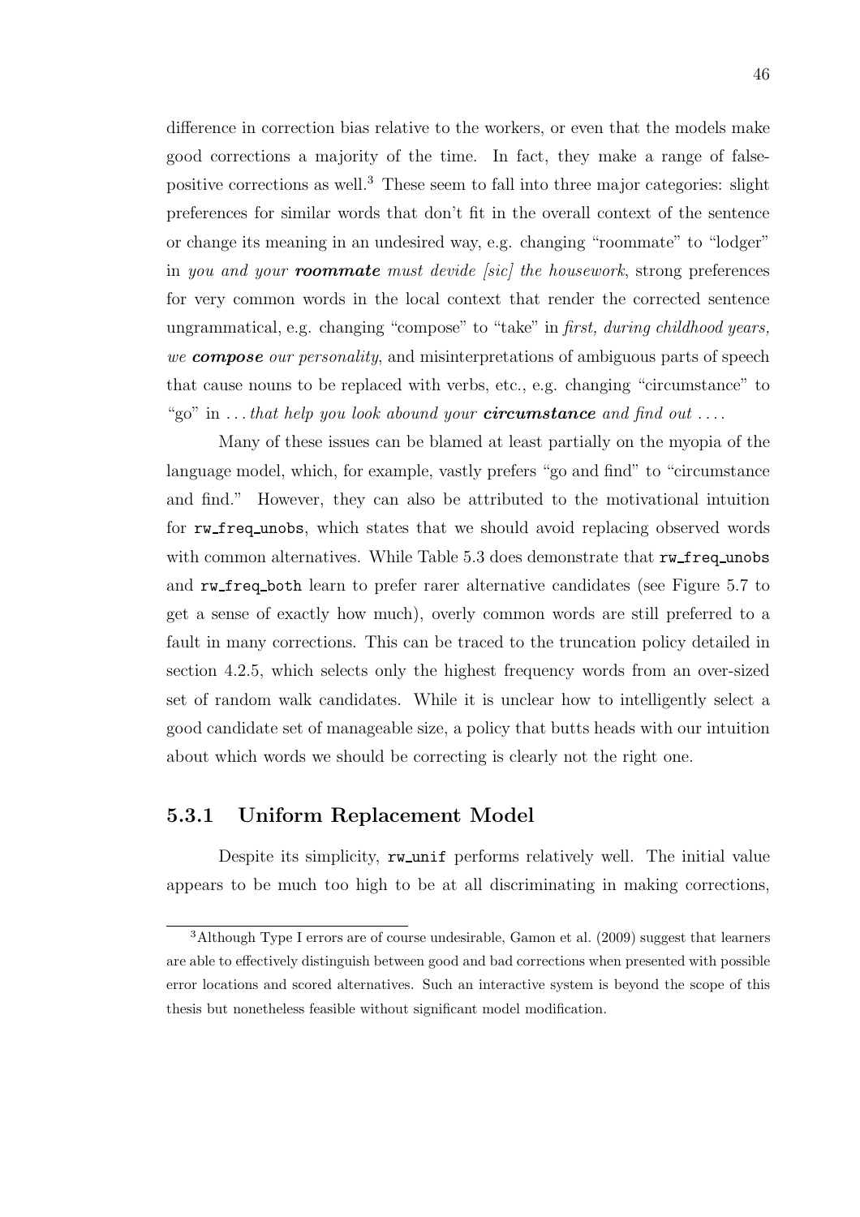difference in correction bias relative to the workers, or even that the models make good corrections a majority of the time. In fact, they make a range of false-positive corrections as well.[3] These seem to fall into three major categories: slight preferences for similar words that don't fit in the overall context of the sentence or change its meaning in an undesired way, e.g. changing "roommate" to "lodger" in *you and your **roommate** must devide [sic] the housework*, strong preferences for very common words in the local context that render the corrected sentence ungrammatical, e.g. changing "compose" to "take" in *first, during childhood years, we **compose** our personality*, and misinterpretations of ambiguous parts of speech that cause nouns to be replaced with verbs, etc., e.g. changing "circumstance" to "go" in *...that help you look abound your **circumstance** and find out ...*.

Many of these issues can be blamed at least partially on the myopia of the language model, which, for example, vastly prefers "go and find" to "circumstance and find." However, they can also be attributed to the motivational intuition for `rw_freq_unobs`, which states that we should avoid replacing observed words with common alternatives. While Table 5.3 does demonstrate that `rw_freq_unobs` and `rw_freq_both` learn to prefer rarer alternative candidates (see Figure 5.7 to get a sense of exactly how much), overly common words are still preferred to a fault in many corrections. This can be traced to the truncation policy detailed in section 4.2.5, which selects only the highest frequency words from an over-sized set of random walk candidates. While it is unclear how to intelligently select a good candidate set of manageable size, a policy that butts heads with our intuition about which words we should be correcting is clearly not the right one.

### 5.3.1 Uniform Replacement Model

Despite its simplicity, `rw_unif` performs relatively well. The initial value appears to be much too high to be at all discriminating in making corrections,

[3] Although Type I errors are of course undesirable, Gamon et al. (2009) suggest that learners are able to effectively distinguish between good and bad corrections when presented with possible error locations and scored alternatives. Such an interactive system is beyond the scope of this thesis but nonetheless feasible without significant model modification.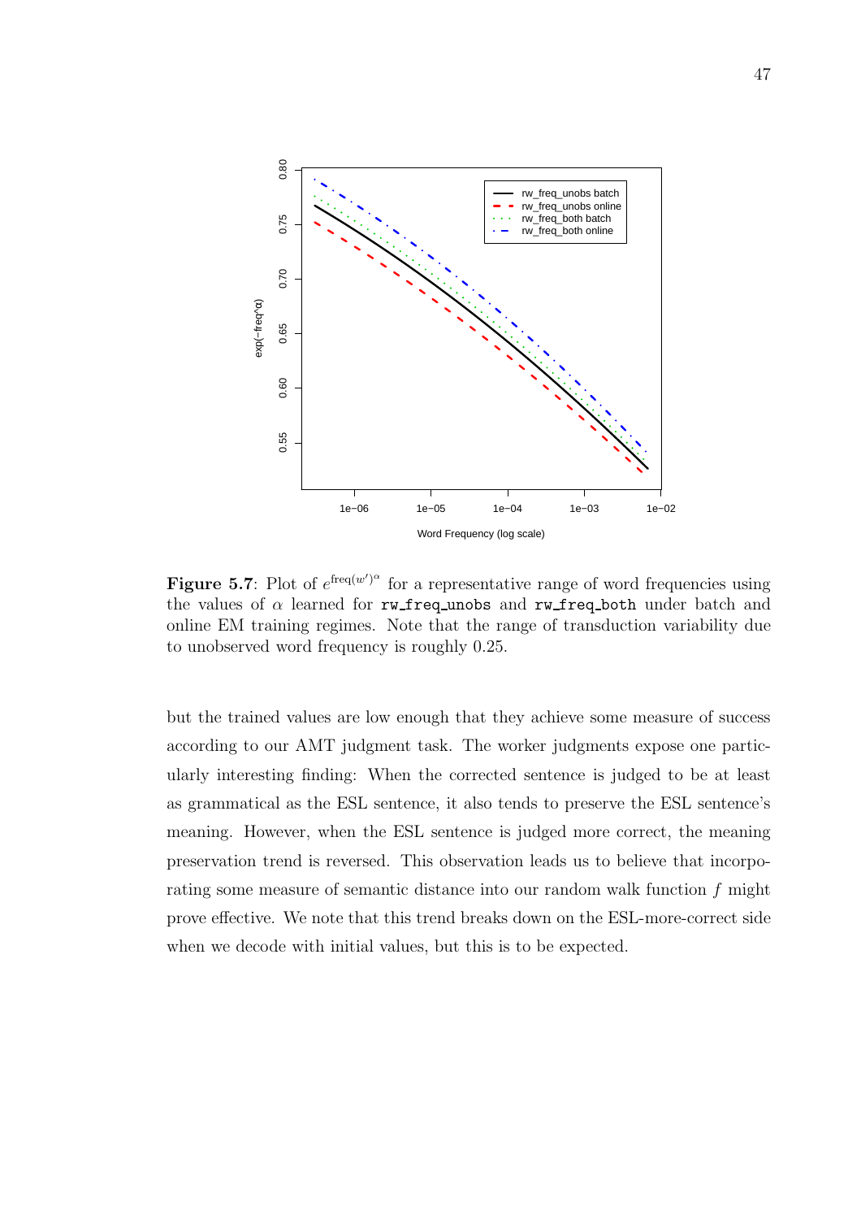**Figure 5.7**: Plot of $e^{\text{freq}(w')^{\alpha}}$ for a representative range of word frequencies using the values of $\alpha$ learned for `rw_freq_unobs` and `rw_freq_both` under batch and online EM training regimes. Note that the range of transduction variability due to unobserved word frequency is roughly 0.25.

but the trained values are low enough that they achieve some measure of success according to our AMT judgment task. The worker judgments expose one particularly interesting finding: When the corrected sentence is judged to be at least as grammatical as the ESL sentence, it also tends to preserve the ESL sentence's meaning. However, when the ESL sentence is judged more correct, the meaning preservation trend is reversed. This observation leads us to believe that incorporating some measure of semantic distance into our random walk function $f$ might prove effective. We note that this trend breaks down on the ESL-more-correct side when we decode with initial values, but this is to be expected.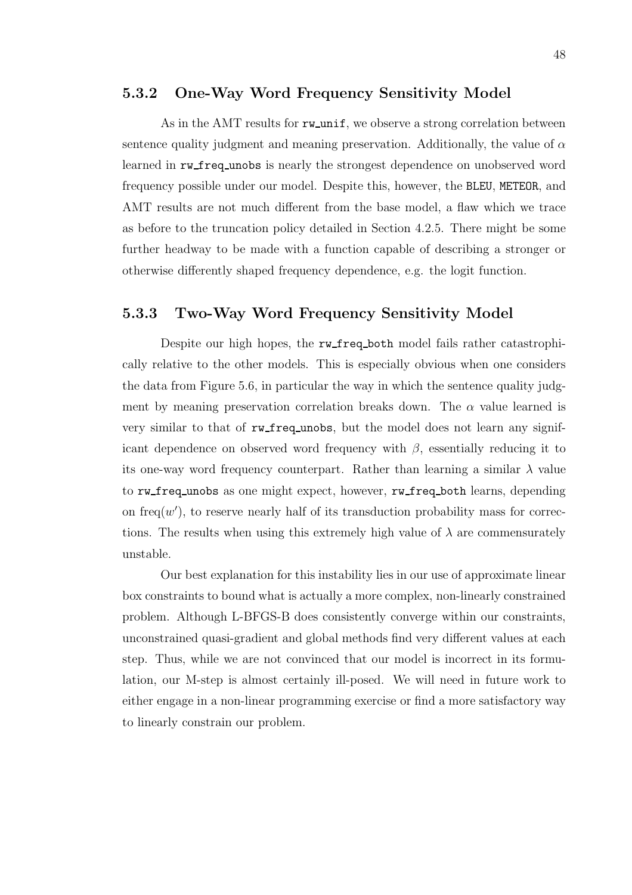### 5.3.2 One-Way Word Frequency Sensitivity Model

As in the AMT results for `rw_unif`, we observe a strong correlation between sentence quality judgment and meaning preservation. Additionally, the value of $\alpha$ learned in `rw_freq_unobs` is nearly the strongest dependence on unobserved word frequency possible under our model. Despite this, however, the `BLEU`, `METEOR`, and AMT results are not much different from the base model, a flaw which we trace as before to the truncation policy detailed in Section 4.2.5. There might be some further headway to be made with a function capable of describing a stronger or otherwise differently shaped frequency dependence, e.g. the logit function.

### 5.3.3 Two-Way Word Frequency Sensitivity Model

Despite our high hopes, the `rw_freq_both` model fails rather catastrophically relative to the other models. This is especially obvious when one considers the data from Figure 5.6, in particular the way in which the sentence quality judgment by meaning preservation correlation breaks down. The $\alpha$ value learned is very similar to that of `rw_freq_unobs`, but the model does not learn any significant dependence on observed word frequency with $\beta$, essentially reducing it to its one-way word frequency counterpart. Rather than learning a similar $\lambda$ value to `rw_freq_unobs` as one might expect, however, `rw_freq_both` learns, depending on $\text{freq}(w')$, to reserve nearly half of its transduction probability mass for corrections. The results when using this extremely high value of $\lambda$ are commensurately unstable.

Our best explanation for this instability lies in our use of approximate linear box constraints to bound what is actually a more complex, non-linearly constrained problem. Although L-BFGS-B does consistently converge within our constraints, unconstrained quasi-gradient and global methods find very different values at each step. Thus, while we are not convinced that our model is incorrect in its formulation, our M-step is almost certainly ill-posed. We will need in future work to either engage in a non-linear programming exercise or find a more satisfactory way to linearly constrain our problem.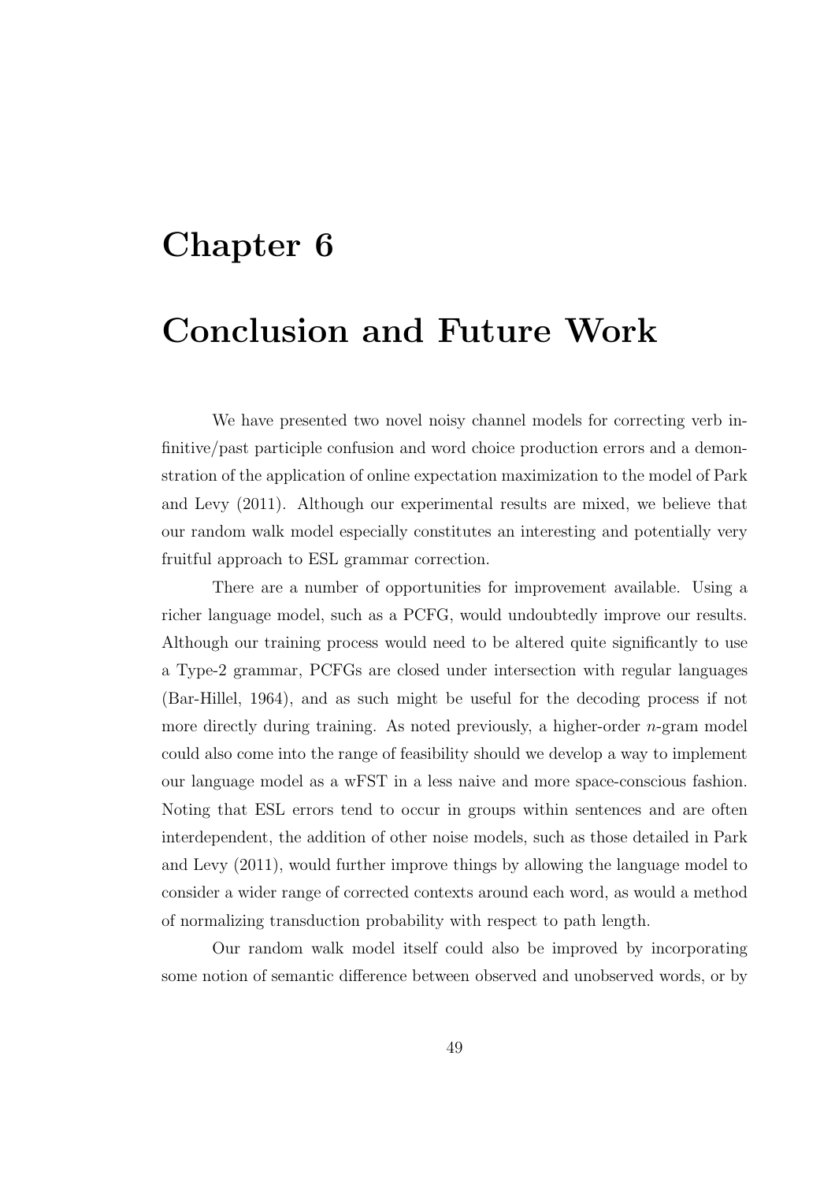# Chapter 6

# Conclusion and Future Work

We have presented two novel noisy channel models for correcting verb infinitive/past participle confusion and word choice production errors and a demonstration of the application of online expectation maximization to the model of Park and Levy (2011). Although our experimental results are mixed, we believe that our random walk model especially constitutes an interesting and potentially very fruitful approach to ESL grammar correction.

There are a number of opportunities for improvement available. Using a richer language model, such as a PCFG, would undoubtedly improve our results. Although our training process would need to be altered quite significantly to use a Type-2 grammar, PCFGs are closed under intersection with regular languages (Bar-Hillel, 1964), and as such might be useful for the decoding process if not more directly during training. As noted previously, a higher-order $n$-gram model could also come into the range of feasibility should we develop a way to implement our language model as a wFST in a less naive and more space-conscious fashion. Noting that ESL errors tend to occur in groups within sentences and are often interdependent, the addition of other noise models, such as those detailed in Park and Levy (2011), would further improve things by allowing the language model to consider a wider range of corrected contexts around each word, as would a method of normalizing transduction probability with respect to path length.

Our random walk model itself could also be improved by incorporating some notion of semantic difference between observed and unobserved words, or by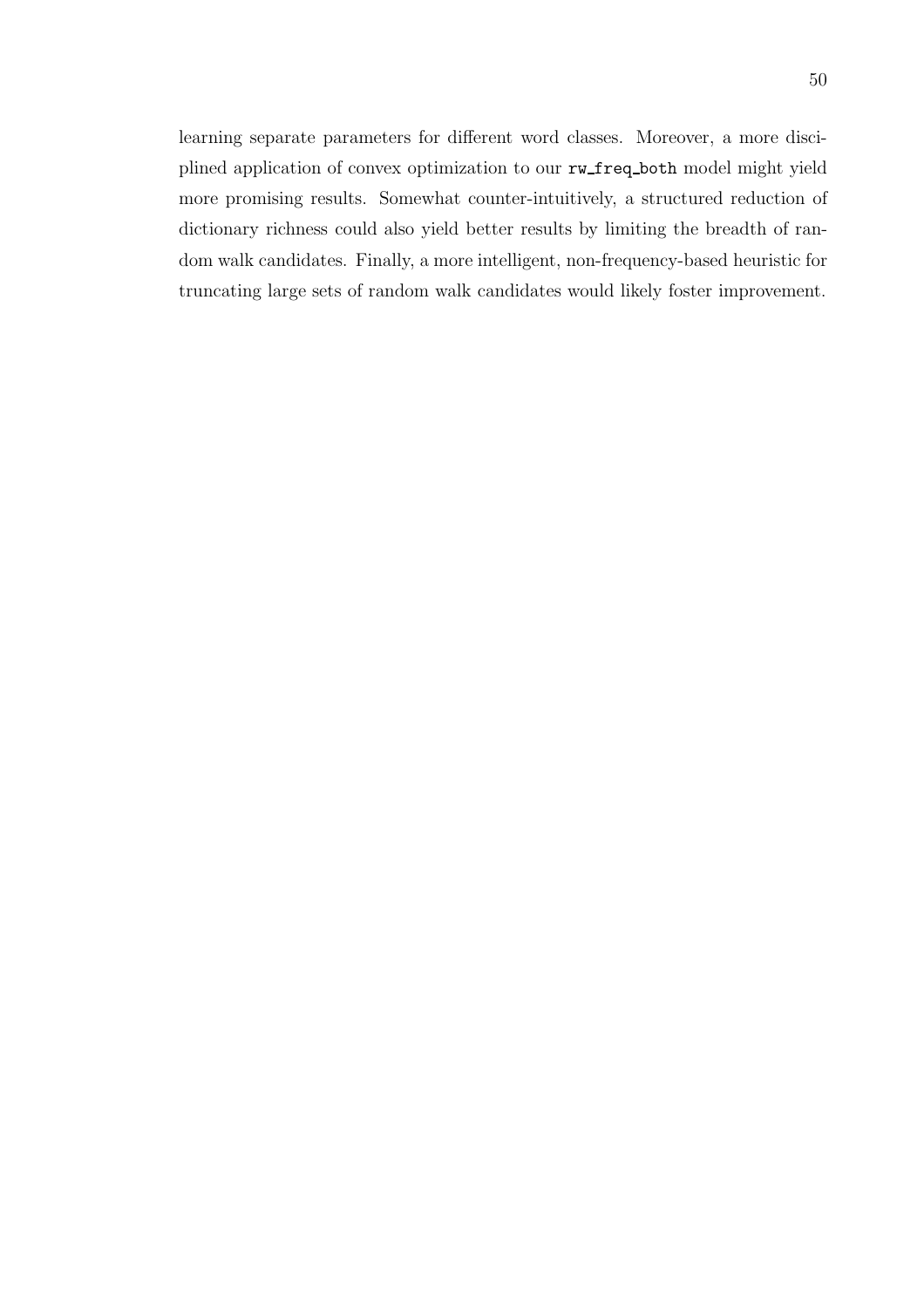learning separate parameters for different word classes. Moreover, a more disciplined application of convex optimization to our `rw_freq_both` model might yield more promising results. Somewhat counter-intuitively, a structured reduction of dictionary richness could also yield better results by limiting the breadth of random walk candidates. Finally, a more intelligent, non-frequency-based heuristic for truncating large sets of random walk candidates would likely foster improvement.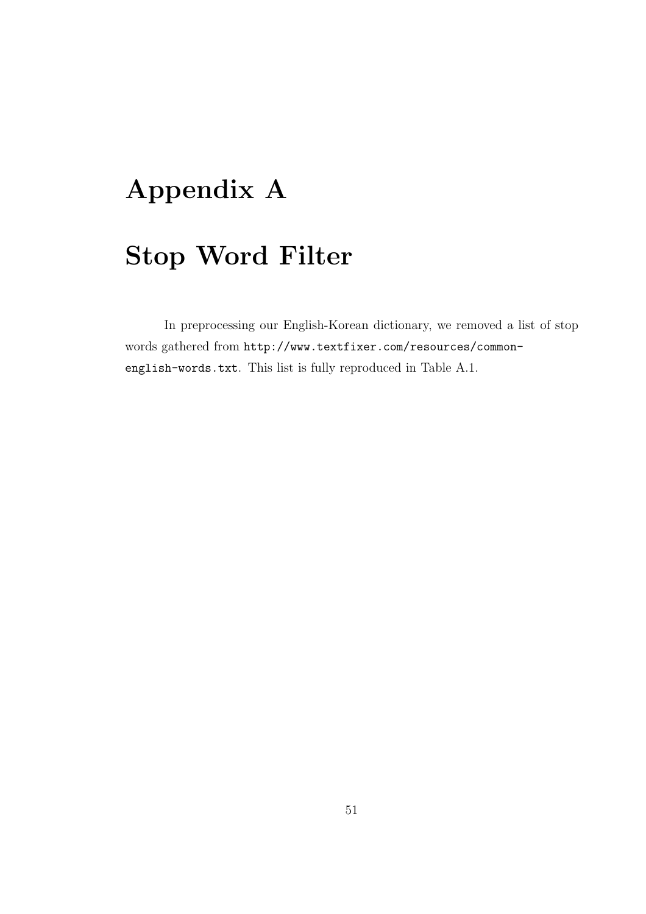# Appendix A

# Stop Word Filter

In preprocessing our English-Korean dictionary, we removed a list of stop words gathered from `http://www.textfixer.com/resources/common-english-words.txt`. This list is fully reproduced in Table A.1.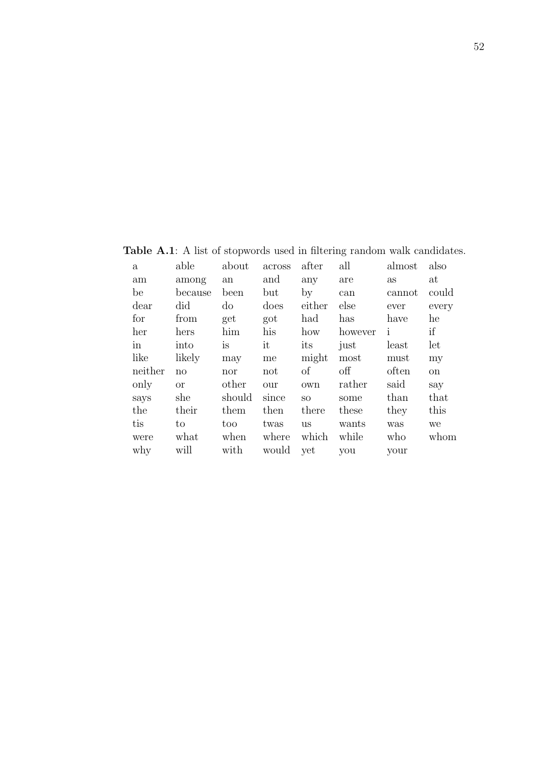**Table A.1**: A list of stopwords used in filtering random walk candidates.

| | | | | | | | |
|---|---|---|---|---|---|---|---|
| a | able | about | across | after | all | almost | also |
| am | among | an | and | any | are | as | at |
| be | because | been | but | by | can | cannot | could |
| dear | did | do | does | either | else | ever | every |
| for | from | get | got | had | has | have | he |
| her | hers | him | his | how | however | i | if |
| in | into | is | it | its | just | least | let |
| like | likely | may | me | might | most | must | my |
| neither | no | nor | not | of | off | often | on |
| only | or | other | our | own | rather | said | say |
| says | she | should | since | so | some | than | that |
| the | their | them | then | there | these | they | this |
| tis | to | too | twas | us | wants | was | we |
| were | what | when | where | which | while | who | whom |
| why | will | with | would | yet | you | your | |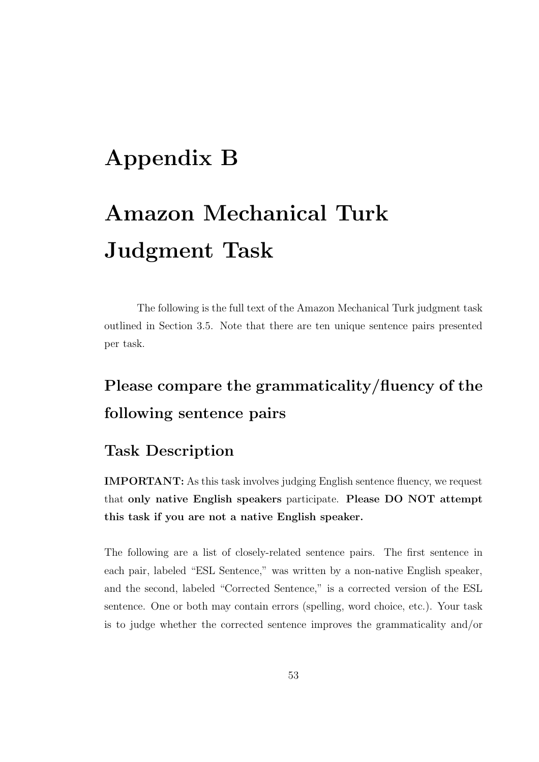# Appendix B

# Amazon Mechanical Turk Judgment Task

The following is the full text of the Amazon Mechanical Turk judgment task outlined in Section 3.5. Note that there are ten unique sentence pairs presented per task.

## Please compare the grammaticality/fluency of the following sentence pairs

### Task Description

**IMPORTANT:** As this task involves judging English sentence fluency, we request that **only native English speakers** participate. **Please DO NOT attempt this task if you are not a native English speaker.**

The following are a list of closely-related sentence pairs. The first sentence in each pair, labeled "ESL Sentence," was written by a non-native English speaker, and the second, labeled "Corrected Sentence," is a corrected version of the ESL sentence. One or both may contain errors (spelling, word choice, etc.). Your task is to judge whether the corrected sentence improves the grammaticality and/or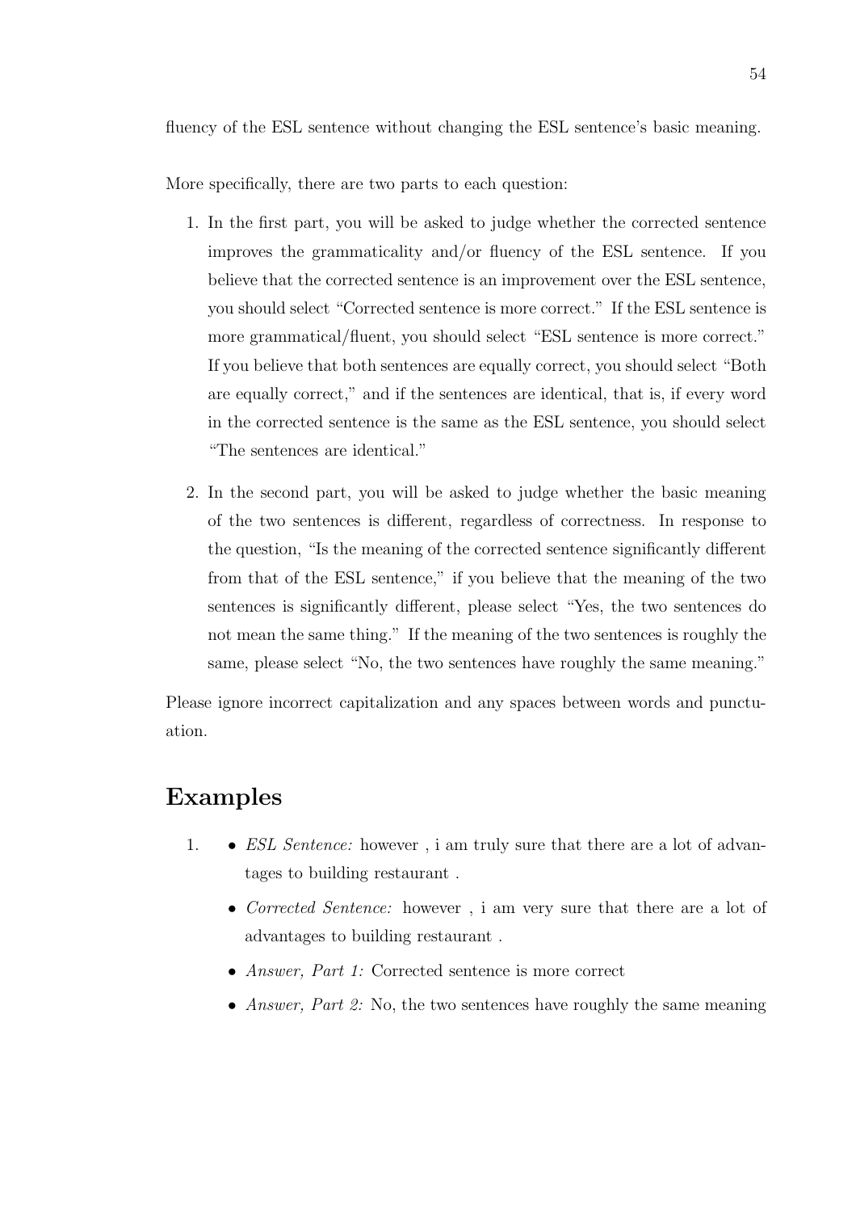fluency of the ESL sentence without changing the ESL sentence's basic meaning.

More specifically, there are two parts to each question:

1. In the first part, you will be asked to judge whether the corrected sentence improves the grammaticality and/or fluency of the ESL sentence. If you believe that the corrected sentence is an improvement over the ESL sentence, you should select "Corrected sentence is more correct." If the ESL sentence is more grammatical/fluent, you should select "ESL sentence is more correct." If you believe that both sentences are equally correct, you should select "Both are equally correct," and if the sentences are identical, that is, if every word in the corrected sentence is the same as the ESL sentence, you should select "The sentences are identical."

2. In the second part, you will be asked to judge whether the basic meaning of the two sentences is different, regardless of correctness. In response to the question, "Is the meaning of the corrected sentence significantly different from that of the ESL sentence," if you believe that the meaning of the two sentences is significantly different, please select "Yes, the two sentences do not mean the same thing." If the meaning of the two sentences is roughly the same, please select "No, the two sentences have roughly the same meaning."

Please ignore incorrect capitalization and any spaces between words and punctuation.

## Examples

1. 
   - *ESL Sentence:* however , i am truly sure that there are a lot of advantages to building restaurant .
   - *Corrected Sentence:* however , i am very sure that there are a lot of advantages to building restaurant .
   - *Answer, Part 1:* Corrected sentence is more correct
   - *Answer, Part 2:* No, the two sentences have roughly the same meaning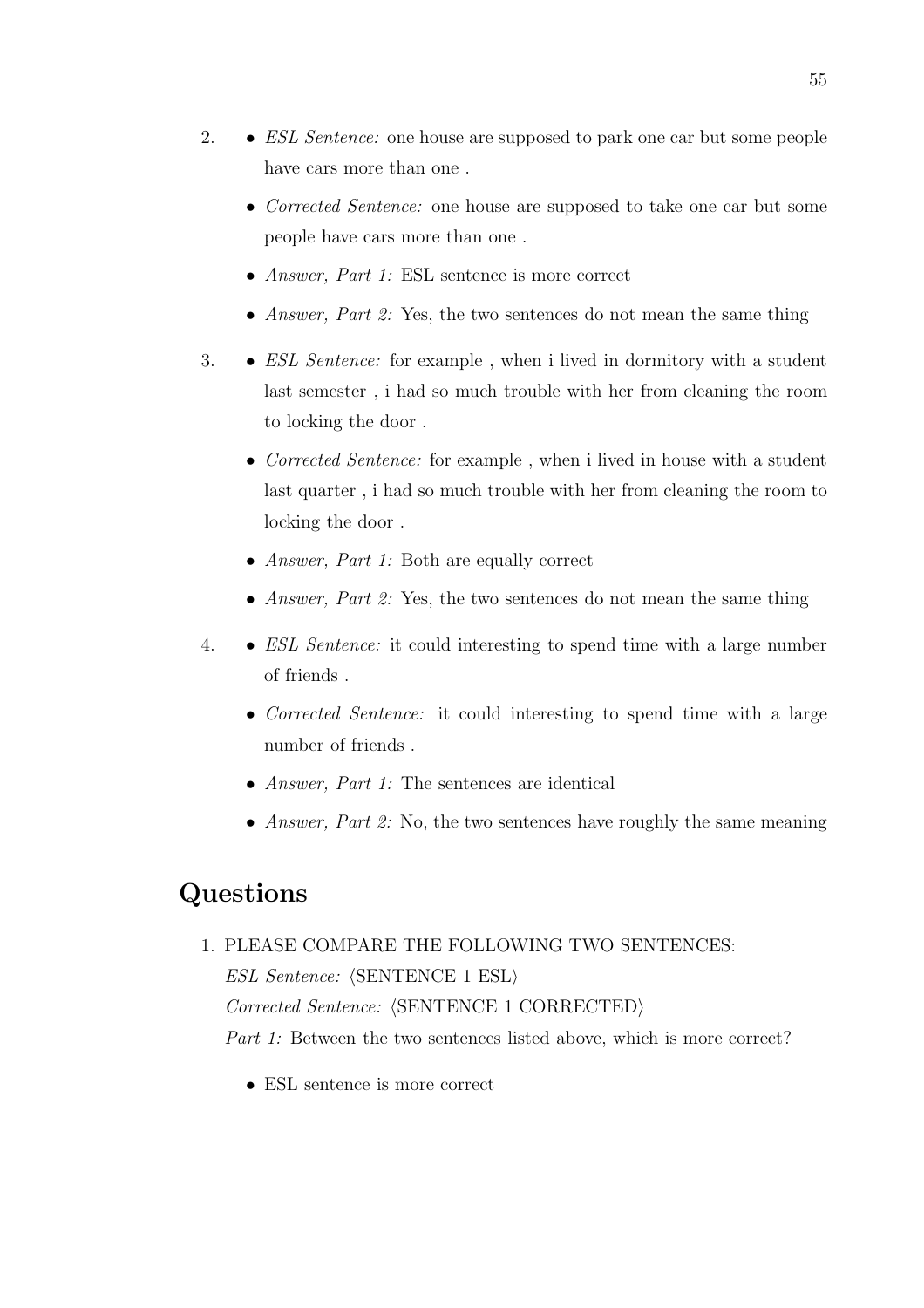2. - *ESL Sentence:* one house are supposed to park one car but some people have cars more than one .
   - *Corrected Sentence:* one house are supposed to take one car but some people have cars more than one .
   - *Answer, Part 1:* ESL sentence is more correct
   - *Answer, Part 2:* Yes, the two sentences do not mean the same thing

3. - *ESL Sentence:* for example , when i lived in dormitory with a student last semester , i had so much trouble with her from cleaning the room to locking the door .
   - *Corrected Sentence:* for example , when i lived in house with a student last quarter , i had so much trouble with her from cleaning the room to locking the door .
   - *Answer, Part 1:* Both are equally correct
   - *Answer, Part 2:* Yes, the two sentences do not mean the same thing

4. - *ESL Sentence:* it could interesting to spend time with a large number of friends .
   - *Corrected Sentence:* it could interesting to spend time with a large number of friends .
   - *Answer, Part 1:* The sentences are identical
   - *Answer, Part 2:* No, the two sentences have roughly the same meaning

## Questions

1. PLEASE COMPARE THE FOLLOWING TWO SENTENCES:
   *ESL Sentence:* ⟨SENTENCE 1 ESL⟩
   *Corrected Sentence:* ⟨SENTENCE 1 CORRECTED⟩
   *Part 1:* Between the two sentences listed above, which is more correct?
   - ESL sentence is more correct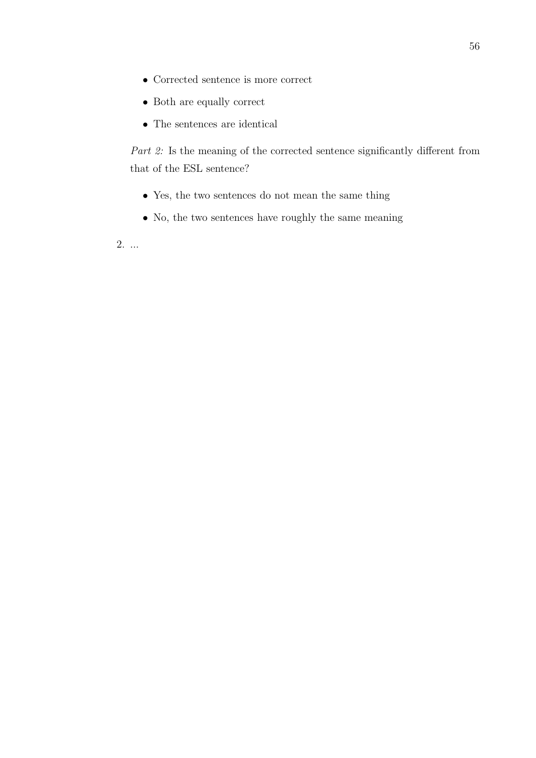- Corrected sentence is more correct
- Both are equally correct
- The sentences are identical

*Part 2:* Is the meaning of the corrected sentence significantly different from that of the ESL sentence?

- Yes, the two sentences do not mean the same thing
- No, the two sentences have roughly the same meaning

2. ...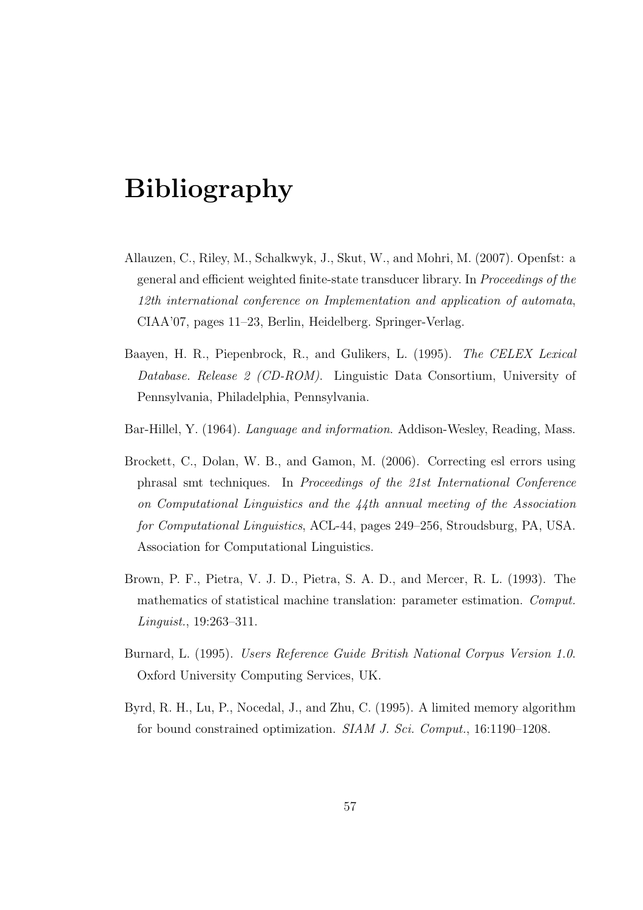# Bibliography

Allauzen, C., Riley, M., Schalkwyk, J., Skut, W., and Mohri, M. (2007). Openfst: a general and efficient weighted finite-state transducer library. In *Proceedings of the 12th international conference on Implementation and application of automata*, CIAA'07, pages 11–23, Berlin, Heidelberg. Springer-Verlag.

Baayen, H. R., Piepenbrock, R., and Gulikers, L. (1995). *The CELEX Lexical Database. Release 2 (CD-ROM).* Linguistic Data Consortium, University of Pennsylvania, Philadelphia, Pennsylvania.

Bar-Hillel, Y. (1964). *Language and information.* Addison-Wesley, Reading, Mass.

Brockett, C., Dolan, W. B., and Gamon, M. (2006). Correcting esl errors using phrasal smt techniques. In *Proceedings of the 21st International Conference on Computational Linguistics and the 44th annual meeting of the Association for Computational Linguistics*, ACL-44, pages 249–256, Stroudsburg, PA, USA. Association for Computational Linguistics.

Brown, P. F., Pietra, V. J. D., Pietra, S. A. D., and Mercer, R. L. (1993). The mathematics of statistical machine translation: parameter estimation. *Comput. Linguist.*, 19:263–311.

Burnard, L. (1995). *Users Reference Guide British National Corpus Version 1.0.* Oxford University Computing Services, UK.

Byrd, R. H., Lu, P., Nocedal, J., and Zhu, C. (1995). A limited memory algorithm for bound constrained optimization. *SIAM J. Sci. Comput.*, 16:1190–1208.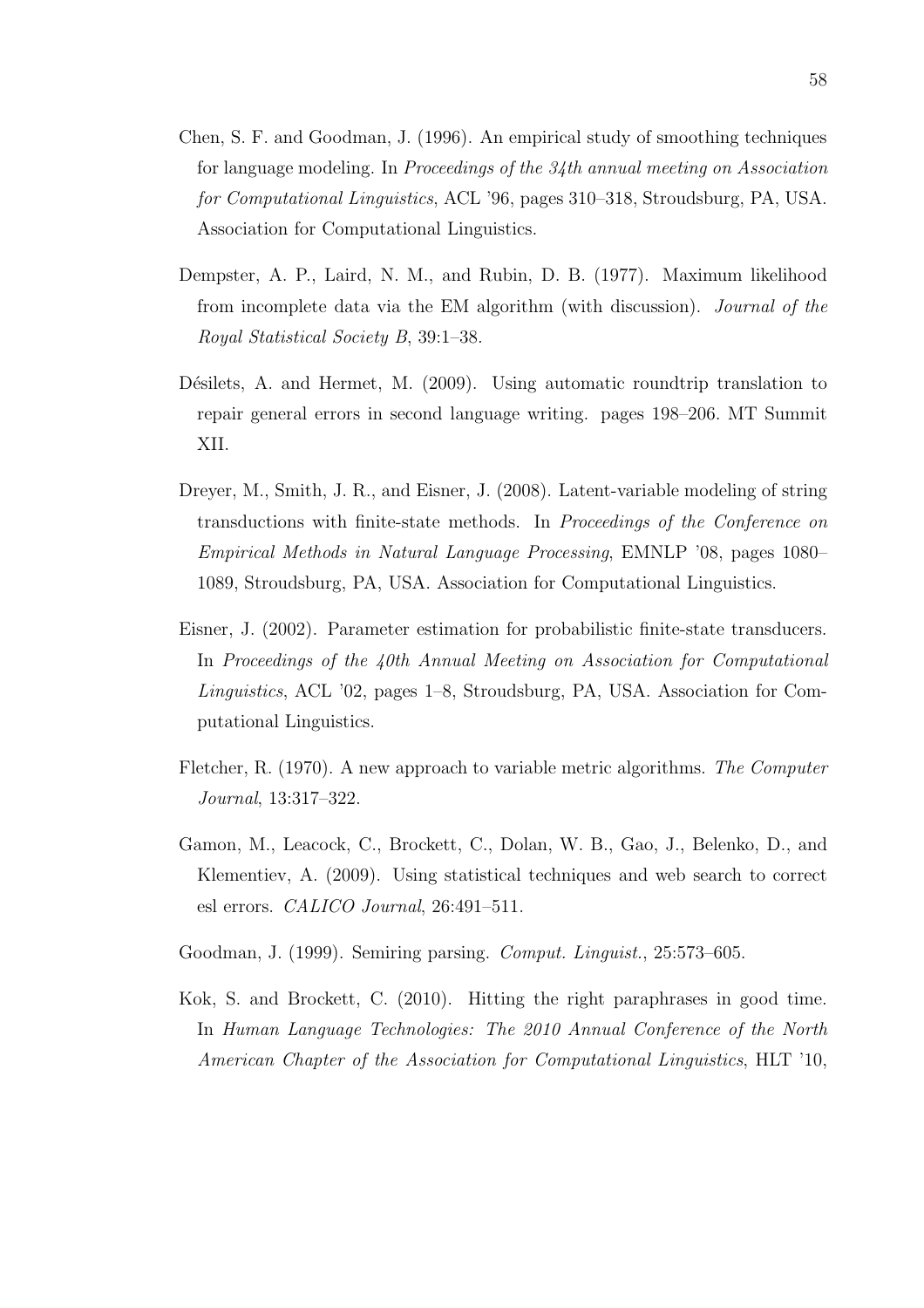Chen, S. F. and Goodman, J. (1996). An empirical study of smoothing techniques for language modeling. In *Proceedings of the 34th annual meeting on Association for Computational Linguistics*, ACL '96, pages 310–318, Stroudsburg, PA, USA. Association for Computational Linguistics.

Dempster, A. P., Laird, N. M., and Rubin, D. B. (1977). Maximum likelihood from incomplete data via the EM algorithm (with discussion). *Journal of the Royal Statistical Society B*, 39:1–38.

Désilets, A. and Hermet, M. (2009). Using automatic roundtrip translation to repair general errors in second language writing. pages 198–206. MT Summit XII.

Dreyer, M., Smith, J. R., and Eisner, J. (2008). Latent-variable modeling of string transductions with finite-state methods. In *Proceedings of the Conference on Empirical Methods in Natural Language Processing*, EMNLP '08, pages 1080–1089, Stroudsburg, PA, USA. Association for Computational Linguistics.

Eisner, J. (2002). Parameter estimation for probabilistic finite-state transducers. In *Proceedings of the 40th Annual Meeting on Association for Computational Linguistics*, ACL '02, pages 1–8, Stroudsburg, PA, USA. Association for Computational Linguistics.

Fletcher, R. (1970). A new approach to variable metric algorithms. *The Computer Journal*, 13:317–322.

Gamon, M., Leacock, C., Brockett, C., Dolan, W. B., Gao, J., Belenko, D., and Klementiev, A. (2009). Using statistical techniques and web search to correct esl errors. *CALICO Journal*, 26:491–511.

Goodman, J. (1999). Semiring parsing. *Comput. Linguist.*, 25:573–605.

Kok, S. and Brockett, C. (2010). Hitting the right paraphrases in good time. In *Human Language Technologies: The 2010 Annual Conference of the North American Chapter of the Association for Computational Linguistics*, HLT '10,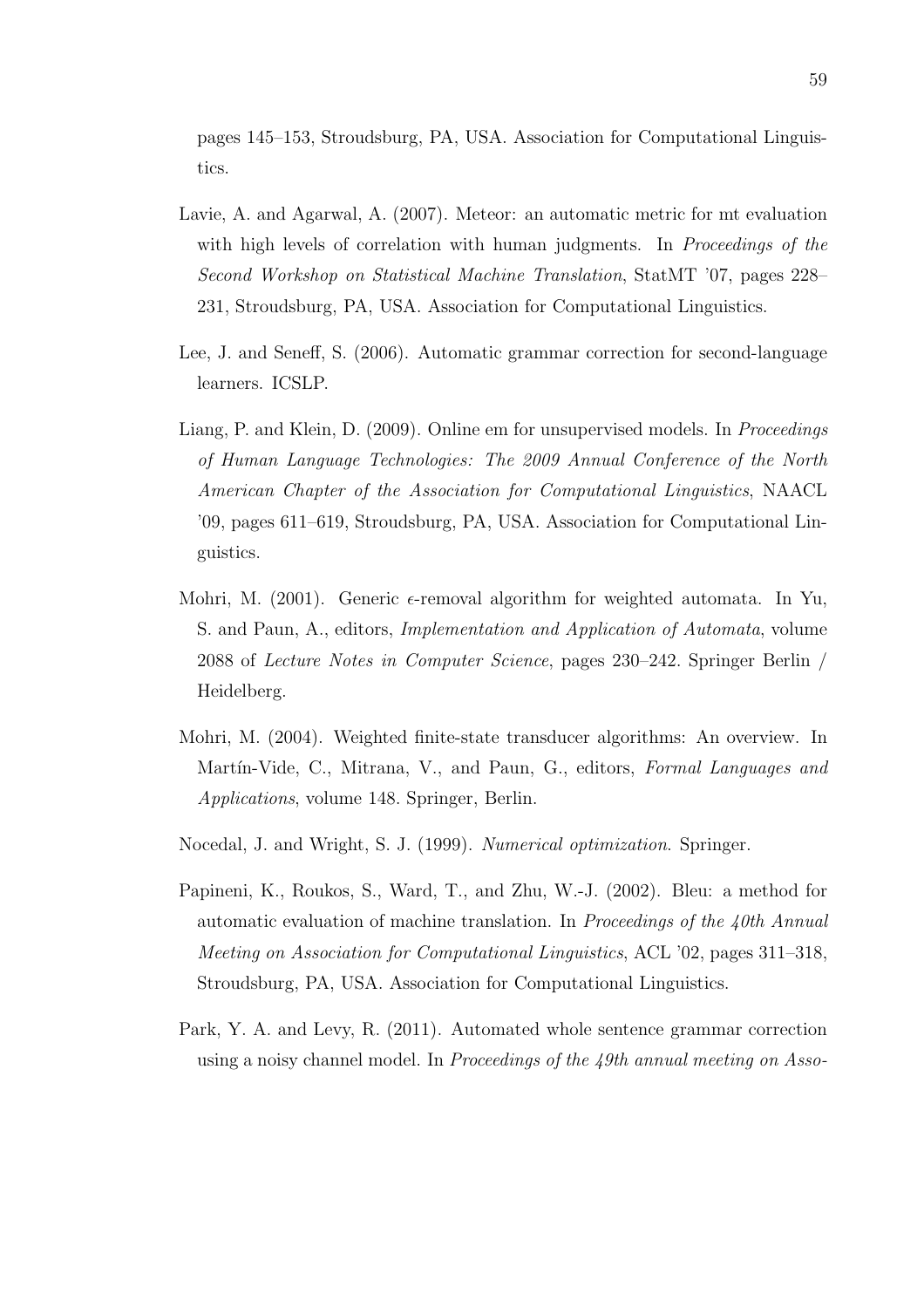pages 145–153, Stroudsburg, PA, USA. Association for Computational Linguistics.

Lavie, A. and Agarwal, A. (2007). Meteor: an automatic metric for mt evaluation with high levels of correlation with human judgments. In *Proceedings of the Second Workshop on Statistical Machine Translation*, StatMT '07, pages 228–231, Stroudsburg, PA, USA. Association for Computational Linguistics.

Lee, J. and Seneff, S. (2006). Automatic grammar correction for second-language learners. ICSLP.

Liang, P. and Klein, D. (2009). Online em for unsupervised models. In *Proceedings of Human Language Technologies: The 2009 Annual Conference of the North American Chapter of the Association for Computational Linguistics*, NAACL '09, pages 611–619, Stroudsburg, PA, USA. Association for Computational Linguistics.

Mohri, M. (2001). Generic $\epsilon$-removal algorithm for weighted automata. In Yu, S. and Paun, A., editors, *Implementation and Application of Automata*, volume 2088 of *Lecture Notes in Computer Science*, pages 230–242. Springer Berlin / Heidelberg.

Mohri, M. (2004). Weighted finite-state transducer algorithms: An overview. In Martín-Vide, C., Mitrana, V., and Paun, G., editors, *Formal Languages and Applications*, volume 148. Springer, Berlin.

Nocedal, J. and Wright, S. J. (1999). *Numerical optimization*. Springer.

Papineni, K., Roukos, S., Ward, T., and Zhu, W.-J. (2002). Bleu: a method for automatic evaluation of machine translation. In *Proceedings of the 40th Annual Meeting on Association for Computational Linguistics*, ACL '02, pages 311–318, Stroudsburg, PA, USA. Association for Computational Linguistics.

Park, Y. A. and Levy, R. (2011). Automated whole sentence grammar correction using a noisy channel model. In *Proceedings of the 49th annual meeting on Asso-*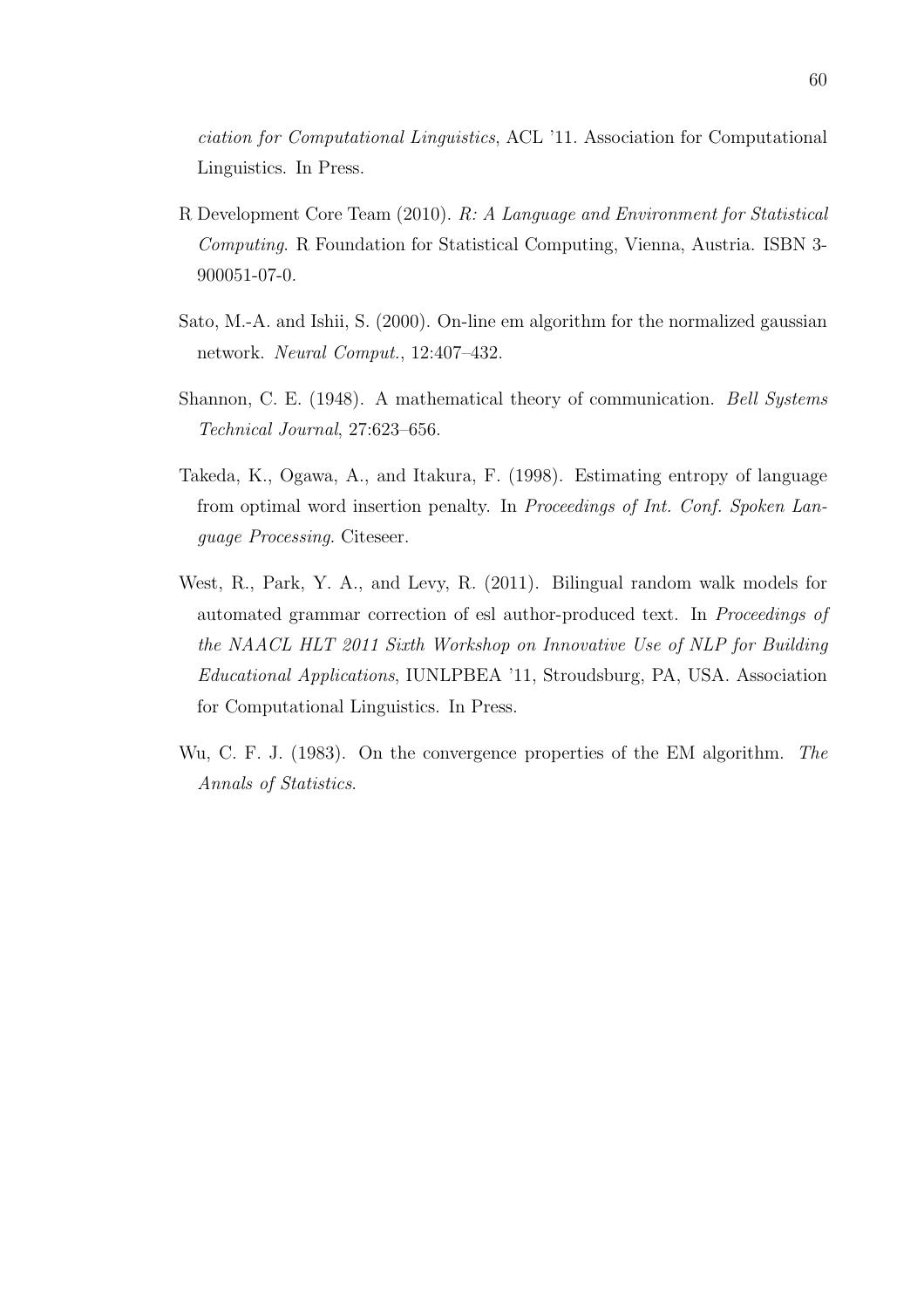*ciation for Computational Linguistics*, ACL '11. Association for Computational Linguistics. In Press.

R Development Core Team (2010). *R: A Language and Environment for Statistical Computing*. R Foundation for Statistical Computing, Vienna, Austria. ISBN 3-900051-07-0.

Sato, M.-A. and Ishii, S. (2000). On-line em algorithm for the normalized gaussian network. *Neural Comput.*, 12:407–432.

Shannon, C. E. (1948). A mathematical theory of communication. *Bell Systems Technical Journal*, 27:623–656.

Takeda, K., Ogawa, A., and Itakura, F. (1998). Estimating entropy of language from optimal word insertion penalty. In *Proceedings of Int. Conf. Spoken Language Processing*. Citeseer.

West, R., Park, Y. A., and Levy, R. (2011). Bilingual random walk models for automated grammar correction of esl author-produced text. In *Proceedings of the NAACL HLT 2011 Sixth Workshop on Innovative Use of NLP for Building Educational Applications*, IUNLPBEA '11, Stroudsburg, PA, USA. Association for Computational Linguistics. In Press.

Wu, C. F. J. (1983). On the convergence properties of the EM algorithm. *The Annals of Statistics*.